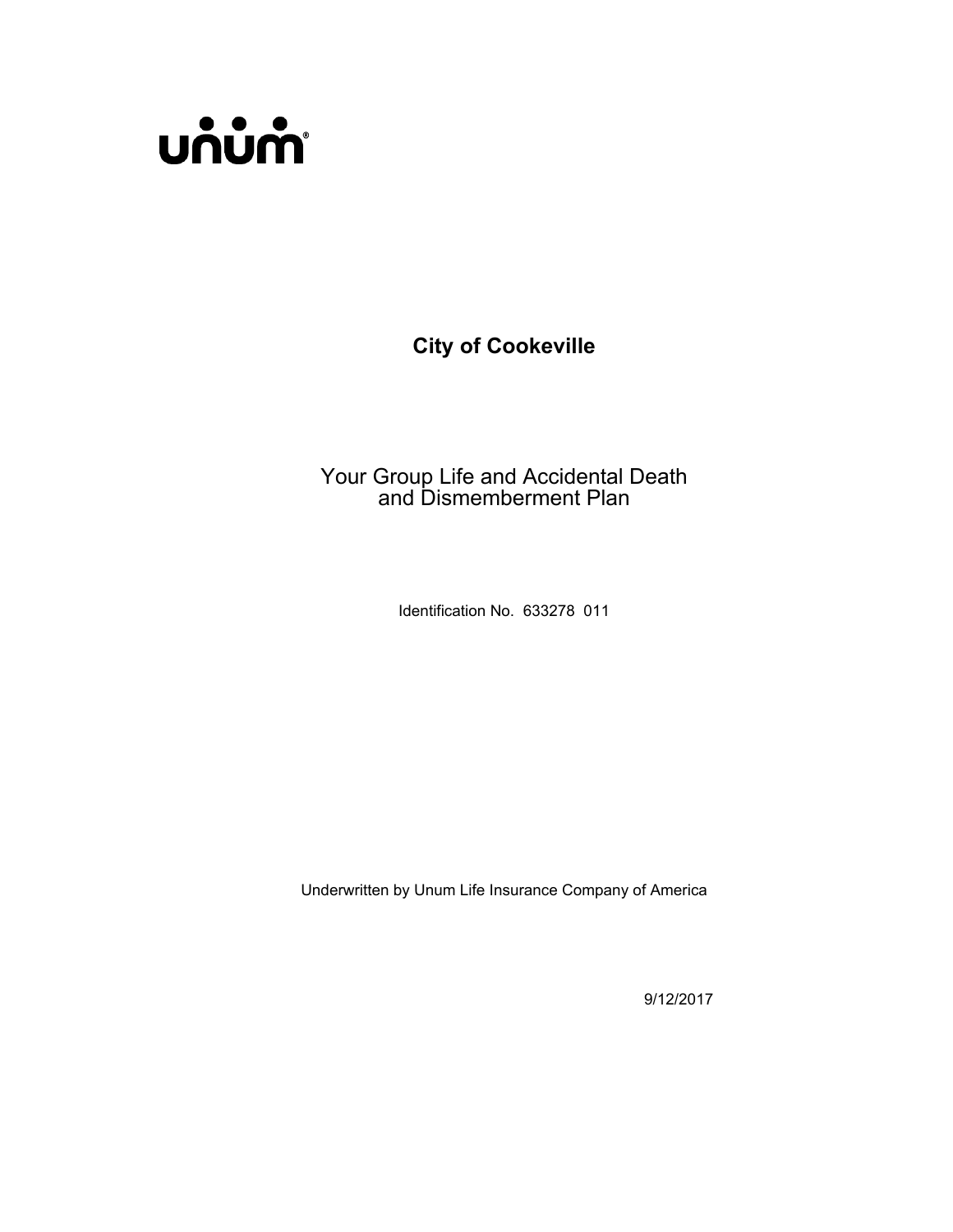unum®

# City of Cookeville

## Your Group Life and Accidental Death and Dismemberment Plan

Identification No. 633278 011

Underwritten by Unum Life Insurance Company of America

9/12/2017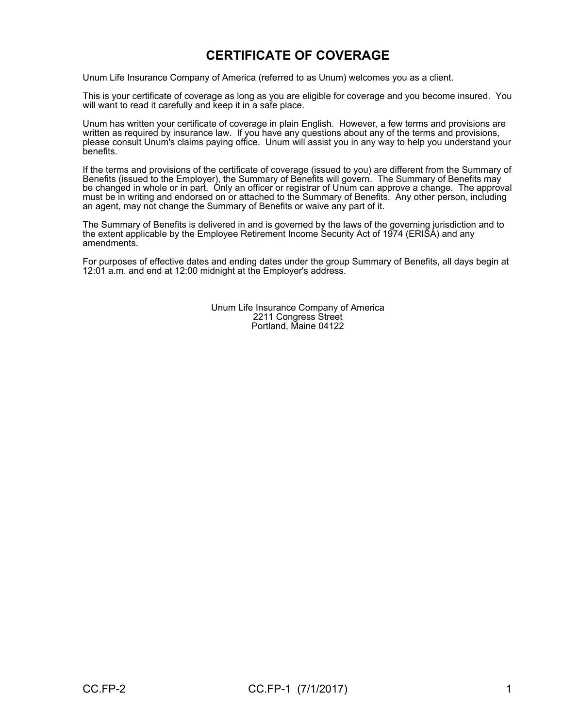# CERTIFICATE OF COVERAGE

Unum Life Insurance Company of America (referred to as Unum) welcomes you as a client.

This is your certificate of coverage as long as you are eligible for coverage and you become insured. You will want to read it carefully and keep it in a safe place.

Unum has written your certificate of coverage in plain English. However, a few terms and provisions are written as required by insurance law. If you have any questions about any of the terms and provisions, please consult Unum's claims paying office. Unum will assist you in any way to help you understand your benefits.

If the terms and provisions of the certificate of coverage (issued to you) are different from the Summary of Benefits (issued to the Employer), the Summary of Benefits will govern. The Summary of Benefits may be changed in whole or in part. Only an officer or registrar of Unum can approve a change. The approval must be in writing and endorsed on or attached to the Summary of Benefits. Any other person, including an agent, may not change the Summary of Benefits or waive any part of it.

The Summary of Benefits is delivered in and is governed by the laws of the governing jurisdiction and to the extent applicable by the Employee Retirement Income Security Act of 1974 (ERISA) and any amendments.

For purposes of effective dates and ending dates under the group Summary of Benefits, all days begin at 12:01 a.m. and end at 12:00 midnight at the Employer's address.

Unum Life Insurance Company of America
2211 Congress Street
Portland, Maine 04122

CC.FP-2 CC.FP-1 (7/1/2017)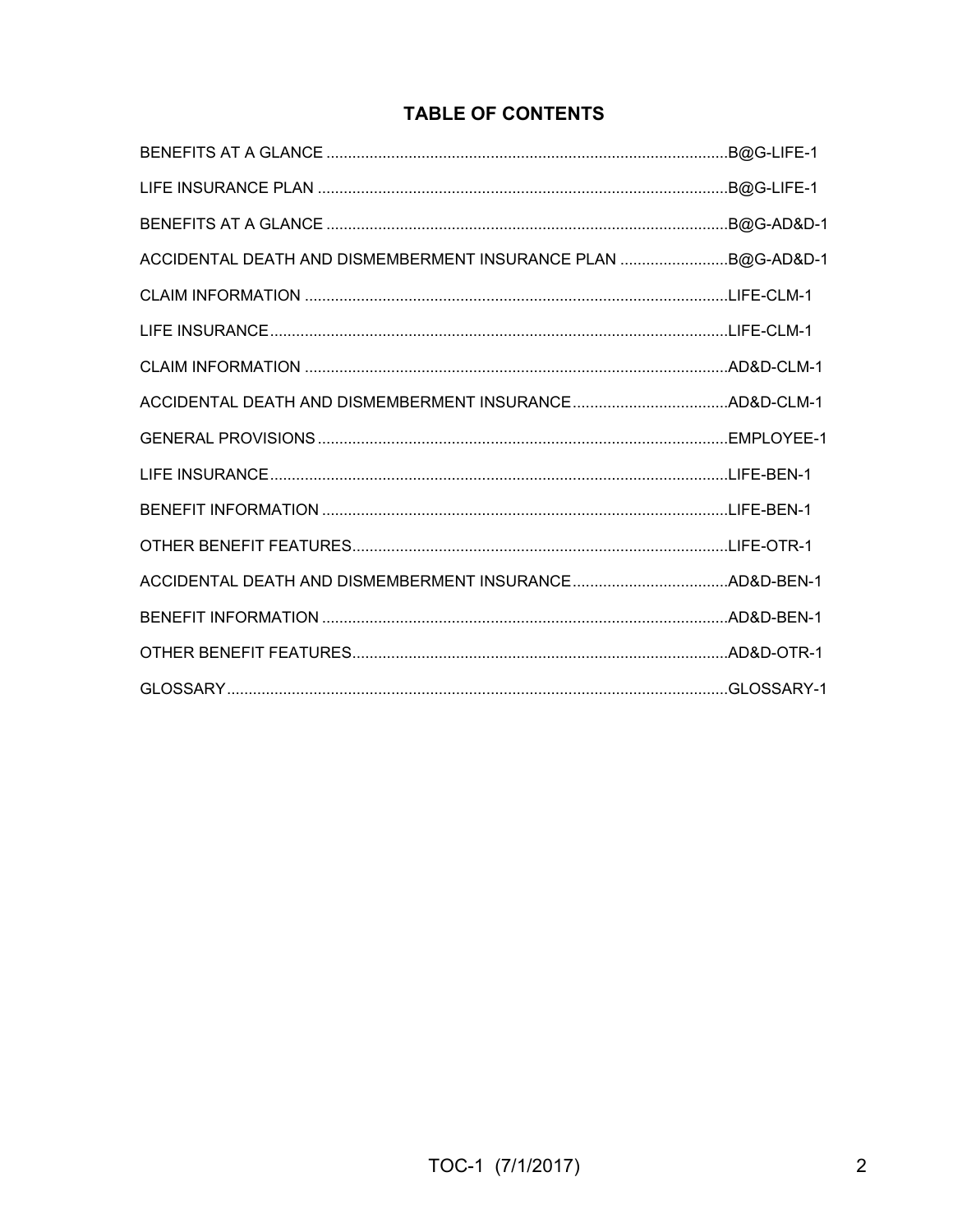# TABLE OF CONTENTS

| Section | Page |
| --- | --- |
| BENEFITS AT A GLANCE | B@G-LIFE-1 |
| LIFE INSURANCE PLAN | B@G-LIFE-1 |
| BENEFITS AT A GLANCE | B@G-AD&D-1 |
| ACCIDENTAL DEATH AND DISMEMBERMENT INSURANCE PLAN | B@G-AD&D-1 |
| CLAIM INFORMATION | LIFE-CLM-1 |
| LIFE INSURANCE | LIFE-CLM-1 |
| CLAIM INFORMATION | AD&D-CLM-1 |
| ACCIDENTAL DEATH AND DISMEMBERMENT INSURANCE | AD&D-CLM-1 |
| GENERAL PROVISIONS | EMPLOYEE-1 |
| LIFE INSURANCE | LIFE-BEN-1 |
| BENEFIT INFORMATION | LIFE-BEN-1 |
| OTHER BENEFIT FEATURES | LIFE-OTR-1 |
| ACCIDENTAL DEATH AND DISMEMBERMENT INSURANCE | AD&D-BEN-1 |
| BENEFIT INFORMATION | AD&D-BEN-1 |
| OTHER BENEFIT FEATURES | AD&D-OTR-1 |
| GLOSSARY | GLOSSARY-1 |

TOC-1 (7/1/2017)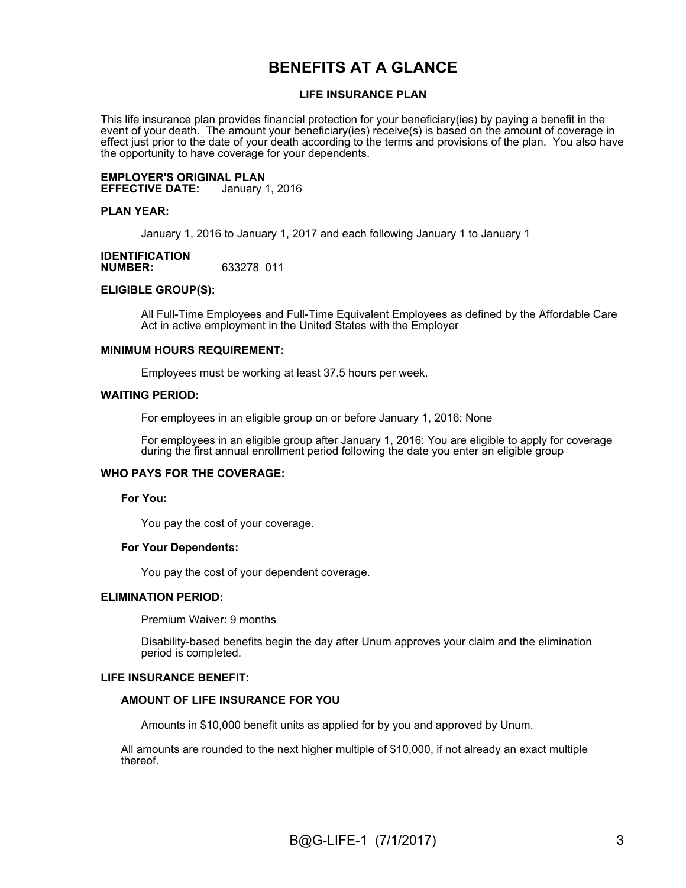# BENEFITS AT A GLANCE

## LIFE INSURANCE PLAN

This life insurance plan provides financial protection for your beneficiary(ies) by paying a benefit in the event of your death. The amount your beneficiary(ies) receive(s) is based on the amount of coverage in effect just prior to the date of your death according to the terms and provisions of the plan. You also have the opportunity to have coverage for your dependents.

**EMPLOYER'S ORIGINAL PLAN**
**EFFECTIVE DATE:** January 1, 2016

**PLAN YEAR:**

January 1, 2016 to January 1, 2017 and each following January 1 to January 1

**IDENTIFICATION**
**NUMBER:** 633278 011

**ELIGIBLE GROUP(S):**

All Full-Time Employees and Full-Time Equivalent Employees as defined by the Affordable Care Act in active employment in the United States with the Employer

**MINIMUM HOURS REQUIREMENT:**

Employees must be working at least 37.5 hours per week.

**WAITING PERIOD:**

For employees in an eligible group on or before January 1, 2016: None

For employees in an eligible group after January 1, 2016: You are eligible to apply for coverage during the first annual enrollment period following the date you enter an eligible group

**WHO PAYS FOR THE COVERAGE:**

**For You:**

You pay the cost of your coverage.

**For Your Dependents:**

You pay the cost of your dependent coverage.

**ELIMINATION PERIOD:**

Premium Waiver: 9 months

Disability-based benefits begin the day after Unum approves your claim and the elimination period is completed.

**LIFE INSURANCE BENEFIT:**

**AMOUNT OF LIFE INSURANCE FOR YOU**

Amounts in $10,000 benefit units as applied for by you and approved by Unum.

All amounts are rounded to the next higher multiple of $10,000, if not already an exact multiple thereof.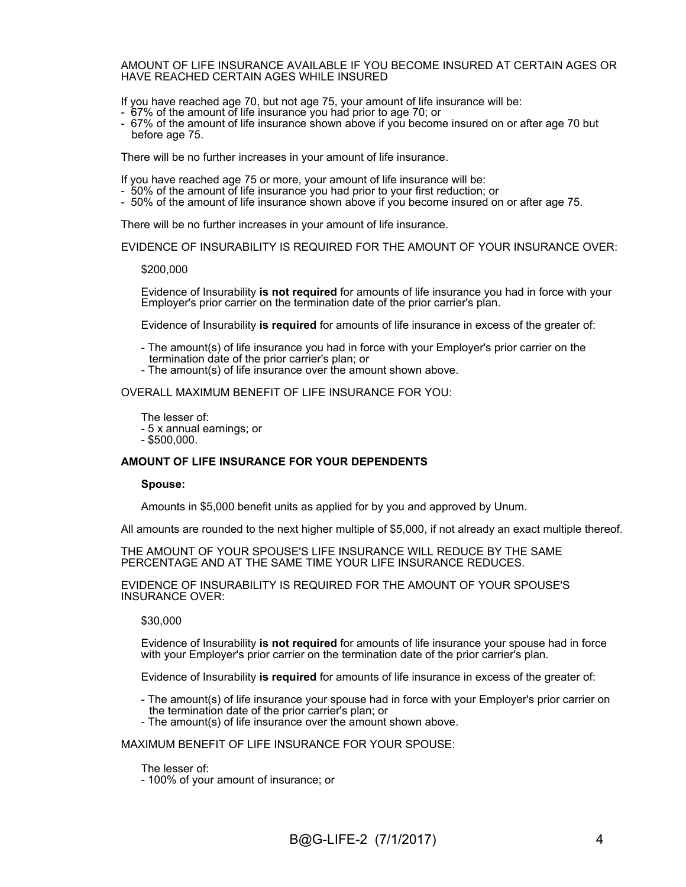AMOUNT OF LIFE INSURANCE AVAILABLE IF YOU BECOME INSURED AT CERTAIN AGES OR HAVE REACHED CERTAIN AGES WHILE INSURED

If you have reached age 70, but not age 75, your amount of life insurance will be:

- 67% of the amount of life insurance you had prior to age 70; or
- 67% of the amount of life insurance shown above if you become insured on or after age 70 but before age 75.

There will be no further increases in your amount of life insurance.

If you have reached age 75 or more, your amount of life insurance will be:

- 50% of the amount of life insurance you had prior to your first reduction; or
- 50% of the amount of life insurance shown above if you become insured on or after age 75.

There will be no further increases in your amount of life insurance.

EVIDENCE OF INSURABILITY IS REQUIRED FOR THE AMOUNT OF YOUR INSURANCE OVER:

$200,000

Evidence of Insurability **is not required** for amounts of life insurance you had in force with your Employer's prior carrier on the termination date of the prior carrier's plan.

Evidence of Insurability **is required** for amounts of life insurance in excess of the greater of:

- The amount(s) of life insurance you had in force with your Employer's prior carrier on the termination date of the prior carrier's plan; or
- The amount(s) of life insurance over the amount shown above.

OVERALL MAXIMUM BENEFIT OF LIFE INSURANCE FOR YOU:

The lesser of:

- 5 x annual earnings; or
- $500,000.

**AMOUNT OF LIFE INSURANCE FOR YOUR DEPENDENTS**

**Spouse:**

Amounts in $5,000 benefit units as applied for by you and approved by Unum.

All amounts are rounded to the next higher multiple of $5,000, if not already an exact multiple thereof.

THE AMOUNT OF YOUR SPOUSE'S LIFE INSURANCE WILL REDUCE BY THE SAME PERCENTAGE AND AT THE SAME TIME YOUR LIFE INSURANCE REDUCES.

EVIDENCE OF INSURABILITY IS REQUIRED FOR THE AMOUNT OF YOUR SPOUSE'S INSURANCE OVER:

$30,000

Evidence of Insurability **is not required** for amounts of life insurance your spouse had in force with your Employer's prior carrier on the termination date of the prior carrier's plan.

Evidence of Insurability **is required** for amounts of life insurance in excess of the greater of:

- The amount(s) of life insurance your spouse had in force with your Employer's prior carrier on the termination date of the prior carrier's plan; or
- The amount(s) of life insurance over the amount shown above.

MAXIMUM BENEFIT OF LIFE INSURANCE FOR YOUR SPOUSE:

The lesser of:

- 100% of your amount of insurance; or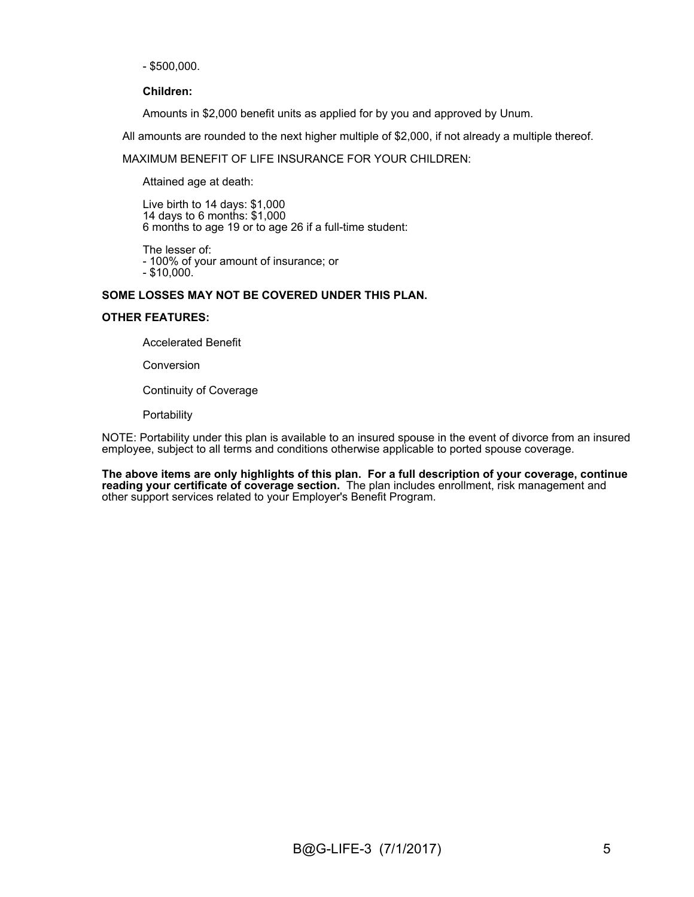- $500,000.

**Children:**

Amounts in $2,000 benefit units as applied for by you and approved by Unum.

All amounts are rounded to the next higher multiple of $2,000, if not already a multiple thereof.

MAXIMUM BENEFIT OF LIFE INSURANCE FOR YOUR CHILDREN:

Attained age at death:

Live birth to 14 days: $1,000
14 days to 6 months: $1,000
6 months to age 19 or to age 26 if a full-time student:

The lesser of:
- 100% of your amount of insurance; or
- $10,000.

**SOME LOSSES MAY NOT BE COVERED UNDER THIS PLAN.**

**OTHER FEATURES:**

Accelerated Benefit

Conversion

Continuity of Coverage

Portability

NOTE: Portability under this plan is available to an insured spouse in the event of divorce from an insured employee, subject to all terms and conditions otherwise applicable to ported spouse coverage.

**The above items are only highlights of this plan. For a full description of your coverage, continue reading your certificate of coverage section.** The plan includes enrollment, risk management and other support services related to your Employer's Benefit Program.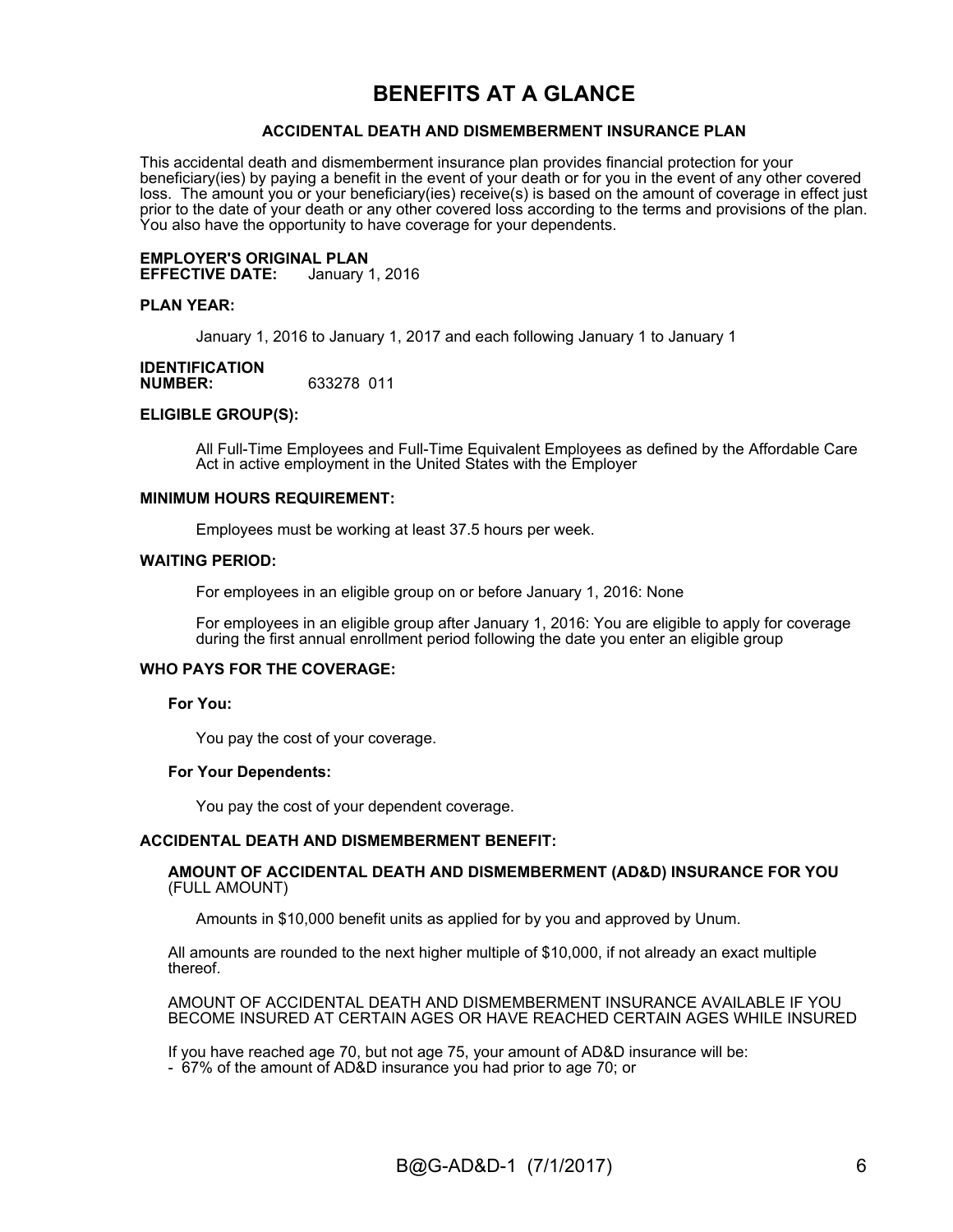# BENEFITS AT A GLANCE

## ACCIDENTAL DEATH AND DISMEMBERMENT INSURANCE PLAN

This accidental death and dismemberment insurance plan provides financial protection for your beneficiary(ies) by paying a benefit in the event of your death or for you in the event of any other covered loss. The amount you or your beneficiary(ies) receive(s) is based on the amount of coverage in effect just prior to the date of your death or any other covered loss according to the terms and provisions of the plan. You also have the opportunity to have coverage for your dependents.

**EMPLOYER'S ORIGINAL PLAN EFFECTIVE DATE:** January 1, 2016

**PLAN YEAR:**

January 1, 2016 to January 1, 2017 and each following January 1 to January 1

**IDENTIFICATION NUMBER:** 633278 011

**ELIGIBLE GROUP(S):**

All Full-Time Employees and Full-Time Equivalent Employees as defined by the Affordable Care Act in active employment in the United States with the Employer

**MINIMUM HOURS REQUIREMENT:**

Employees must be working at least 37.5 hours per week.

**WAITING PERIOD:**

For employees in an eligible group on or before January 1, 2016: None

For employees in an eligible group after January 1, 2016: You are eligible to apply for coverage during the first annual enrollment period following the date you enter an eligible group

**WHO PAYS FOR THE COVERAGE:**

**For You:**

You pay the cost of your coverage.

**For Your Dependents:**

You pay the cost of your dependent coverage.

**ACCIDENTAL DEATH AND DISMEMBERMENT BENEFIT:**

**AMOUNT OF ACCIDENTAL DEATH AND DISMEMBERMENT (AD&D) INSURANCE FOR YOU** (FULL AMOUNT)

Amounts in $10,000 benefit units as applied for by you and approved by Unum.

All amounts are rounded to the next higher multiple of $10,000, if not already an exact multiple thereof.

AMOUNT OF ACCIDENTAL DEATH AND DISMEMBERMENT INSURANCE AVAILABLE IF YOU BECOME INSURED AT CERTAIN AGES OR HAVE REACHED CERTAIN AGES WHILE INSURED

If you have reached age 70, but not age 75, your amount of AD&D insurance will be:
- 67% of the amount of AD&D insurance you had prior to age 70; or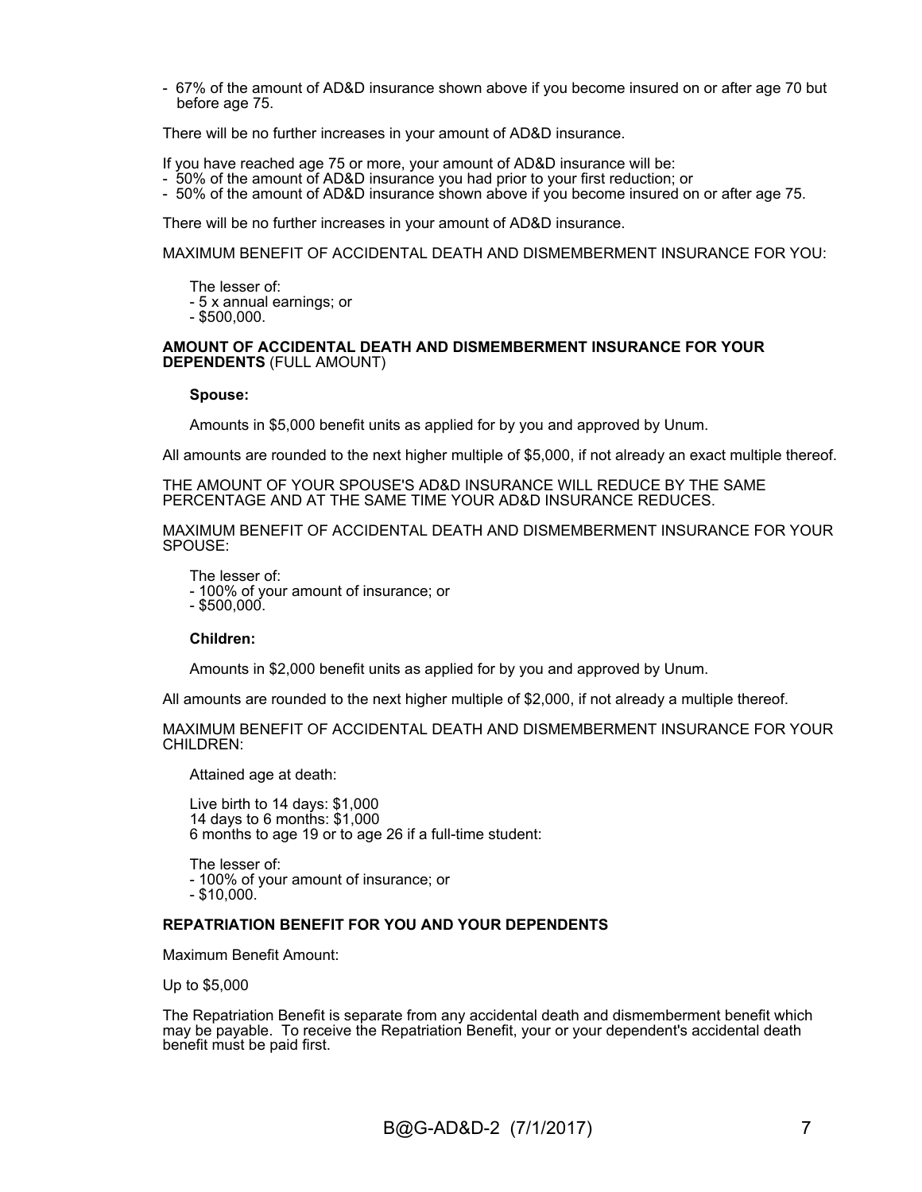- 67% of the amount of AD&D insurance shown above if you become insured on or after age 70 but before age 75.

There will be no further increases in your amount of AD&D insurance.

If you have reached age 75 or more, your amount of AD&D insurance will be:
- 50% of the amount of AD&D insurance you had prior to your first reduction; or
- 50% of the amount of AD&D insurance shown above if you become insured on or after age 75.

There will be no further increases in your amount of AD&D insurance.

MAXIMUM BENEFIT OF ACCIDENTAL DEATH AND DISMEMBERMENT INSURANCE FOR YOU:

The lesser of:
- 5 x annual earnings; or
- $500,000.

**AMOUNT OF ACCIDENTAL DEATH AND DISMEMBERMENT INSURANCE FOR YOUR DEPENDENTS** (FULL AMOUNT)

**Spouse:**

Amounts in $5,000 benefit units as applied for by you and approved by Unum.

All amounts are rounded to the next higher multiple of $5,000, if not already an exact multiple thereof.

THE AMOUNT OF YOUR SPOUSE'S AD&D INSURANCE WILL REDUCE BY THE SAME PERCENTAGE AND AT THE SAME TIME YOUR AD&D INSURANCE REDUCES.

MAXIMUM BENEFIT OF ACCIDENTAL DEATH AND DISMEMBERMENT INSURANCE FOR YOUR SPOUSE:

The lesser of:
- 100% of your amount of insurance; or
- $500,000.

**Children:**

Amounts in $2,000 benefit units as applied for by you and approved by Unum.

All amounts are rounded to the next higher multiple of $2,000, if not already a multiple thereof.

MAXIMUM BENEFIT OF ACCIDENTAL DEATH AND DISMEMBERMENT INSURANCE FOR YOUR CHILDREN:

Attained age at death:

Live birth to 14 days: $1,000
14 days to 6 months: $1,000
6 months to age 19 or to age 26 if a full-time student:

The lesser of:
- 100% of your amount of insurance; or
- $10,000.

**REPATRIATION BENEFIT FOR YOU AND YOUR DEPENDENTS**

Maximum Benefit Amount:

Up to $5,000

The Repatriation Benefit is separate from any accidental death and dismemberment benefit which may be payable. To receive the Repatriation Benefit, your or your dependent's accidental death benefit must be paid first.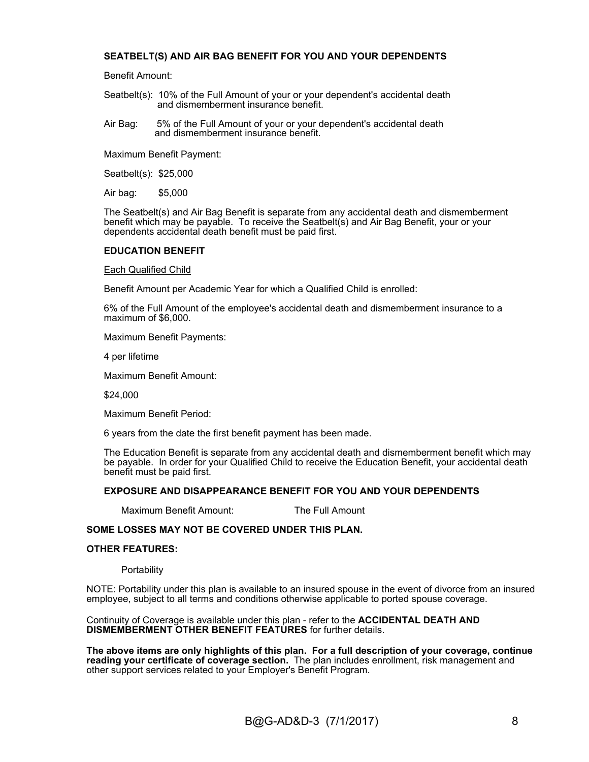**SEATBELT(S) AND AIR BAG BENEFIT FOR YOU AND YOUR DEPENDENTS**

Benefit Amount:

Seatbelt(s): 10% of the Full Amount of your or your dependent's accidental death and dismemberment insurance benefit.

Air Bag: 5% of the Full Amount of your or your dependent's accidental death and dismemberment insurance benefit.

Maximum Benefit Payment:

Seatbelt(s): $25,000

Air bag: $5,000

The Seatbelt(s) and Air Bag Benefit is separate from any accidental death and dismemberment benefit which may be payable. To receive the Seatbelt(s) and Air Bag Benefit, your or your dependents accidental death benefit must be paid first.

**EDUCATION BENEFIT**

Each Qualified Child

Benefit Amount per Academic Year for which a Qualified Child is enrolled:

6% of the Full Amount of the employee's accidental death and dismemberment insurance to a maximum of $6,000.

Maximum Benefit Payments:

4 per lifetime

Maximum Benefit Amount:

$24,000

Maximum Benefit Period:

6 years from the date the first benefit payment has been made.

The Education Benefit is separate from any accidental death and dismemberment benefit which may be payable. In order for your Qualified Child to receive the Education Benefit, your accidental death benefit must be paid first.

**EXPOSURE AND DISAPPEARANCE BENEFIT FOR YOU AND YOUR DEPENDENTS**

Maximum Benefit Amount: The Full Amount

**SOME LOSSES MAY NOT BE COVERED UNDER THIS PLAN.**

**OTHER FEATURES:**

Portability

NOTE: Portability under this plan is available to an insured spouse in the event of divorce from an insured employee, subject to all terms and conditions otherwise applicable to ported spouse coverage.

Continuity of Coverage is available under this plan - refer to the **ACCIDENTAL DEATH AND DISMEMBERMENT OTHER BENEFIT FEATURES** for further details.

**The above items are only highlights of this plan. For a full description of your coverage, continue reading your certificate of coverage section.** The plan includes enrollment, risk management and other support services related to your Employer's Benefit Program.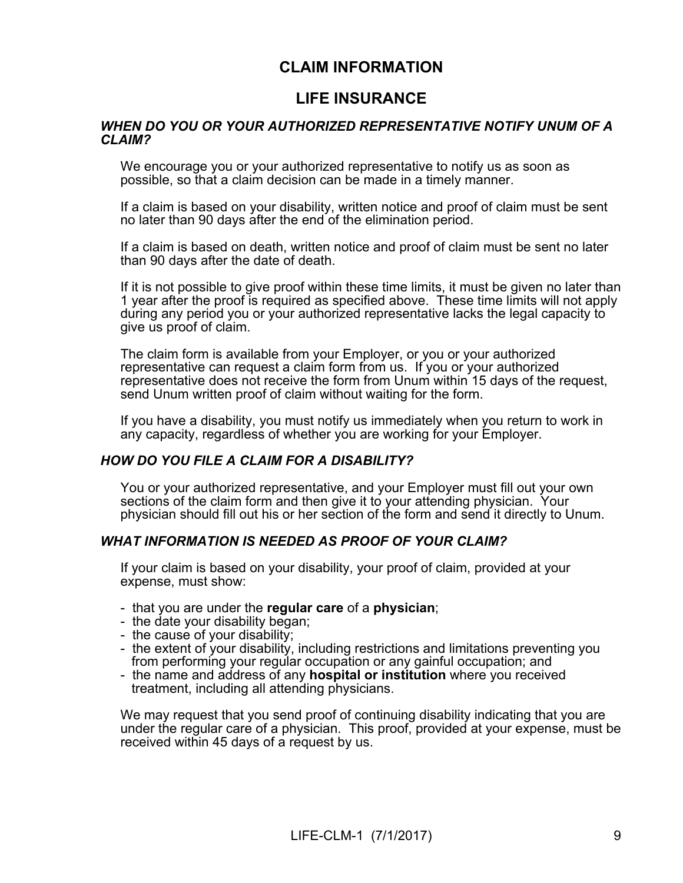# CLAIM INFORMATION

# LIFE INSURANCE

### *WHEN DO YOU OR YOUR AUTHORIZED REPRESENTATIVE NOTIFY UNUM OF A CLAIM?*

We encourage you or your authorized representative to notify us as soon as possible, so that a claim decision can be made in a timely manner.

If a claim is based on your disability, written notice and proof of claim must be sent no later than 90 days after the end of the elimination period.

If a claim is based on death, written notice and proof of claim must be sent no later than 90 days after the date of death.

If it is not possible to give proof within these time limits, it must be given no later than 1 year after the proof is required as specified above. These time limits will not apply during any period you or your authorized representative lacks the legal capacity to give us proof of claim.

The claim form is available from your Employer, or you or your authorized representative can request a claim form from us. If you or your authorized representative does not receive the form from Unum within 15 days of the request, send Unum written proof of claim without waiting for the form.

If you have a disability, you must notify us immediately when you return to work in any capacity, regardless of whether you are working for your Employer.

### *HOW DO YOU FILE A CLAIM FOR A DISABILITY?*

You or your authorized representative, and your Employer must fill out your own sections of the claim form and then give it to your attending physician. Your physician should fill out his or her section of the form and send it directly to Unum.

### *WHAT INFORMATION IS NEEDED AS PROOF OF YOUR CLAIM?*

If your claim is based on your disability, your proof of claim, provided at your expense, must show:

- that you are under the **regular care** of a **physician**;
- the date your disability began;
- the cause of your disability;
- the extent of your disability, including restrictions and limitations preventing you from performing your regular occupation or any gainful occupation; and
- the name and address of any **hospital or institution** where you received treatment, including all attending physicians.

We may request that you send proof of continuing disability indicating that you are under the regular care of a physician. This proof, provided at your expense, must be received within 45 days of a request by us.

LIFE-CLM-1 (7/1/2017)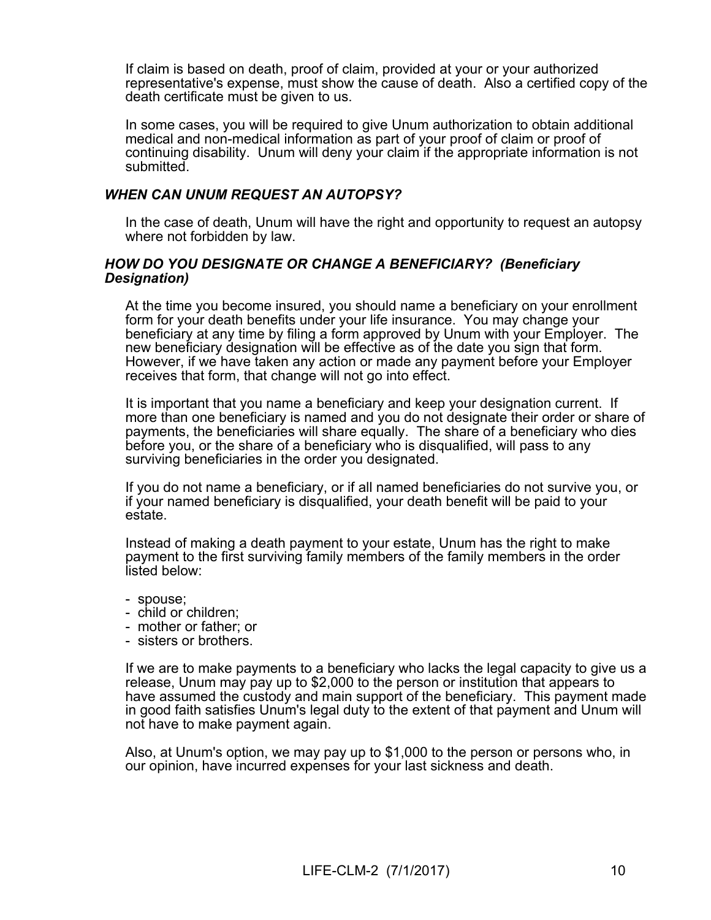If claim is based on death, proof of claim, provided at your or your authorized representative's expense, must show the cause of death. Also a certified copy of the death certificate must be given to us.

In some cases, you will be required to give Unum authorization to obtain additional medical and non-medical information as part of your proof of claim or proof of continuing disability. Unum will deny your claim if the appropriate information is not submitted.

### *WHEN CAN UNUM REQUEST AN AUTOPSY?*

In the case of death, Unum will have the right and opportunity to request an autopsy where not forbidden by law.

### *HOW DO YOU DESIGNATE OR CHANGE A BENEFICIARY? (Beneficiary Designation)*

At the time you become insured, you should name a beneficiary on your enrollment form for your death benefits under your life insurance. You may change your beneficiary at any time by filing a form approved by Unum with your Employer. The new beneficiary designation will be effective as of the date you sign that form. However, if we have taken any action or made any payment before your Employer receives that form, that change will not go into effect.

It is important that you name a beneficiary and keep your designation current. If more than one beneficiary is named and you do not designate their order or share of payments, the beneficiaries will share equally. The share of a beneficiary who dies before you, or the share of a beneficiary who is disqualified, will pass to any surviving beneficiaries in the order you designated.

If you do not name a beneficiary, or if all named beneficiaries do not survive you, or if your named beneficiary is disqualified, your death benefit will be paid to your estate.

Instead of making a death payment to your estate, Unum has the right to make payment to the first surviving family members of the family members in the order listed below:

- spouse;
- child or children;
- mother or father; or
- sisters or brothers.

If we are to make payments to a beneficiary who lacks the legal capacity to give us a release, Unum may pay up to $2,000 to the person or institution that appears to have assumed the custody and main support of the beneficiary. This payment made in good faith satisfies Unum's legal duty to the extent of that payment and Unum will not have to make payment again.

Also, at Unum's option, we may pay up to $1,000 to the person or persons who, in our opinion, have incurred expenses for your last sickness and death.

LIFE-CLM-2 (7/1/2017)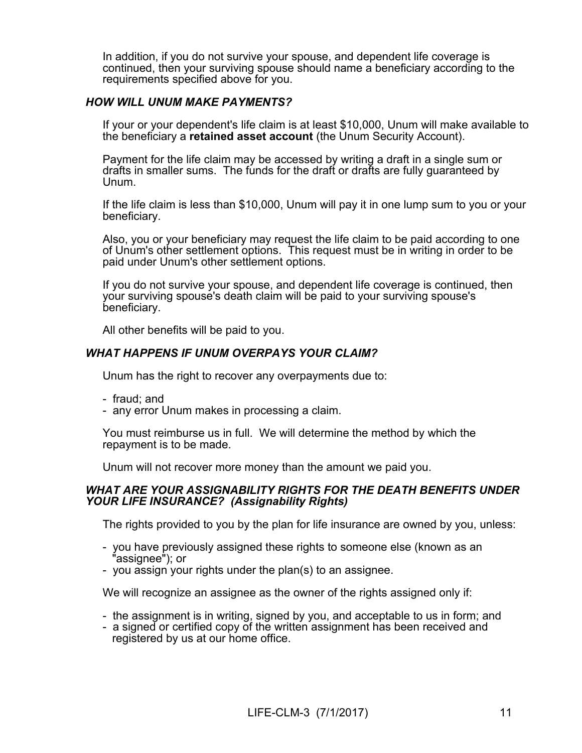In addition, if you do not survive your spouse, and dependent life coverage is continued, then your surviving spouse should name a beneficiary according to the requirements specified above for you.

### *HOW WILL UNUM MAKE PAYMENTS?*

If your or your dependent's life claim is at least $10,000, Unum will make available to the beneficiary a **retained asset account** (the Unum Security Account).

Payment for the life claim may be accessed by writing a draft in a single sum or drafts in smaller sums. The funds for the draft or drafts are fully guaranteed by Unum.

If the life claim is less than $10,000, Unum will pay it in one lump sum to you or your beneficiary.

Also, you or your beneficiary may request the life claim to be paid according to one of Unum's other settlement options. This request must be in writing in order to be paid under Unum's other settlement options.

If you do not survive your spouse, and dependent life coverage is continued, then your surviving spouse's death claim will be paid to your surviving spouse's beneficiary.

All other benefits will be paid to you.

### *WHAT HAPPENS IF UNUM OVERPAYS YOUR CLAIM?*

Unum has the right to recover any overpayments due to:

- fraud; and
- any error Unum makes in processing a claim.

You must reimburse us in full. We will determine the method by which the repayment is to be made.

Unum will not recover more money than the amount we paid you.

### *WHAT ARE YOUR ASSIGNABILITY RIGHTS FOR THE DEATH BENEFITS UNDER YOUR LIFE INSURANCE? (Assignability Rights)*

The rights provided to you by the plan for life insurance are owned by you, unless:

- you have previously assigned these rights to someone else (known as an "assignee"); or
- you assign your rights under the plan(s) to an assignee.

We will recognize an assignee as the owner of the rights assigned only if:

- the assignment is in writing, signed by you, and acceptable to us in form; and
- a signed or certified copy of the written assignment has been received and registered by us at our home office.

LIFE-CLM-3 (7/1/2017)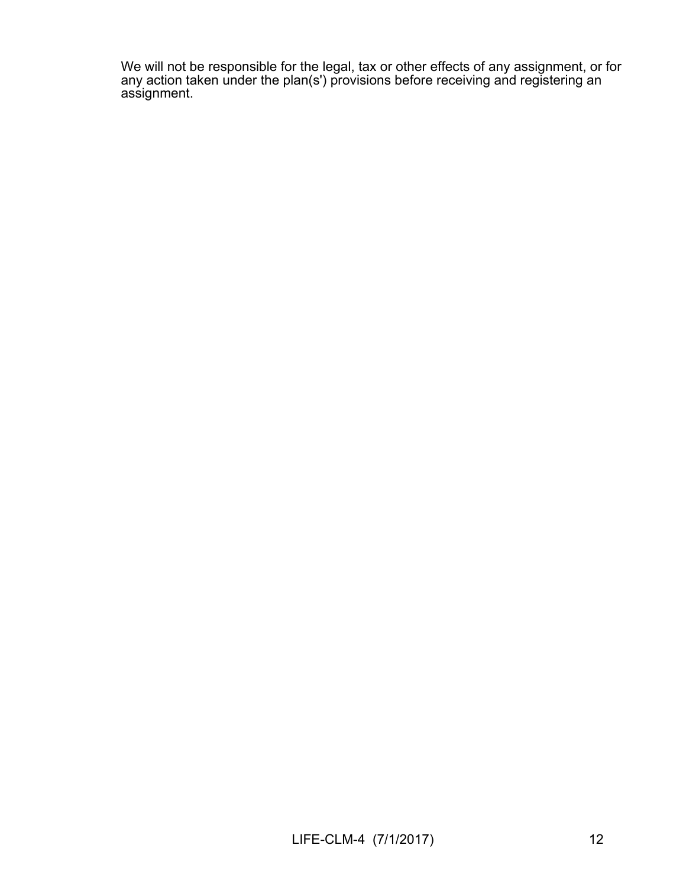We will not be responsible for the legal, tax or other effects of any assignment, or for any action taken under the plan(s') provisions before receiving and registering an assignment.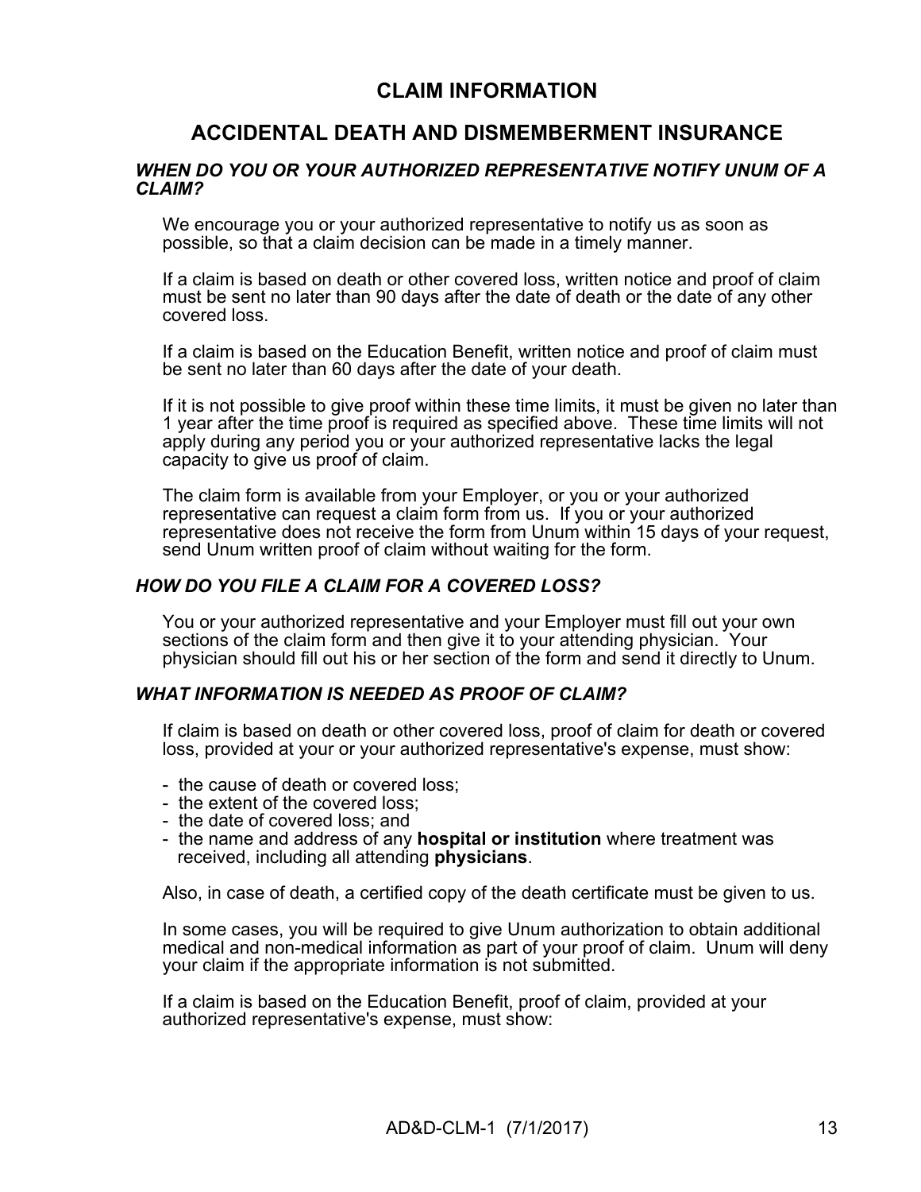# CLAIM INFORMATION

## ACCIDENTAL DEATH AND DISMEMBERMENT INSURANCE

### *WHEN DO YOU OR YOUR AUTHORIZED REPRESENTATIVE NOTIFY UNUM OF A CLAIM?*

We encourage you or your authorized representative to notify us as soon as possible, so that a claim decision can be made in a timely manner.

If a claim is based on death or other covered loss, written notice and proof of claim must be sent no later than 90 days after the date of death or the date of any other covered loss.

If a claim is based on the Education Benefit, written notice and proof of claim must be sent no later than 60 days after the date of your death.

If it is not possible to give proof within these time limits, it must be given no later than 1 year after the time proof is required as specified above. These time limits will not apply during any period you or your authorized representative lacks the legal capacity to give us proof of claim.

The claim form is available from your Employer, or you or your authorized representative can request a claim form from us. If you or your authorized representative does not receive the form from Unum within 15 days of your request, send Unum written proof of claim without waiting for the form.

### *HOW DO YOU FILE A CLAIM FOR A COVERED LOSS?*

You or your authorized representative and your Employer must fill out your own sections of the claim form and then give it to your attending physician. Your physician should fill out his or her section of the form and send it directly to Unum.

### *WHAT INFORMATION IS NEEDED AS PROOF OF CLAIM?*

If claim is based on death or other covered loss, proof of claim for death or covered loss, provided at your or your authorized representative's expense, must show:

- the cause of death or covered loss;
- the extent of the covered loss;
- the date of covered loss; and
- the name and address of any **hospital or institution** where treatment was received, including all attending **physicians**.

Also, in case of death, a certified copy of the death certificate must be given to us.

In some cases, you will be required to give Unum authorization to obtain additional medical and non-medical information as part of your proof of claim. Unum will deny your claim if the appropriate information is not submitted.

If a claim is based on the Education Benefit, proof of claim, provided at your authorized representative's expense, must show: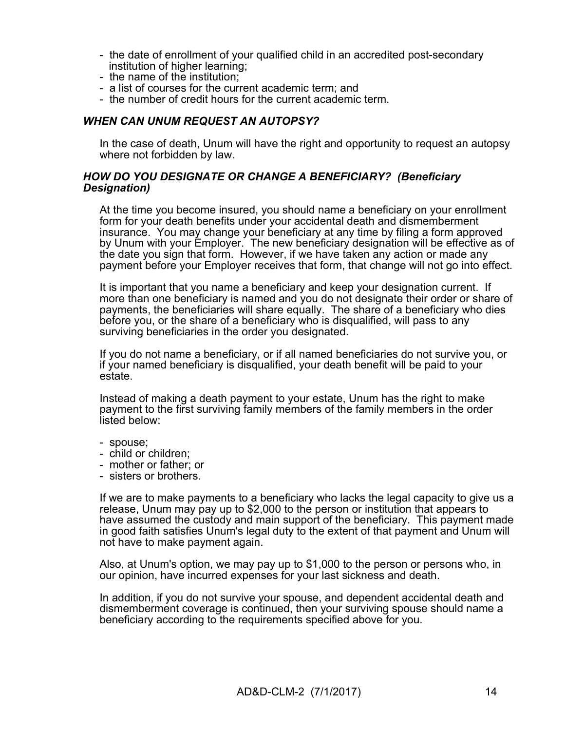- the date of enrollment of your qualified child in an accredited post-secondary institution of higher learning;
- the name of the institution;
- a list of courses for the current academic term; and
- the number of credit hours for the current academic term.

### *WHEN CAN UNUM REQUEST AN AUTOPSY?*

In the case of death, Unum will have the right and opportunity to request an autopsy where not forbidden by law.

### *HOW DO YOU DESIGNATE OR CHANGE A BENEFICIARY? (Beneficiary Designation)*

At the time you become insured, you should name a beneficiary on your enrollment form for your death benefits under your accidental death and dismemberment insurance. You may change your beneficiary at any time by filing a form approved by Unum with your Employer. The new beneficiary designation will be effective as of the date you sign that form. However, if we have taken any action or made any payment before your Employer receives that form, that change will not go into effect.

It is important that you name a beneficiary and keep your designation current. If more than one beneficiary is named and you do not designate their order or share of payments, the beneficiaries will share equally. The share of a beneficiary who dies before you, or the share of a beneficiary who is disqualified, will pass to any surviving beneficiaries in the order you designated.

If you do not name a beneficiary, or if all named beneficiaries do not survive you, or if your named beneficiary is disqualified, your death benefit will be paid to your estate.

Instead of making a death payment to your estate, Unum has the right to make payment to the first surviving family members of the family members in the order listed below:

- spouse;
- child or children;
- mother or father; or
- sisters or brothers.

If we are to make payments to a beneficiary who lacks the legal capacity to give us a release, Unum may pay up to $2,000 to the person or institution that appears to have assumed the custody and main support of the beneficiary. This payment made in good faith satisfies Unum's legal duty to the extent of that payment and Unum will not have to make payment again.

Also, at Unum's option, we may pay up to $1,000 to the person or persons who, in our opinion, have incurred expenses for your last sickness and death.

In addition, if you do not survive your spouse, and dependent accidental death and dismemberment coverage is continued, then your surviving spouse should name a beneficiary according to the requirements specified above for you.

AD&D-CLM-2 (7/1/2017)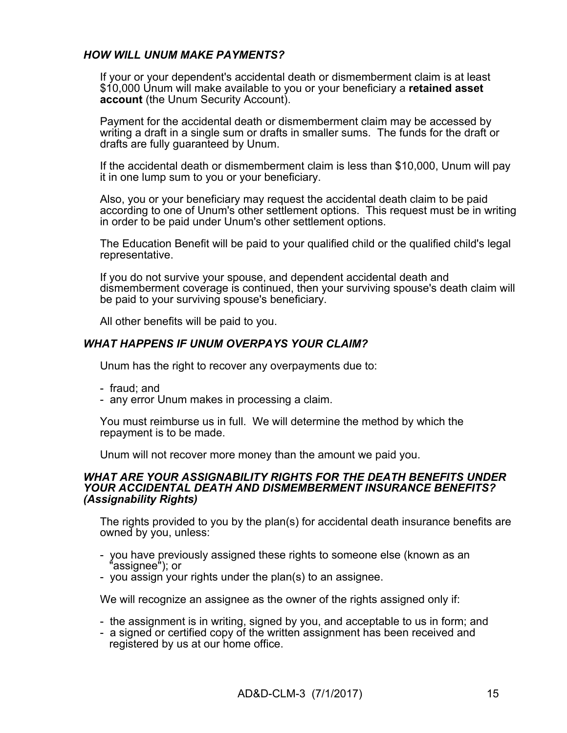### *HOW WILL UNUM MAKE PAYMENTS?*

If your or your dependent's accidental death or dismemberment claim is at least $10,000 Unum will make available to you or your beneficiary a **retained asset account** (the Unum Security Account).

Payment for the accidental death or dismemberment claim may be accessed by writing a draft in a single sum or drafts in smaller sums. The funds for the draft or drafts are fully guaranteed by Unum.

If the accidental death or dismemberment claim is less than $10,000, Unum will pay it in one lump sum to you or your beneficiary.

Also, you or your beneficiary may request the accidental death claim to be paid according to one of Unum's other settlement options. This request must be in writing in order to be paid under Unum's other settlement options.

The Education Benefit will be paid to your qualified child or the qualified child's legal representative.

If you do not survive your spouse, and dependent accidental death and dismemberment coverage is continued, then your surviving spouse's death claim will be paid to your surviving spouse's beneficiary.

All other benefits will be paid to you.

### *WHAT HAPPENS IF UNUM OVERPAYS YOUR CLAIM?*

Unum has the right to recover any overpayments due to:

- fraud; and
- any error Unum makes in processing a claim.

You must reimburse us in full. We will determine the method by which the repayment is to be made.

Unum will not recover more money than the amount we paid you.

### *WHAT ARE YOUR ASSIGNABILITY RIGHTS FOR THE DEATH BENEFITS UNDER YOUR ACCIDENTAL DEATH AND DISMEMBERMENT INSURANCE BENEFITS? (Assignability Rights)*

The rights provided to you by the plan(s) for accidental death insurance benefits are owned by you, unless:

- you have previously assigned these rights to someone else (known as an "assignee"); or
- you assign your rights under the plan(s) to an assignee.

We will recognize an assignee as the owner of the rights assigned only if:

- the assignment is in writing, signed by you, and acceptable to us in form; and
- a signed or certified copy of the written assignment has been received and registered by us at our home office.

AD&D-CLM-3 (7/1/2017)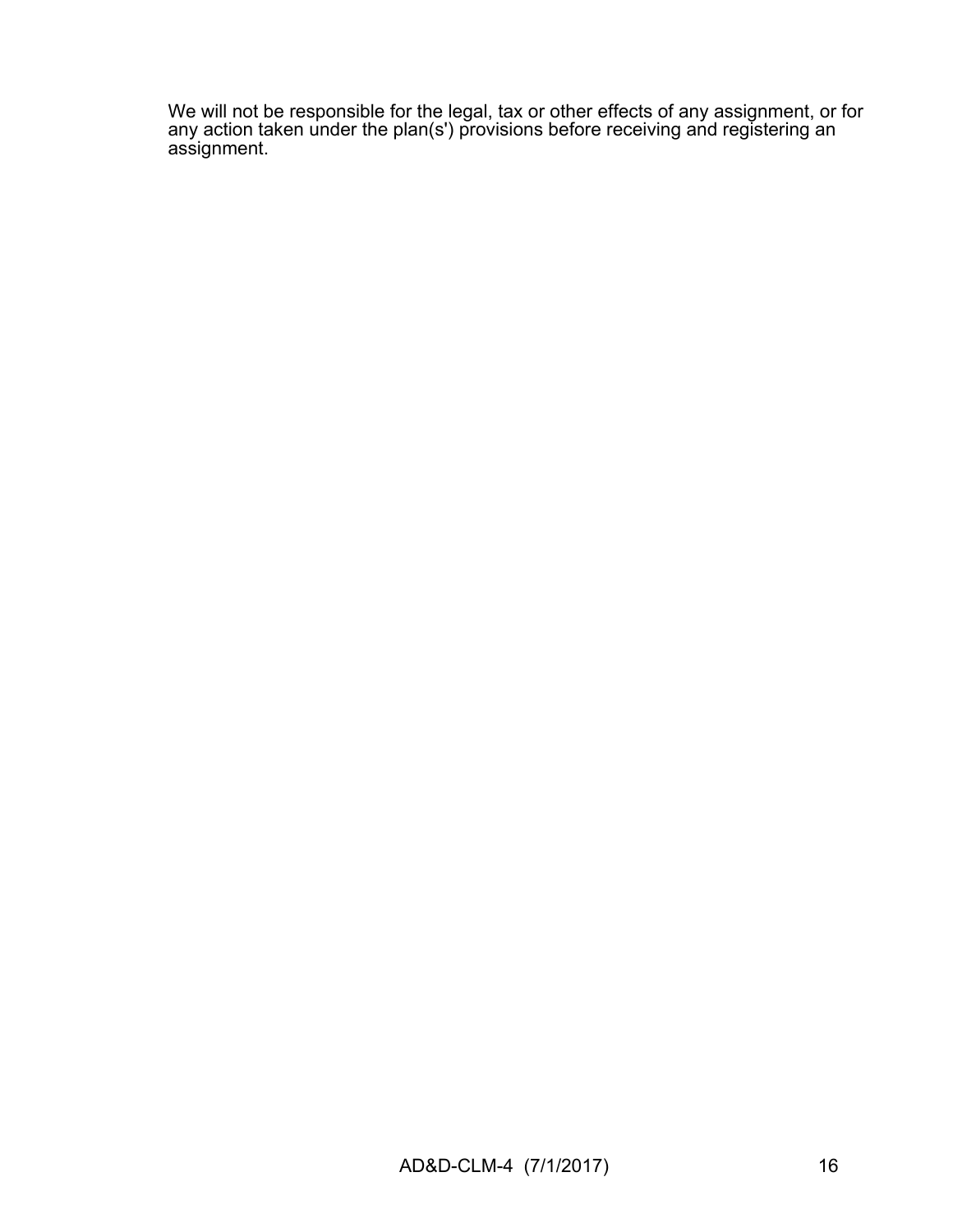We will not be responsible for the legal, tax or other effects of any assignment, or for any action taken under the plan(s') provisions before receiving and registering an assignment.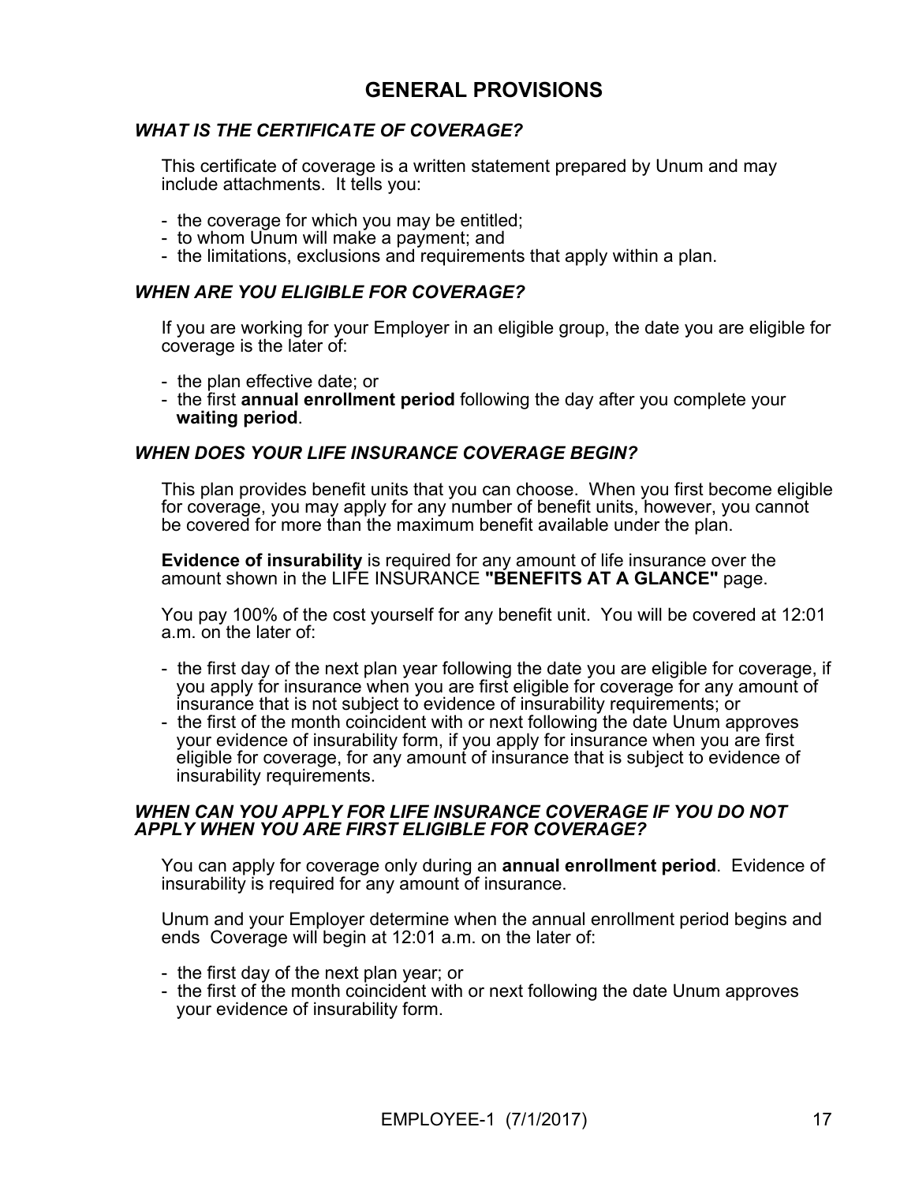# GENERAL PROVISIONS

### *WHAT IS THE CERTIFICATE OF COVERAGE?*

This certificate of coverage is a written statement prepared by Unum and may include attachments. It tells you:

- the coverage for which you may be entitled;
- to whom Unum will make a payment; and
- the limitations, exclusions and requirements that apply within a plan.

### *WHEN ARE YOU ELIGIBLE FOR COVERAGE?*

If you are working for your Employer in an eligible group, the date you are eligible for coverage is the later of:

- the plan effective date; or
- the first **annual enrollment period** following the day after you complete your **waiting period**.

### *WHEN DOES YOUR LIFE INSURANCE COVERAGE BEGIN?*

This plan provides benefit units that you can choose. When you first become eligible for coverage, you may apply for any number of benefit units, however, you cannot be covered for more than the maximum benefit available under the plan.

**Evidence of insurability** is required for any amount of life insurance over the amount shown in the LIFE INSURANCE **"BENEFITS AT A GLANCE"** page.

You pay 100% of the cost yourself for any benefit unit. You will be covered at 12:01 a.m. on the later of:

- the first day of the next plan year following the date you are eligible for coverage, if you apply for insurance when you are first eligible for coverage for any amount of insurance that is not subject to evidence of insurability requirements; or
- the first of the month coincident with or next following the date Unum approves your evidence of insurability form, if you apply for insurance when you are first eligible for coverage, for any amount of insurance that is subject to evidence of insurability requirements.

### *WHEN CAN YOU APPLY FOR LIFE INSURANCE COVERAGE IF YOU DO NOT APPLY WHEN YOU ARE FIRST ELIGIBLE FOR COVERAGE?*

You can apply for coverage only during an **annual enrollment period**. Evidence of insurability is required for any amount of insurance.

Unum and your Employer determine when the annual enrollment period begins and ends Coverage will begin at 12:01 a.m. on the later of:

- the first day of the next plan year; or
- the first of the month coincident with or next following the date Unum approves your evidence of insurability form.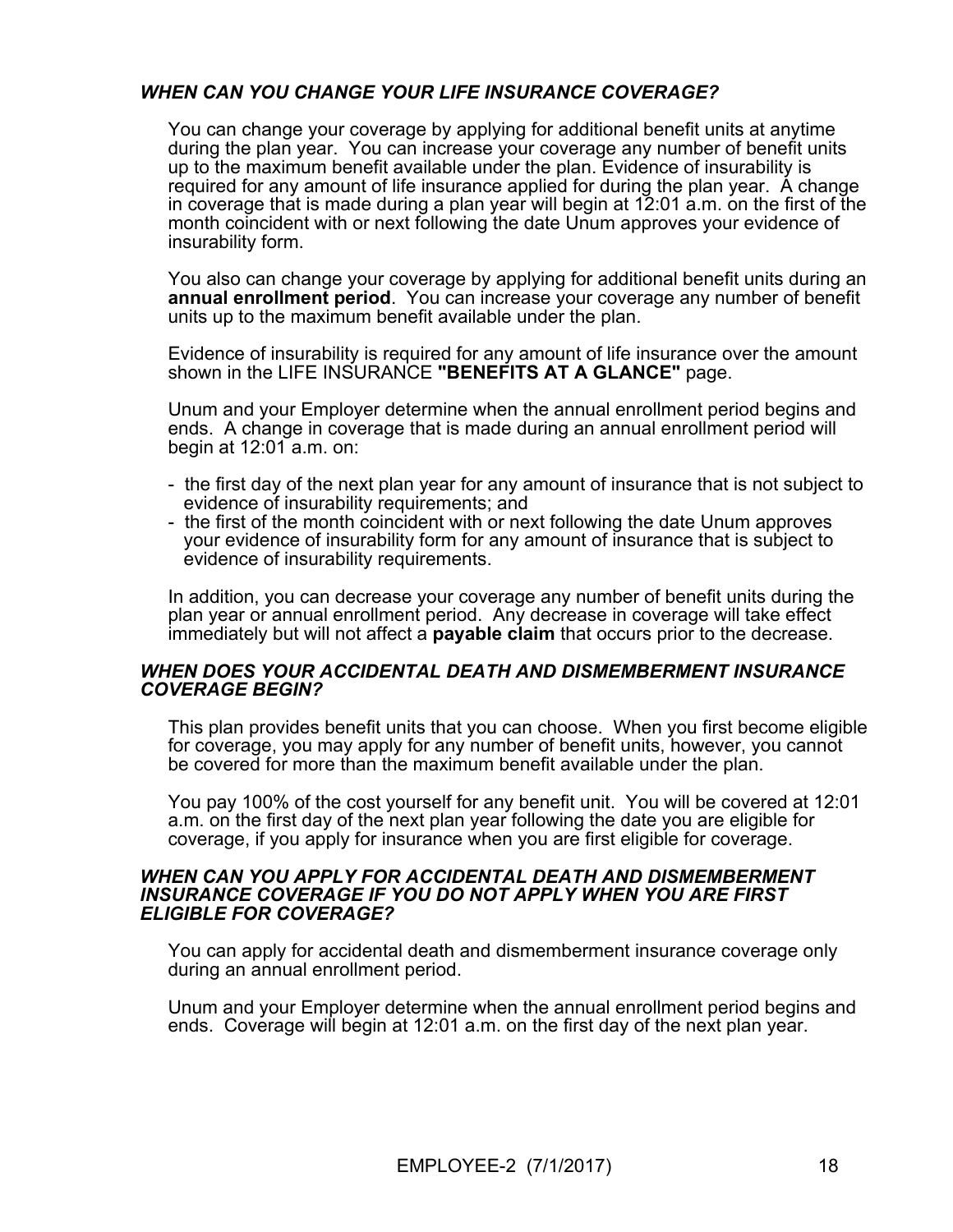### *WHEN CAN YOU CHANGE YOUR LIFE INSURANCE COVERAGE?*

You can change your coverage by applying for additional benefit units at anytime during the plan year. You can increase your coverage any number of benefit units up to the maximum benefit available under the plan. Evidence of insurability is required for any amount of life insurance applied for during the plan year. A change in coverage that is made during a plan year will begin at 12:01 a.m. on the first of the month coincident with or next following the date Unum approves your evidence of insurability form.

You also can change your coverage by applying for additional benefit units during an **annual enrollment period**. You can increase your coverage any number of benefit units up to the maximum benefit available under the plan.

Evidence of insurability is required for any amount of life insurance over the amount shown in the LIFE INSURANCE **"BENEFITS AT A GLANCE"** page.

Unum and your Employer determine when the annual enrollment period begins and ends. A change in coverage that is made during an annual enrollment period will begin at 12:01 a.m. on:

- the first day of the next plan year for any amount of insurance that is not subject to evidence of insurability requirements; and
- the first of the month coincident with or next following the date Unum approves your evidence of insurability form for any amount of insurance that is subject to evidence of insurability requirements.

In addition, you can decrease your coverage any number of benefit units during the plan year or annual enrollment period. Any decrease in coverage will take effect immediately but will not affect a **payable claim** that occurs prior to the decrease.

### *WHEN DOES YOUR ACCIDENTAL DEATH AND DISMEMBERMENT INSURANCE COVERAGE BEGIN?*

This plan provides benefit units that you can choose. When you first become eligible for coverage, you may apply for any number of benefit units, however, you cannot be covered for more than the maximum benefit available under the plan.

You pay 100% of the cost yourself for any benefit unit. You will be covered at 12:01 a.m. on the first day of the next plan year following the date you are eligible for coverage, if you apply for insurance when you are first eligible for coverage.

### *WHEN CAN YOU APPLY FOR ACCIDENTAL DEATH AND DISMEMBERMENT INSURANCE COVERAGE IF YOU DO NOT APPLY WHEN YOU ARE FIRST ELIGIBLE FOR COVERAGE?*

You can apply for accidental death and dismemberment insurance coverage only during an annual enrollment period.

Unum and your Employer determine when the annual enrollment period begins and ends. Coverage will begin at 12:01 a.m. on the first day of the next plan year.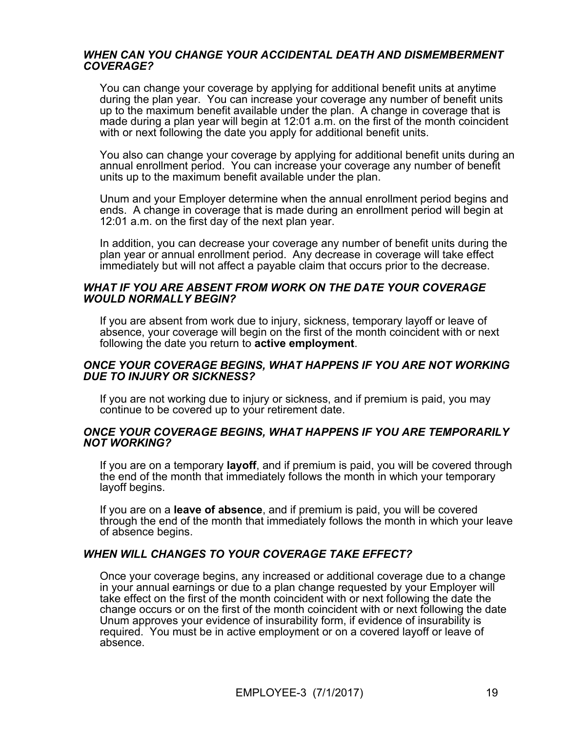### *WHEN CAN YOU CHANGE YOUR ACCIDENTAL DEATH AND DISMEMBERMENT COVERAGE?*

You can change your coverage by applying for additional benefit units at anytime during the plan year. You can increase your coverage any number of benefit units up to the maximum benefit available under the plan. A change in coverage that is made during a plan year will begin at 12:01 a.m. on the first of the month coincident with or next following the date you apply for additional benefit units.

You also can change your coverage by applying for additional benefit units during an annual enrollment period. You can increase your coverage any number of benefit units up to the maximum benefit available under the plan.

Unum and your Employer determine when the annual enrollment period begins and ends. A change in coverage that is made during an enrollment period will begin at 12:01 a.m. on the first day of the next plan year.

In addition, you can decrease your coverage any number of benefit units during the plan year or annual enrollment period. Any decrease in coverage will take effect immediately but will not affect a payable claim that occurs prior to the decrease.

### *WHAT IF YOU ARE ABSENT FROM WORK ON THE DATE YOUR COVERAGE WOULD NORMALLY BEGIN?*

If you are absent from work due to injury, sickness, temporary layoff or leave of absence, your coverage will begin on the first of the month coincident with or next following the date you return to **active employment**.

### *ONCE YOUR COVERAGE BEGINS, WHAT HAPPENS IF YOU ARE NOT WORKING DUE TO INJURY OR SICKNESS?*

If you are not working due to injury or sickness, and if premium is paid, you may continue to be covered up to your retirement date.

### *ONCE YOUR COVERAGE BEGINS, WHAT HAPPENS IF YOU ARE TEMPORARILY NOT WORKING?*

If you are on a temporary **layoff**, and if premium is paid, you will be covered through the end of the month that immediately follows the month in which your temporary layoff begins.

If you are on a **leave of absence**, and if premium is paid, you will be covered through the end of the month that immediately follows the month in which your leave of absence begins.

### *WHEN WILL CHANGES TO YOUR COVERAGE TAKE EFFECT?*

Once your coverage begins, any increased or additional coverage due to a change in your annual earnings or due to a plan change requested by your Employer will take effect on the first of the month coincident with or next following the date the change occurs or on the first of the month coincident with or next following the date Unum approves your evidence of insurability form, if evidence of insurability is required. You must be in active employment or on a covered layoff or leave of absence.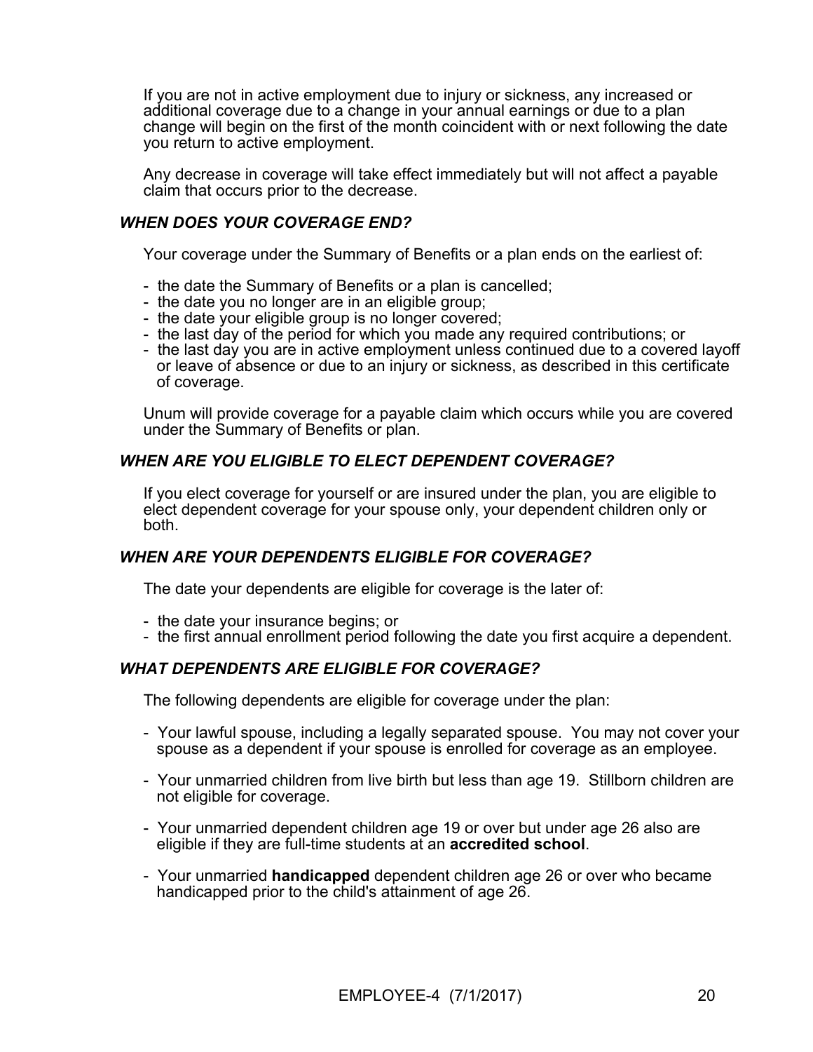If you are not in active employment due to injury or sickness, any increased or additional coverage due to a change in your annual earnings or due to a plan change will begin on the first of the month coincident with or next following the date you return to active employment.

Any decrease in coverage will take effect immediately but will not affect a payable claim that occurs prior to the decrease.

### *WHEN DOES YOUR COVERAGE END?*

Your coverage under the Summary of Benefits or a plan ends on the earliest of:

- the date the Summary of Benefits or a plan is cancelled;
- the date you no longer are in an eligible group;
- the date your eligible group is no longer covered;
- the last day of the period for which you made any required contributions; or
- the last day you are in active employment unless continued due to a covered layoff or leave of absence or due to an injury or sickness, as described in this certificate of coverage.

Unum will provide coverage for a payable claim which occurs while you are covered under the Summary of Benefits or plan.

### *WHEN ARE YOU ELIGIBLE TO ELECT DEPENDENT COVERAGE?*

If you elect coverage for yourself or are insured under the plan, you are eligible to elect dependent coverage for your spouse only, your dependent children only or both.

### *WHEN ARE YOUR DEPENDENTS ELIGIBLE FOR COVERAGE?*

The date your dependents are eligible for coverage is the later of:

- the date your insurance begins; or
- the first annual enrollment period following the date you first acquire a dependent.

### *WHAT DEPENDENTS ARE ELIGIBLE FOR COVERAGE?*

The following dependents are eligible for coverage under the plan:

- Your lawful spouse, including a legally separated spouse. You may not cover your spouse as a dependent if your spouse is enrolled for coverage as an employee.

- Your unmarried children from live birth but less than age 19. Stillborn children are not eligible for coverage.

- Your unmarried dependent children age 19 or over but under age 26 also are eligible if they are full-time students at an **accredited school**.

- Your unmarried **handicapped** dependent children age 26 or over who became handicapped prior to the child's attainment of age 26.

EMPLOYEE-4 (7/1/2017)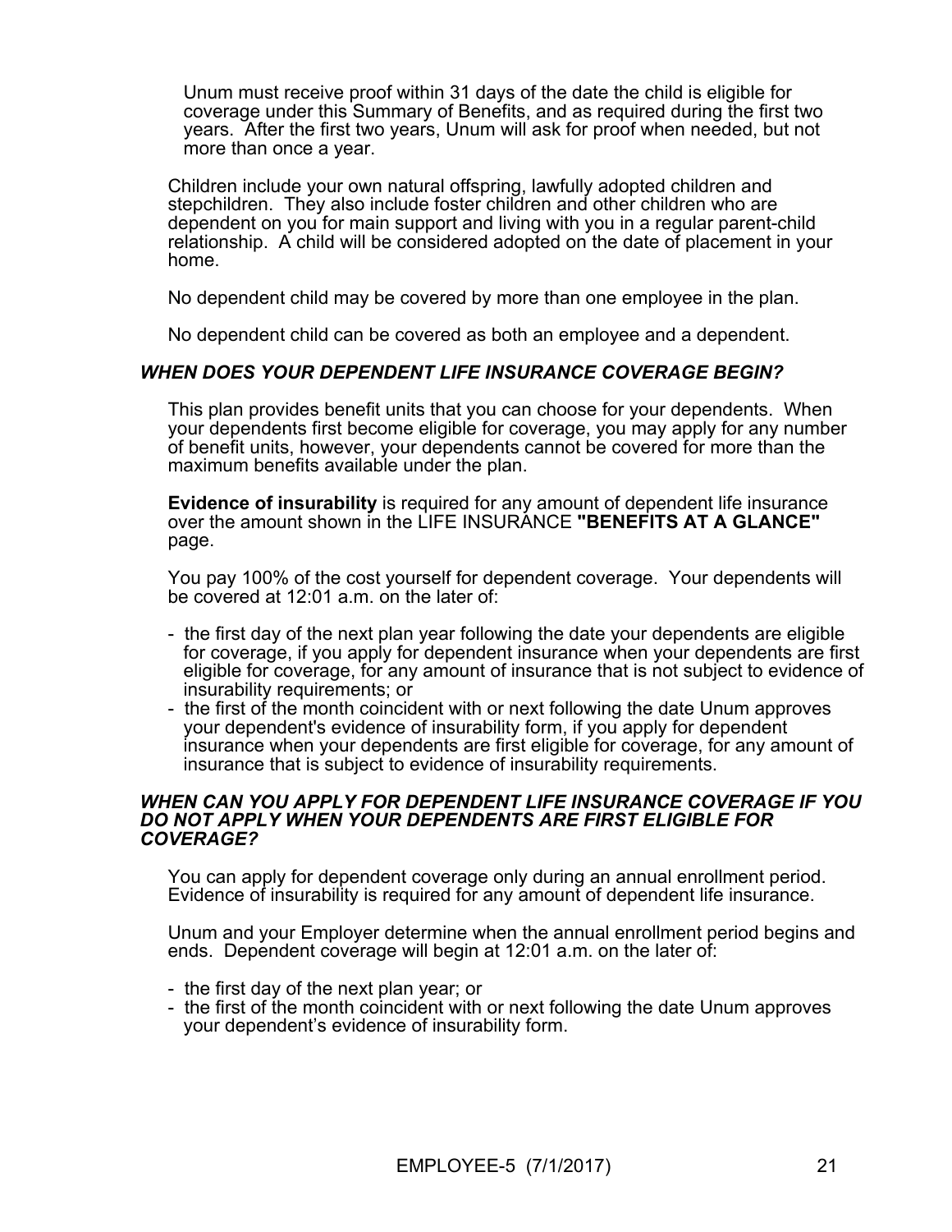Unum must receive proof within 31 days of the date the child is eligible for coverage under this Summary of Benefits, and as required during the first two years. After the first two years, Unum will ask for proof when needed, but not more than once a year.

Children include your own natural offspring, lawfully adopted children and stepchildren. They also include foster children and other children who are dependent on you for main support and living with you in a regular parent-child relationship. A child will be considered adopted on the date of placement in your home.

No dependent child may be covered by more than one employee in the plan.

No dependent child can be covered as both an employee and a dependent.

### *WHEN DOES YOUR DEPENDENT LIFE INSURANCE COVERAGE BEGIN?*

This plan provides benefit units that you can choose for your dependents. When your dependents first become eligible for coverage, you may apply for any number of benefit units, however, your dependents cannot be covered for more than the maximum benefits available under the plan.

**Evidence of insurability** is required for any amount of dependent life insurance over the amount shown in the LIFE INSURANCE **"BENEFITS AT A GLANCE"** page.

You pay 100% of the cost yourself for dependent coverage. Your dependents will be covered at 12:01 a.m. on the later of:

- the first day of the next plan year following the date your dependents are eligible for coverage, if you apply for dependent insurance when your dependents are first eligible for coverage, for any amount of insurance that is not subject to evidence of insurability requirements; or
- the first of the month coincident with or next following the date Unum approves your dependent's evidence of insurability form, if you apply for dependent insurance when your dependents are first eligible for coverage, for any amount of insurance that is subject to evidence of insurability requirements.

### *WHEN CAN YOU APPLY FOR DEPENDENT LIFE INSURANCE COVERAGE IF YOU DO NOT APPLY WHEN YOUR DEPENDENTS ARE FIRST ELIGIBLE FOR COVERAGE?*

You can apply for dependent coverage only during an annual enrollment period. Evidence of insurability is required for any amount of dependent life insurance.

Unum and your Employer determine when the annual enrollment period begins and ends. Dependent coverage will begin at 12:01 a.m. on the later of:

- the first day of the next plan year; or
- the first of the month coincident with or next following the date Unum approves your dependent's evidence of insurability form.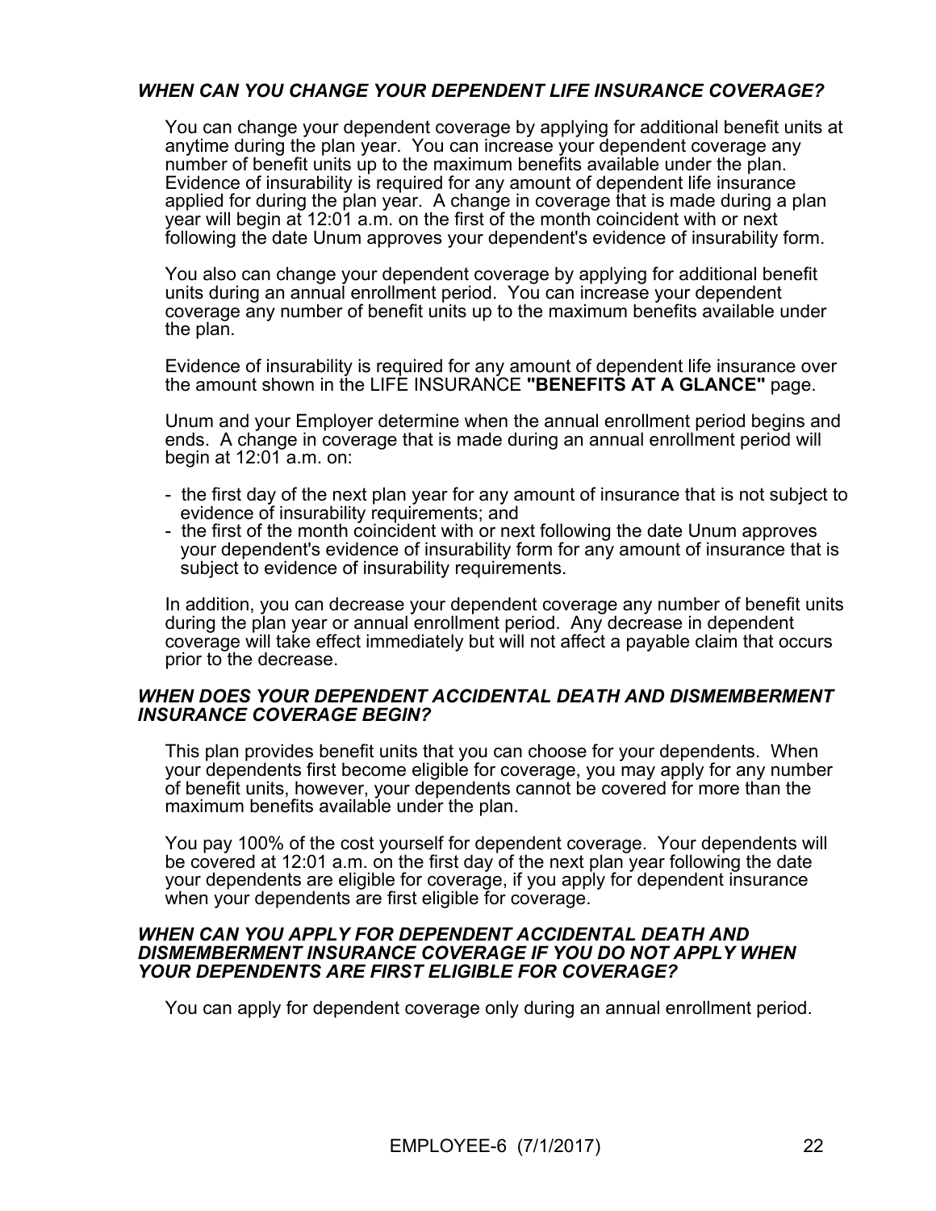### *WHEN CAN YOU CHANGE YOUR DEPENDENT LIFE INSURANCE COVERAGE?*

You can change your dependent coverage by applying for additional benefit units at anytime during the plan year. You can increase your dependent coverage any number of benefit units up to the maximum benefits available under the plan. Evidence of insurability is required for any amount of dependent life insurance applied for during the plan year. A change in coverage that is made during a plan year will begin at 12:01 a.m. on the first of the month coincident with or next following the date Unum approves your dependent's evidence of insurability form.

You also can change your dependent coverage by applying for additional benefit units during an annual enrollment period. You can increase your dependent coverage any number of benefit units up to the maximum benefits available under the plan.

Evidence of insurability is required for any amount of dependent life insurance over the amount shown in the LIFE INSURANCE **"BENEFITS AT A GLANCE"** page.

Unum and your Employer determine when the annual enrollment period begins and ends. A change in coverage that is made during an annual enrollment period will begin at 12:01 a.m. on:

- the first day of the next plan year for any amount of insurance that is not subject to evidence of insurability requirements; and
- the first of the month coincident with or next following the date Unum approves your dependent's evidence of insurability form for any amount of insurance that is subject to evidence of insurability requirements.

In addition, you can decrease your dependent coverage any number of benefit units during the plan year or annual enrollment period. Any decrease in dependent coverage will take effect immediately but will not affect a payable claim that occurs prior to the decrease.

### *WHEN DOES YOUR DEPENDENT ACCIDENTAL DEATH AND DISMEMBERMENT INSURANCE COVERAGE BEGIN?*

This plan provides benefit units that you can choose for your dependents. When your dependents first become eligible for coverage, you may apply for any number of benefit units, however, your dependents cannot be covered for more than the maximum benefits available under the plan.

You pay 100% of the cost yourself for dependent coverage. Your dependents will be covered at 12:01 a.m. on the first day of the next plan year following the date your dependents are eligible for coverage, if you apply for dependent insurance when your dependents are first eligible for coverage.

### *WHEN CAN YOU APPLY FOR DEPENDENT ACCIDENTAL DEATH AND DISMEMBERMENT INSURANCE COVERAGE IF YOU DO NOT APPLY WHEN YOUR DEPENDENTS ARE FIRST ELIGIBLE FOR COVERAGE?*

You can apply for dependent coverage only during an annual enrollment period.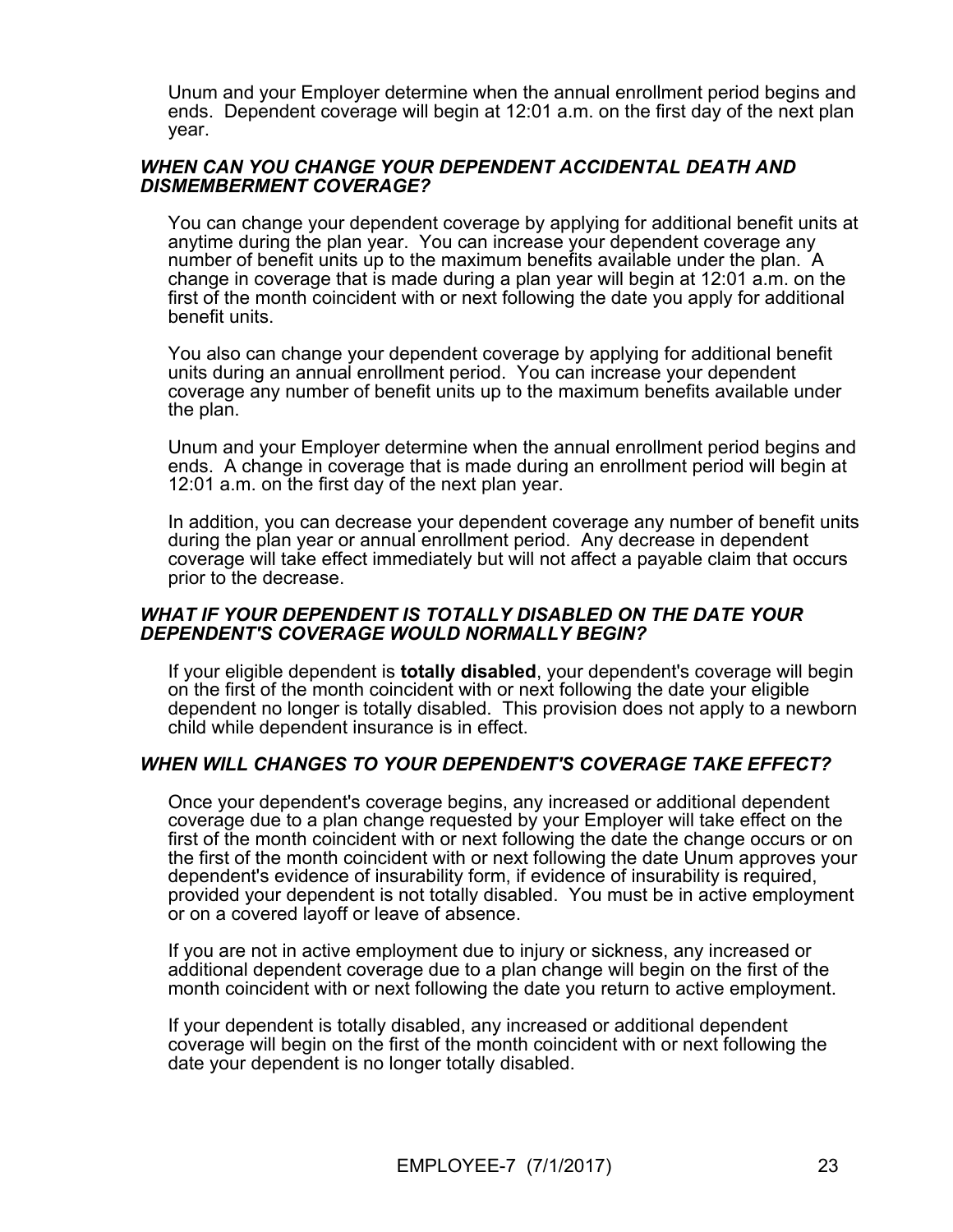Unum and your Employer determine when the annual enrollment period begins and ends. Dependent coverage will begin at 12:01 a.m. on the first day of the next plan year.

### *WHEN CAN YOU CHANGE YOUR DEPENDENT ACCIDENTAL DEATH AND DISMEMBERMENT COVERAGE?*

You can change your dependent coverage by applying for additional benefit units at anytime during the plan year. You can increase your dependent coverage any number of benefit units up to the maximum benefits available under the plan. A change in coverage that is made during a plan year will begin at 12:01 a.m. on the first of the month coincident with or next following the date you apply for additional benefit units.

You also can change your dependent coverage by applying for additional benefit units during an annual enrollment period. You can increase your dependent coverage any number of benefit units up to the maximum benefits available under the plan.

Unum and your Employer determine when the annual enrollment period begins and ends. A change in coverage that is made during an enrollment period will begin at 12:01 a.m. on the first day of the next plan year.

In addition, you can decrease your dependent coverage any number of benefit units during the plan year or annual enrollment period. Any decrease in dependent coverage will take effect immediately but will not affect a payable claim that occurs prior to the decrease.

### *WHAT IF YOUR DEPENDENT IS TOTALLY DISABLED ON THE DATE YOUR DEPENDENT'S COVERAGE WOULD NORMALLY BEGIN?*

If your eligible dependent is **totally disabled**, your dependent's coverage will begin on the first of the month coincident with or next following the date your eligible dependent no longer is totally disabled. This provision does not apply to a newborn child while dependent insurance is in effect.

### *WHEN WILL CHANGES TO YOUR DEPENDENT'S COVERAGE TAKE EFFECT?*

Once your dependent's coverage begins, any increased or additional dependent coverage due to a plan change requested by your Employer will take effect on the first of the month coincident with or next following the date the change occurs or on the first of the month coincident with or next following the date Unum approves your dependent's evidence of insurability form, if evidence of insurability is required, provided your dependent is not totally disabled. You must be in active employment or on a covered layoff or leave of absence.

If you are not in active employment due to injury or sickness, any increased or additional dependent coverage due to a plan change will begin on the first of the month coincident with or next following the date you return to active employment.

If your dependent is totally disabled, any increased or additional dependent coverage will begin on the first of the month coincident with or next following the date your dependent is no longer totally disabled.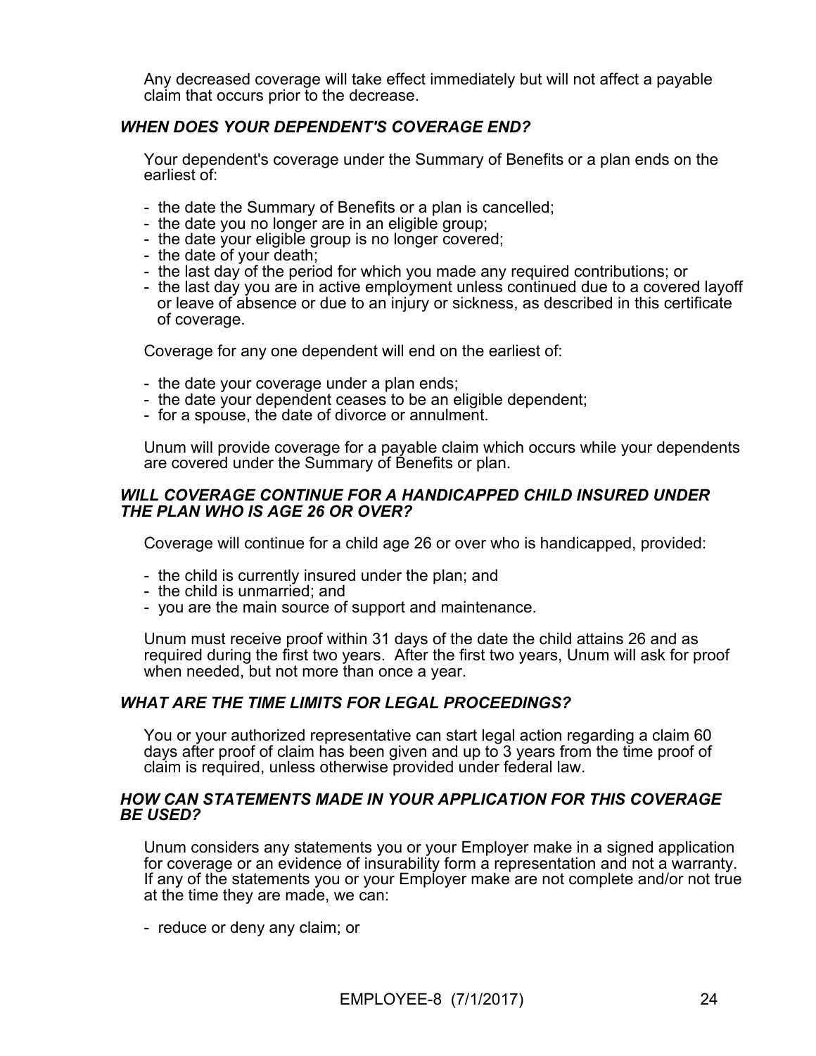Any decreased coverage will take effect immediately but will not affect a payable claim that occurs prior to the decrease.

### *WHEN DOES YOUR DEPENDENT'S COVERAGE END?*

Your dependent's coverage under the Summary of Benefits or a plan ends on the earliest of:

- the date the Summary of Benefits or a plan is cancelled;
- the date you no longer are in an eligible group;
- the date your eligible group is no longer covered;
- the date of your death;
- the last day of the period for which you made any required contributions; or
- the last day you are in active employment unless continued due to a covered layoff or leave of absence or due to an injury or sickness, as described in this certificate of coverage.

Coverage for any one dependent will end on the earliest of:

- the date your coverage under a plan ends;
- the date your dependent ceases to be an eligible dependent;
- for a spouse, the date of divorce or annulment.

Unum will provide coverage for a payable claim which occurs while your dependents are covered under the Summary of Benefits or plan.

### *WILL COVERAGE CONTINUE FOR A HANDICAPPED CHILD INSURED UNDER THE PLAN WHO IS AGE 26 OR OVER?*

Coverage will continue for a child age 26 or over who is handicapped, provided:

- the child is currently insured under the plan; and
- the child is unmarried; and
- you are the main source of support and maintenance.

Unum must receive proof within 31 days of the date the child attains 26 and as required during the first two years. After the first two years, Unum will ask for proof when needed, but not more than once a year.

### *WHAT ARE THE TIME LIMITS FOR LEGAL PROCEEDINGS?*

You or your authorized representative can start legal action regarding a claim 60 days after proof of claim has been given and up to 3 years from the time proof of claim is required, unless otherwise provided under federal law.

### *HOW CAN STATEMENTS MADE IN YOUR APPLICATION FOR THIS COVERAGE BE USED?*

Unum considers any statements you or your Employer make in a signed application for coverage or an evidence of insurability form a representation and not a warranty. If any of the statements you or your Employer make are not complete and/or not true at the time they are made, we can:

- reduce or deny any claim; or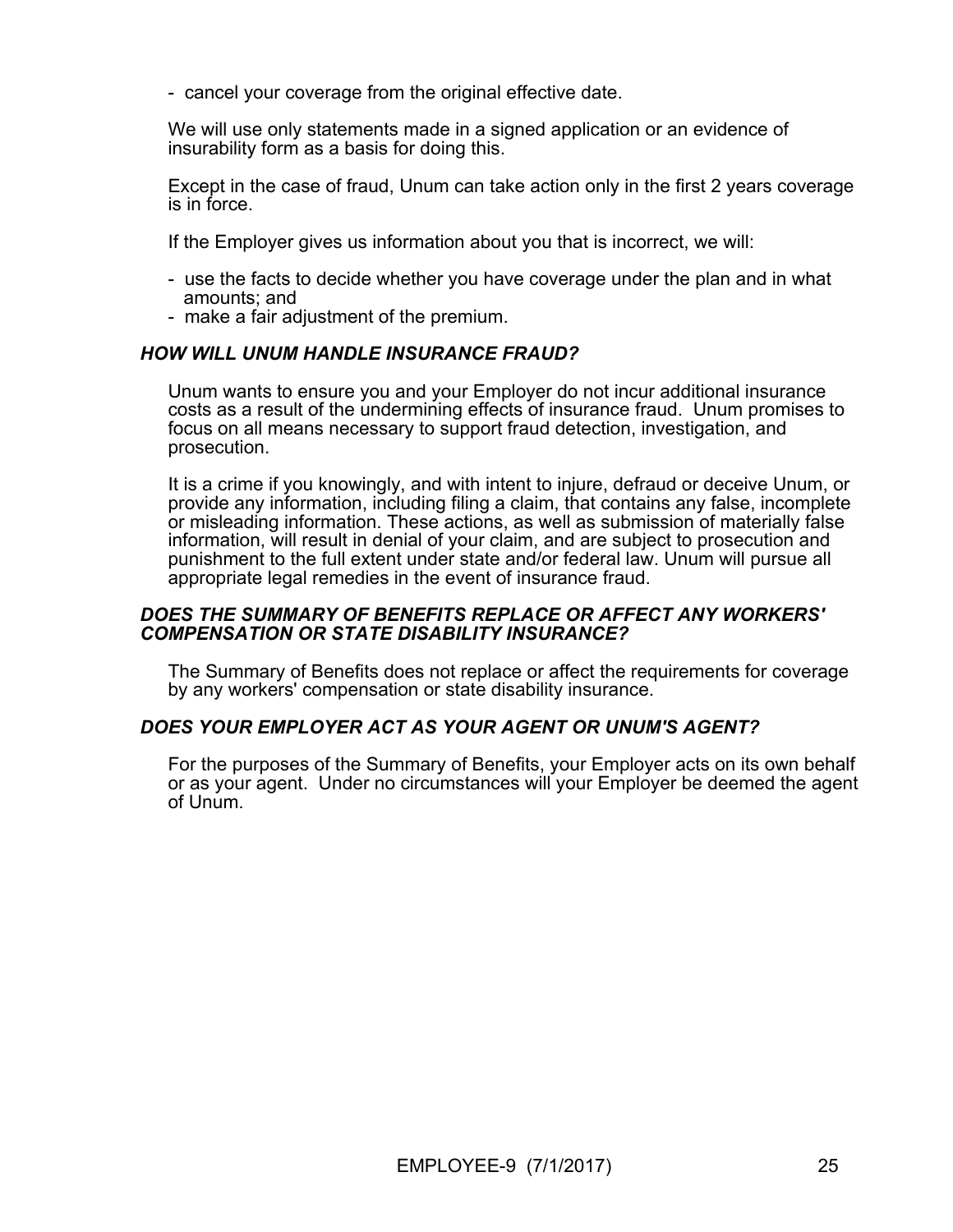- cancel your coverage from the original effective date.

We will use only statements made in a signed application or an evidence of insurability form as a basis for doing this.

Except in the case of fraud, Unum can take action only in the first 2 years coverage is in force.

If the Employer gives us information about you that is incorrect, we will:

- use the facts to decide whether you have coverage under the plan and in what amounts; and
- make a fair adjustment of the premium.

### *HOW WILL UNUM HANDLE INSURANCE FRAUD?*

Unum wants to ensure you and your Employer do not incur additional insurance costs as a result of the undermining effects of insurance fraud. Unum promises to focus on all means necessary to support fraud detection, investigation, and prosecution.

It is a crime if you knowingly, and with intent to injure, defraud or deceive Unum, or provide any information, including filing a claim, that contains any false, incomplete or misleading information. These actions, as well as submission of materially false information, will result in denial of your claim, and are subject to prosecution and punishment to the full extent under state and/or federal law. Unum will pursue all appropriate legal remedies in the event of insurance fraud.

### *DOES THE SUMMARY OF BENEFITS REPLACE OR AFFECT ANY WORKERS' COMPENSATION OR STATE DISABILITY INSURANCE?*

The Summary of Benefits does not replace or affect the requirements for coverage by any workers' compensation or state disability insurance.

### *DOES YOUR EMPLOYER ACT AS YOUR AGENT OR UNUM'S AGENT?*

For the purposes of the Summary of Benefits, your Employer acts on its own behalf or as your agent. Under no circumstances will your Employer be deemed the agent of Unum.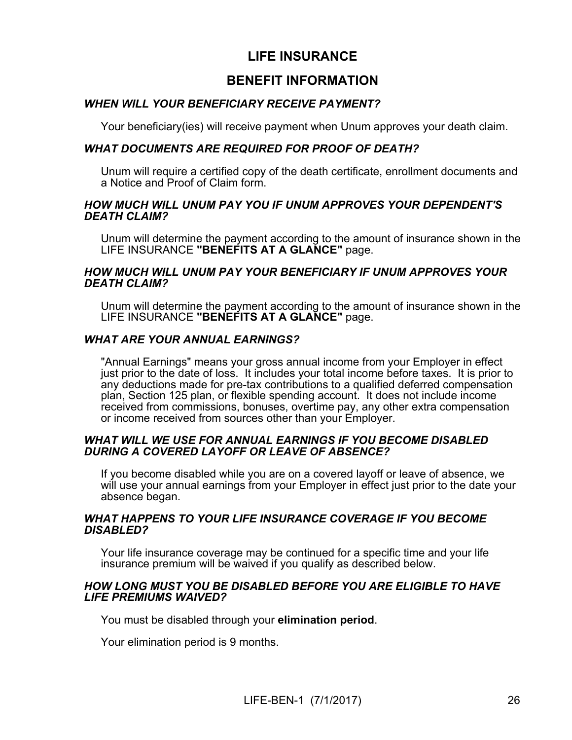# LIFE INSURANCE

## BENEFIT INFORMATION

### *WHEN WILL YOUR BENEFICIARY RECEIVE PAYMENT?*

Your beneficiary(ies) will receive payment when Unum approves your death claim.

### *WHAT DOCUMENTS ARE REQUIRED FOR PROOF OF DEATH?*

Unum will require a certified copy of the death certificate, enrollment documents and a Notice and Proof of Claim form.

### *HOW MUCH WILL UNUM PAY YOU IF UNUM APPROVES YOUR DEPENDENT'S DEATH CLAIM?*

Unum will determine the payment according to the amount of insurance shown in the LIFE INSURANCE **"BENEFITS AT A GLANCE"** page.

### *HOW MUCH WILL UNUM PAY YOUR BENEFICIARY IF UNUM APPROVES YOUR DEATH CLAIM?*

Unum will determine the payment according to the amount of insurance shown in the LIFE INSURANCE **"BENEFITS AT A GLANCE"** page.

### *WHAT ARE YOUR ANNUAL EARNINGS?*

"Annual Earnings" means your gross annual income from your Employer in effect just prior to the date of loss. It includes your total income before taxes. It is prior to any deductions made for pre-tax contributions to a qualified deferred compensation plan, Section 125 plan, or flexible spending account. It does not include income received from commissions, bonuses, overtime pay, any other extra compensation or income received from sources other than your Employer.

### *WHAT WILL WE USE FOR ANNUAL EARNINGS IF YOU BECOME DISABLED DURING A COVERED LAYOFF OR LEAVE OF ABSENCE?*

If you become disabled while you are on a covered layoff or leave of absence, we will use your annual earnings from your Employer in effect just prior to the date your absence began.

### *WHAT HAPPENS TO YOUR LIFE INSURANCE COVERAGE IF YOU BECOME DISABLED?*

Your life insurance coverage may be continued for a specific time and your life insurance premium will be waived if you qualify as described below.

### *HOW LONG MUST YOU BE DISABLED BEFORE YOU ARE ELIGIBLE TO HAVE LIFE PREMIUMS WAIVED?*

You must be disabled through your **elimination period**.

Your elimination period is 9 months.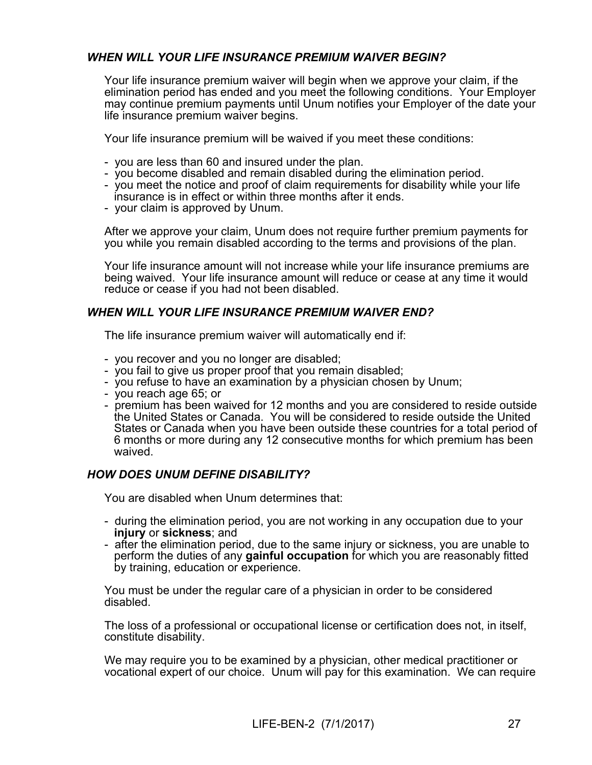### ***WHEN WILL YOUR LIFE INSURANCE PREMIUM WAIVER BEGIN?***

Your life insurance premium waiver will begin when we approve your claim, if the elimination period has ended and you meet the following conditions. Your Employer may continue premium payments until Unum notifies your Employer of the date your life insurance premium waiver begins.

Your life insurance premium will be waived if you meet these conditions:

- you are less than 60 and insured under the plan.
- you become disabled and remain disabled during the elimination period.
- you meet the notice and proof of claim requirements for disability while your life insurance is in effect or within three months after it ends.
- your claim is approved by Unum.

After we approve your claim, Unum does not require further premium payments for you while you remain disabled according to the terms and provisions of the plan.

Your life insurance amount will not increase while your life insurance premiums are being waived. Your life insurance amount will reduce or cease at any time it would reduce or cease if you had not been disabled.

### ***WHEN WILL YOUR LIFE INSURANCE PREMIUM WAIVER END?***

The life insurance premium waiver will automatically end if:

- you recover and you no longer are disabled;
- you fail to give us proper proof that you remain disabled;
- you refuse to have an examination by a physician chosen by Unum;
- you reach age 65; or
- premium has been waived for 12 months and you are considered to reside outside the United States or Canada. You will be considered to reside outside the United States or Canada when you have been outside these countries for a total period of 6 months or more during any 12 consecutive months for which premium has been waived.

### ***HOW DOES UNUM DEFINE DISABILITY?***

You are disabled when Unum determines that:

- during the elimination period, you are not working in any occupation due to your **injury** or **sickness**; and
- after the elimination period, due to the same injury or sickness, you are unable to perform the duties of any **gainful occupation** for which you are reasonably fitted by training, education or experience.

You must be under the regular care of a physician in order to be considered disabled.

The loss of a professional or occupational license or certification does not, in itself, constitute disability.

We may require you to be examined by a physician, other medical practitioner or vocational expert of our choice. Unum will pay for this examination. We can require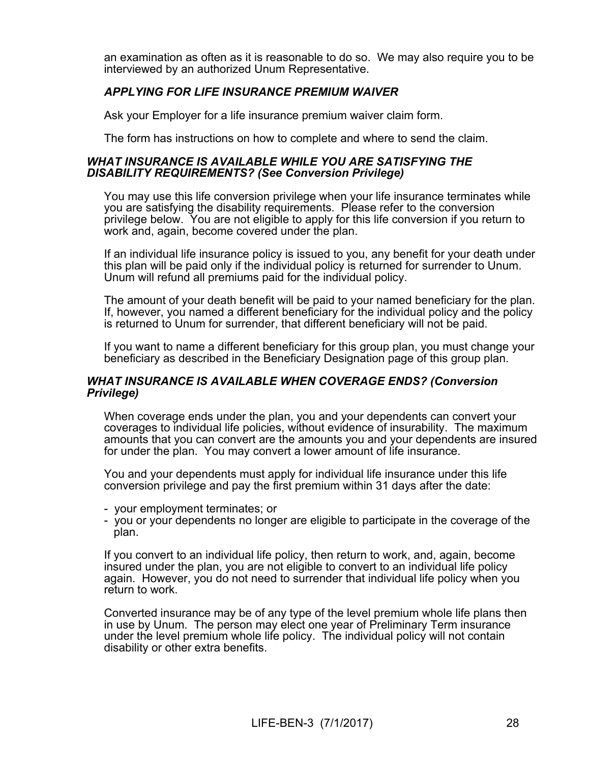an examination as often as it is reasonable to do so. We may also require you to be interviewed by an authorized Unum Representative.

### *APPLYING FOR LIFE INSURANCE PREMIUM WAIVER*

Ask your Employer for a life insurance premium waiver claim form.

The form has instructions on how to complete and where to send the claim.

### *WHAT INSURANCE IS AVAILABLE WHILE YOU ARE SATISFYING THE DISABILITY REQUIREMENTS? (See Conversion Privilege)*

You may use this life conversion privilege when your life insurance terminates while you are satisfying the disability requirements. Please refer to the conversion privilege below. You are not eligible to apply for this life conversion if you return to work and, again, become covered under the plan.

If an individual life insurance policy is issued to you, any benefit for your death under this plan will be paid only if the individual policy is returned for surrender to Unum. Unum will refund all premiums paid for the individual policy.

The amount of your death benefit will be paid to your named beneficiary for the plan. If, however, you named a different beneficiary for the individual policy and the policy is returned to Unum for surrender, that different beneficiary will not be paid.

If you want to name a different beneficiary for this group plan, you must change your beneficiary as described in the Beneficiary Designation page of this group plan.

### *WHAT INSURANCE IS AVAILABLE WHEN COVERAGE ENDS? (Conversion Privilege)*

When coverage ends under the plan, you and your dependents can convert your coverages to individual life policies, without evidence of insurability. The maximum amounts that you can convert are the amounts you and your dependents are insured for under the plan. You may convert a lower amount of life insurance.

You and your dependents must apply for individual life insurance under this life conversion privilege and pay the first premium within 31 days after the date:

- your employment terminates; or
- you or your dependents no longer are eligible to participate in the coverage of the plan.

If you convert to an individual life policy, then return to work, and, again, become insured under the plan, you are not eligible to convert to an individual life policy again. However, you do not need to surrender that individual life policy when you return to work.

Converted insurance may be of any type of the level premium whole life plans then in use by Unum. The person may elect one year of Preliminary Term insurance under the level premium whole life policy. The individual policy will not contain disability or other extra benefits.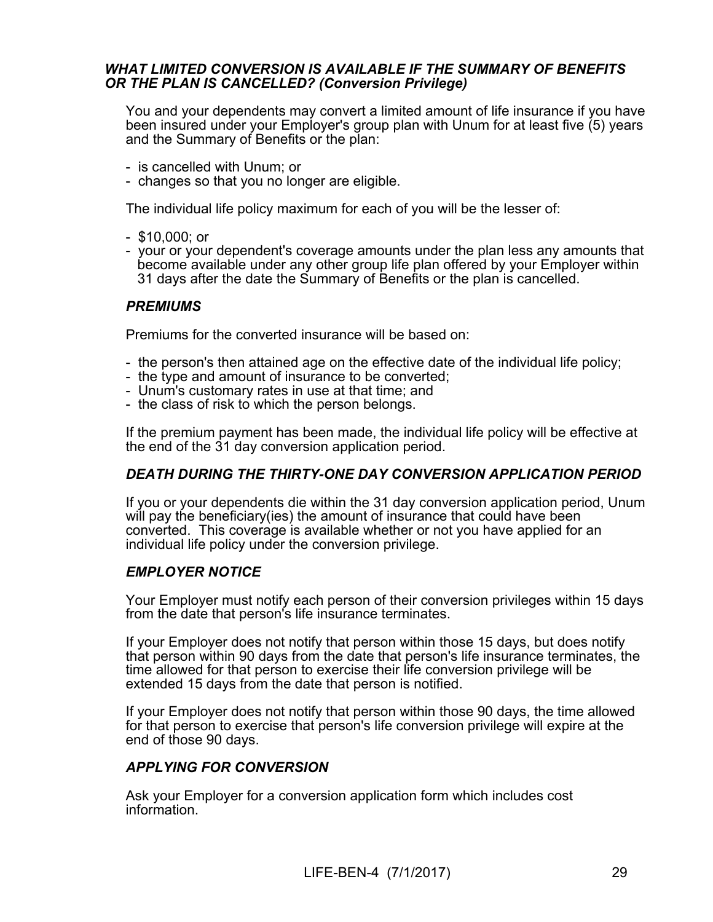### *WHAT LIMITED CONVERSION IS AVAILABLE IF THE SUMMARY OF BENEFITS OR THE PLAN IS CANCELLED? (Conversion Privilege)*

You and your dependents may convert a limited amount of life insurance if you have been insured under your Employer's group plan with Unum for at least five (5) years and the Summary of Benefits or the plan:

- is cancelled with Unum; or
- changes so that you no longer are eligible.

The individual life policy maximum for each of you will be the lesser of:

- $10,000; or
- your or your dependent's coverage amounts under the plan less any amounts that become available under any other group life plan offered by your Employer within 31 days after the date the Summary of Benefits or the plan is cancelled.

#### *PREMIUMS*

Premiums for the converted insurance will be based on:

- the person's then attained age on the effective date of the individual life policy;
- the type and amount of insurance to be converted;
- Unum's customary rates in use at that time; and
- the class of risk to which the person belongs.

If the premium payment has been made, the individual life policy will be effective at the end of the 31 day conversion application period.

#### *DEATH DURING THE THIRTY-ONE DAY CONVERSION APPLICATION PERIOD*

If you or your dependents die within the 31 day conversion application period, Unum will pay the beneficiary(ies) the amount of insurance that could have been converted. This coverage is available whether or not you have applied for an individual life policy under the conversion privilege.

#### *EMPLOYER NOTICE*

Your Employer must notify each person of their conversion privileges within 15 days from the date that person's life insurance terminates.

If your Employer does not notify that person within those 15 days, but does notify that person within 90 days from the date that person's life insurance terminates, the time allowed for that person to exercise their life conversion privilege will be extended 15 days from the date that person is notified.

If your Employer does not notify that person within those 90 days, the time allowed for that person to exercise that person's life conversion privilege will expire at the end of those 90 days.

#### *APPLYING FOR CONVERSION*

Ask your Employer for a conversion application form which includes cost information.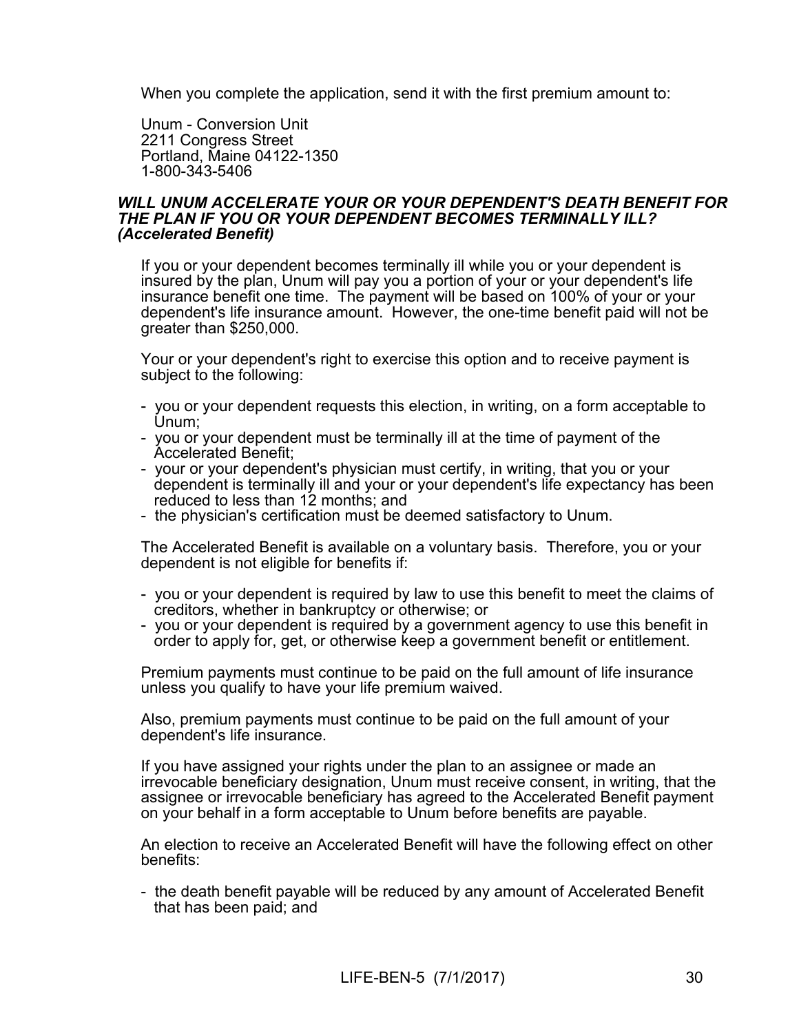When you complete the application, send it with the first premium amount to:

Unum - Conversion Unit
2211 Congress Street
Portland, Maine 04122-1350
1-800-343-5406

***WILL UNUM ACCELERATE YOUR OR YOUR DEPENDENT'S DEATH BENEFIT FOR THE PLAN IF YOU OR YOUR DEPENDENT BECOMES TERMINALLY ILL? (Accelerated Benefit)***

If you or your dependent becomes terminally ill while you or your dependent is insured by the plan, Unum will pay you a portion of your or your dependent's life insurance benefit one time. The payment will be based on 100% of your or your dependent's life insurance amount. However, the one-time benefit paid will not be greater than $250,000.

Your or your dependent's right to exercise this option and to receive payment is subject to the following:

- you or your dependent requests this election, in writing, on a form acceptable to Unum;
- you or your dependent must be terminally ill at the time of payment of the Accelerated Benefit;
- your or your dependent's physician must certify, in writing, that you or your dependent is terminally ill and your or your dependent's life expectancy has been reduced to less than 12 months; and
- the physician's certification must be deemed satisfactory to Unum.

The Accelerated Benefit is available on a voluntary basis. Therefore, you or your dependent is not eligible for benefits if:

- you or your dependent is required by law to use this benefit to meet the claims of creditors, whether in bankruptcy or otherwise; or
- you or your dependent is required by a government agency to use this benefit in order to apply for, get, or otherwise keep a government benefit or entitlement.

Premium payments must continue to be paid on the full amount of life insurance unless you qualify to have your life premium waived.

Also, premium payments must continue to be paid on the full amount of your dependent's life insurance.

If you have assigned your rights under the plan to an assignee or made an irrevocable beneficiary designation, Unum must receive consent, in writing, that the assignee or irrevocable beneficiary has agreed to the Accelerated Benefit payment on your behalf in a form acceptable to Unum before benefits are payable.

An election to receive an Accelerated Benefit will have the following effect on other benefits:

- the death benefit payable will be reduced by any amount of Accelerated Benefit that has been paid; and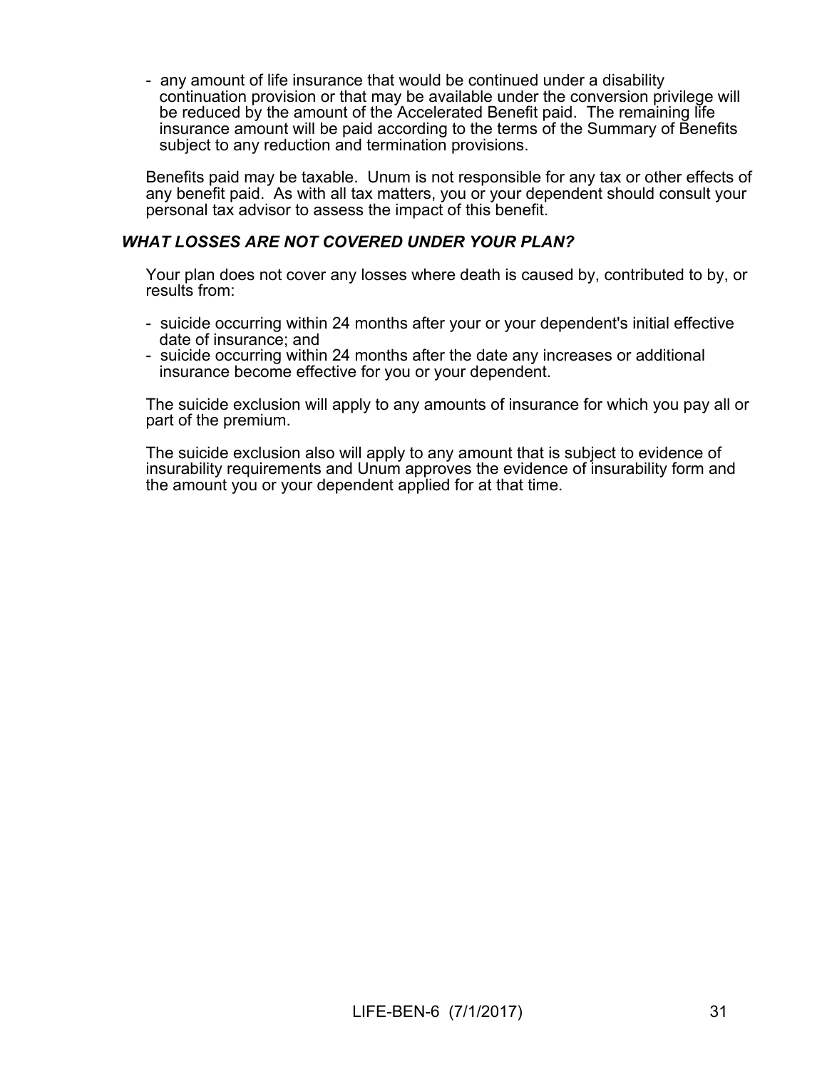- any amount of life insurance that would be continued under a disability continuation provision or that may be available under the conversion privilege will be reduced by the amount of the Accelerated Benefit paid. The remaining life insurance amount will be paid according to the terms of the Summary of Benefits subject to any reduction and termination provisions.

Benefits paid may be taxable. Unum is not responsible for any tax or other effects of any benefit paid. As with all tax matters, you or your dependent should consult your personal tax advisor to assess the impact of this benefit.

### *WHAT LOSSES ARE NOT COVERED UNDER YOUR PLAN?*

Your plan does not cover any losses where death is caused by, contributed to by, or results from:

- suicide occurring within 24 months after your or your dependent's initial effective date of insurance; and
- suicide occurring within 24 months after the date any increases or additional insurance become effective for you or your dependent.

The suicide exclusion will apply to any amounts of insurance for which you pay all or part of the premium.

The suicide exclusion also will apply to any amount that is subject to evidence of insurability requirements and Unum approves the evidence of insurability form and the amount you or your dependent applied for at that time.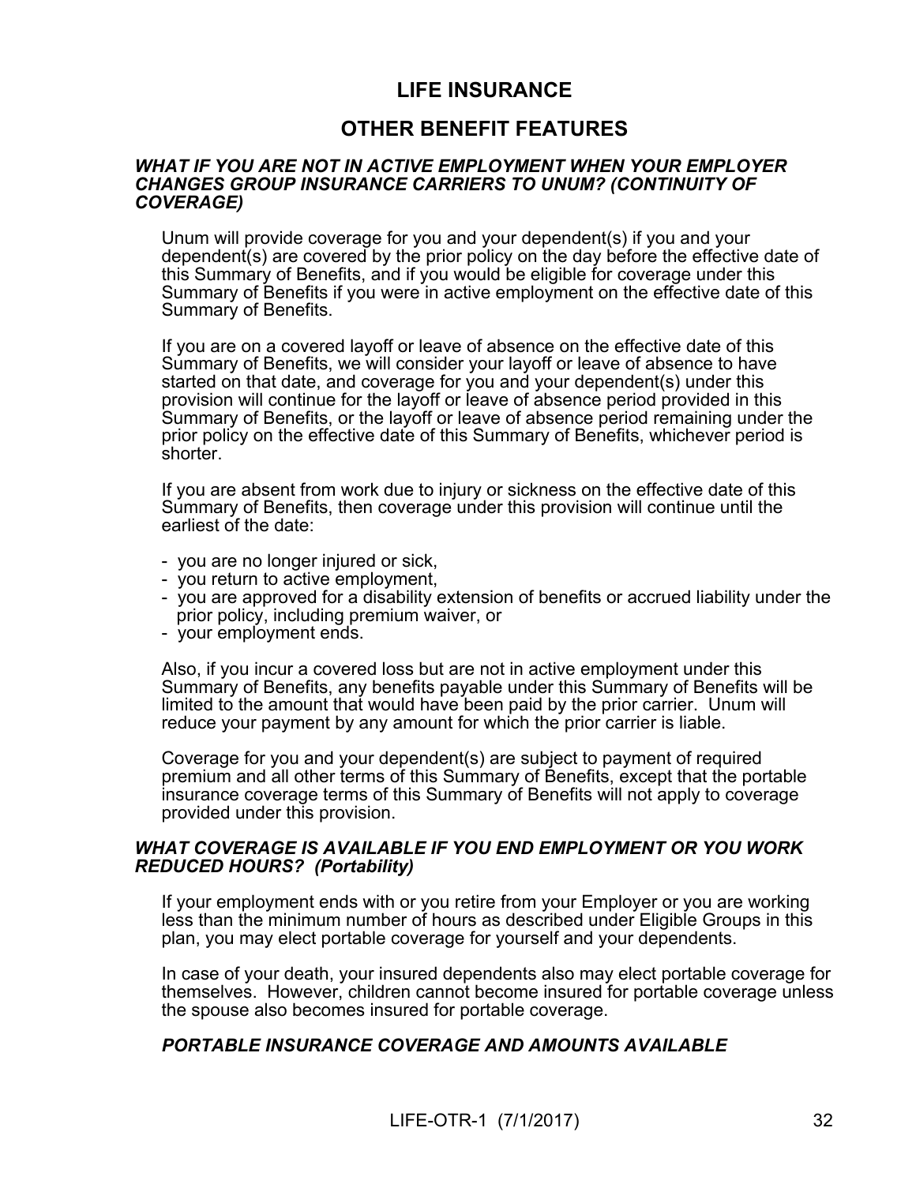# LIFE INSURANCE

## OTHER BENEFIT FEATURES

***WHAT IF YOU ARE NOT IN ACTIVE EMPLOYMENT WHEN YOUR EMPLOYER CHANGES GROUP INSURANCE CARRIERS TO UNUM? (CONTINUITY OF COVERAGE)***

Unum will provide coverage for you and your dependent(s) if you and your dependent(s) are covered by the prior policy on the day before the effective date of this Summary of Benefits, and if you would be eligible for coverage under this Summary of Benefits if you were in active employment on the effective date of this Summary of Benefits.

If you are on a covered layoff or leave of absence on the effective date of this Summary of Benefits, we will consider your layoff or leave of absence to have started on that date, and coverage for you and your dependent(s) under this provision will continue for the layoff or leave of absence period provided in this Summary of Benefits, or the layoff or leave of absence period remaining under the prior policy on the effective date of this Summary of Benefits, whichever period is shorter.

If you are absent from work due to injury or sickness on the effective date of this Summary of Benefits, then coverage under this provision will continue until the earliest of the date:

- you are no longer injured or sick,
- you return to active employment,
- you are approved for a disability extension of benefits or accrued liability under the prior policy, including premium waiver, or
- your employment ends.

Also, if you incur a covered loss but are not in active employment under this Summary of Benefits, any benefits payable under this Summary of Benefits will be limited to the amount that would have been paid by the prior carrier. Unum will reduce your payment by any amount for which the prior carrier is liable.

Coverage for you and your dependent(s) are subject to payment of required premium and all other terms of this Summary of Benefits, except that the portable insurance coverage terms of this Summary of Benefits will not apply to coverage provided under this provision.

***WHAT COVERAGE IS AVAILABLE IF YOU END EMPLOYMENT OR YOU WORK REDUCED HOURS? (Portability)***

If your employment ends with or you retire from your Employer or you are working less than the minimum number of hours as described under Eligible Groups in this plan, you may elect portable coverage for yourself and your dependents.

In case of your death, your insured dependents also may elect portable coverage for themselves. However, children cannot become insured for portable coverage unless the spouse also becomes insured for portable coverage.

***PORTABLE INSURANCE COVERAGE AND AMOUNTS AVAILABLE***

LIFE-OTR-1 (7/1/2017)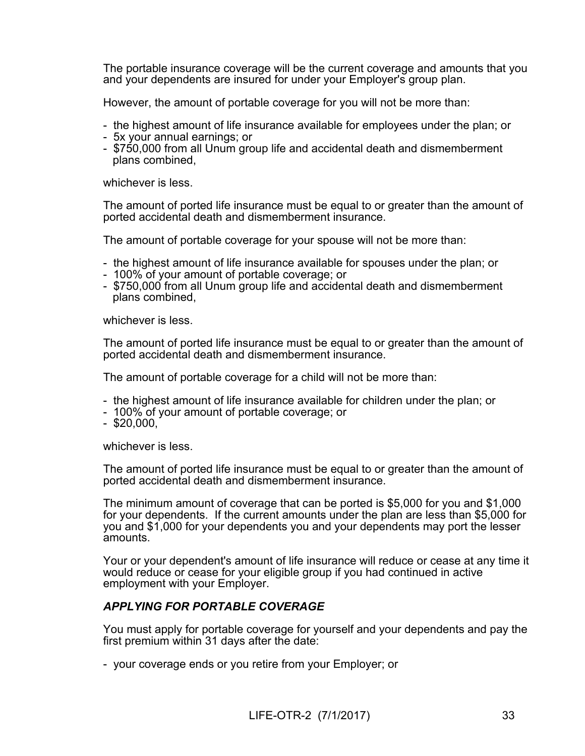The portable insurance coverage will be the current coverage and amounts that you and your dependents are insured for under your Employer's group plan.

However, the amount of portable coverage for you will not be more than:

- the highest amount of life insurance available for employees under the plan; or
- 5x your annual earnings; or
- $750,000 from all Unum group life and accidental death and dismemberment plans combined,

whichever is less.

The amount of ported life insurance must be equal to or greater than the amount of ported accidental death and dismemberment insurance.

The amount of portable coverage for your spouse will not be more than:

- the highest amount of life insurance available for spouses under the plan; or
- 100% of your amount of portable coverage; or
- $750,000 from all Unum group life and accidental death and dismemberment plans combined,

whichever is less.

The amount of ported life insurance must be equal to or greater than the amount of ported accidental death and dismemberment insurance.

The amount of portable coverage for a child will not be more than:

- the highest amount of life insurance available for children under the plan; or
- 100% of your amount of portable coverage; or
- $20,000,

whichever is less.

The amount of ported life insurance must be equal to or greater than the amount of ported accidental death and dismemberment insurance.

The minimum amount of coverage that can be ported is $5,000 for you and $1,000 for your dependents. If the current amounts under the plan are less than $5,000 for you and $1,000 for your dependents you and your dependents may port the lesser amounts.

Your or your dependent's amount of life insurance will reduce or cease at any time it would reduce or cease for your eligible group if you had continued in active employment with your Employer.

### *APPLYING FOR PORTABLE COVERAGE*

You must apply for portable coverage for yourself and your dependents and pay the first premium within 31 days after the date:

- your coverage ends or you retire from your Employer; or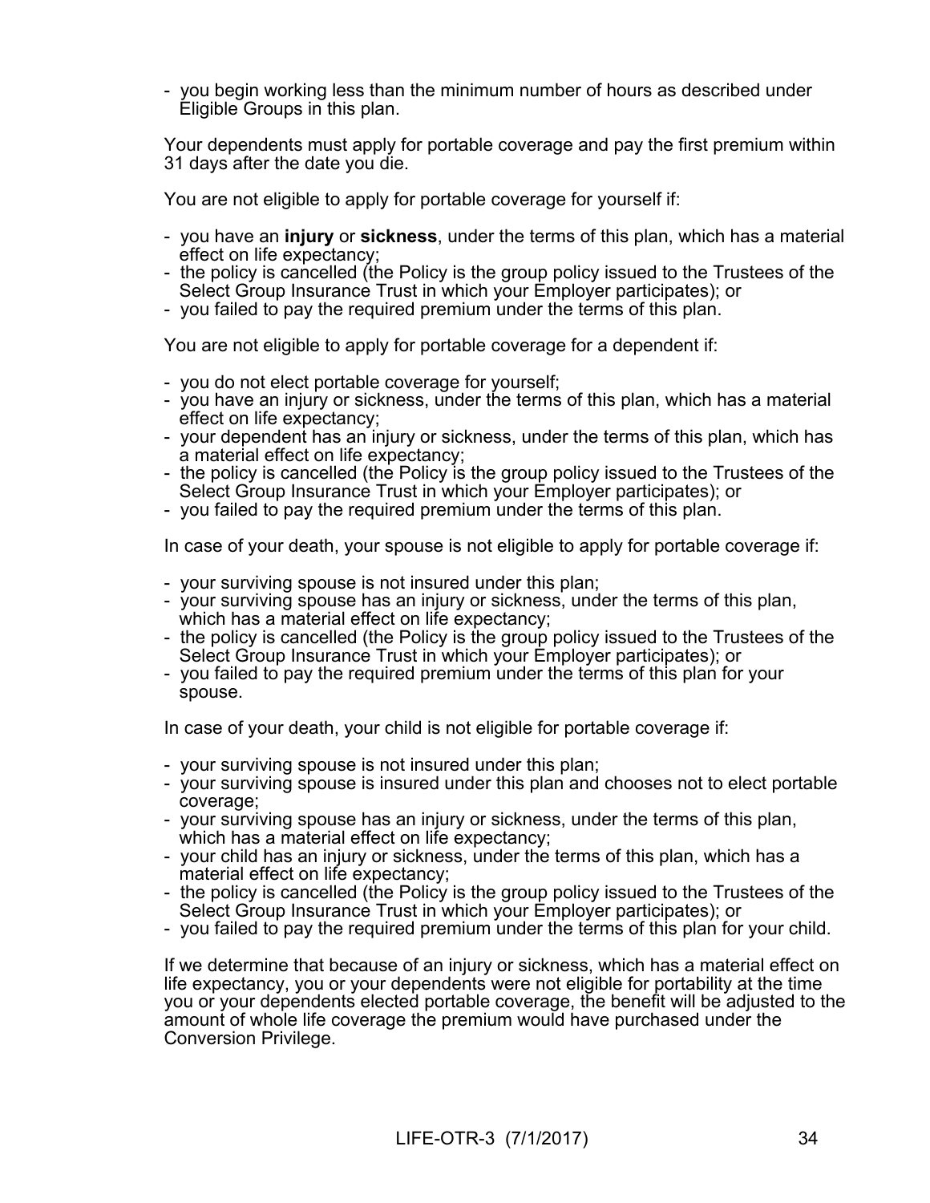- you begin working less than the minimum number of hours as described under Eligible Groups in this plan.

Your dependents must apply for portable coverage and pay the first premium within 31 days after the date you die.

You are not eligible to apply for portable coverage for yourself if:

- you have an **injury** or **sickness**, under the terms of this plan, which has a material effect on life expectancy;
- the policy is cancelled (the Policy is the group policy issued to the Trustees of the Select Group Insurance Trust in which your Employer participates); or
- you failed to pay the required premium under the terms of this plan.

You are not eligible to apply for portable coverage for a dependent if:

- you do not elect portable coverage for yourself;
- you have an injury or sickness, under the terms of this plan, which has a material effect on life expectancy;
- your dependent has an injury or sickness, under the terms of this plan, which has a material effect on life expectancy;
- the policy is cancelled (the Policy is the group policy issued to the Trustees of the Select Group Insurance Trust in which your Employer participates); or
- you failed to pay the required premium under the terms of this plan.

In case of your death, your spouse is not eligible to apply for portable coverage if:

- your surviving spouse is not insured under this plan;
- your surviving spouse has an injury or sickness, under the terms of this plan, which has a material effect on life expectancy;
- the policy is cancelled (the Policy is the group policy issued to the Trustees of the Select Group Insurance Trust in which your Employer participates); or
- you failed to pay the required premium under the terms of this plan for your spouse.

In case of your death, your child is not eligible for portable coverage if:

- your surviving spouse is not insured under this plan;
- your surviving spouse is insured under this plan and chooses not to elect portable coverage;
- your surviving spouse has an injury or sickness, under the terms of this plan, which has a material effect on life expectancy;
- your child has an injury or sickness, under the terms of this plan, which has a material effect on life expectancy;
- the policy is cancelled (the Policy is the group policy issued to the Trustees of the Select Group Insurance Trust in which your Employer participates); or
- you failed to pay the required premium under the terms of this plan for your child.

If we determine that because of an injury or sickness, which has a material effect on life expectancy, you or your dependents were not eligible for portability at the time you or your dependents elected portable coverage, the benefit will be adjusted to the amount of whole life coverage the premium would have purchased under the Conversion Privilege.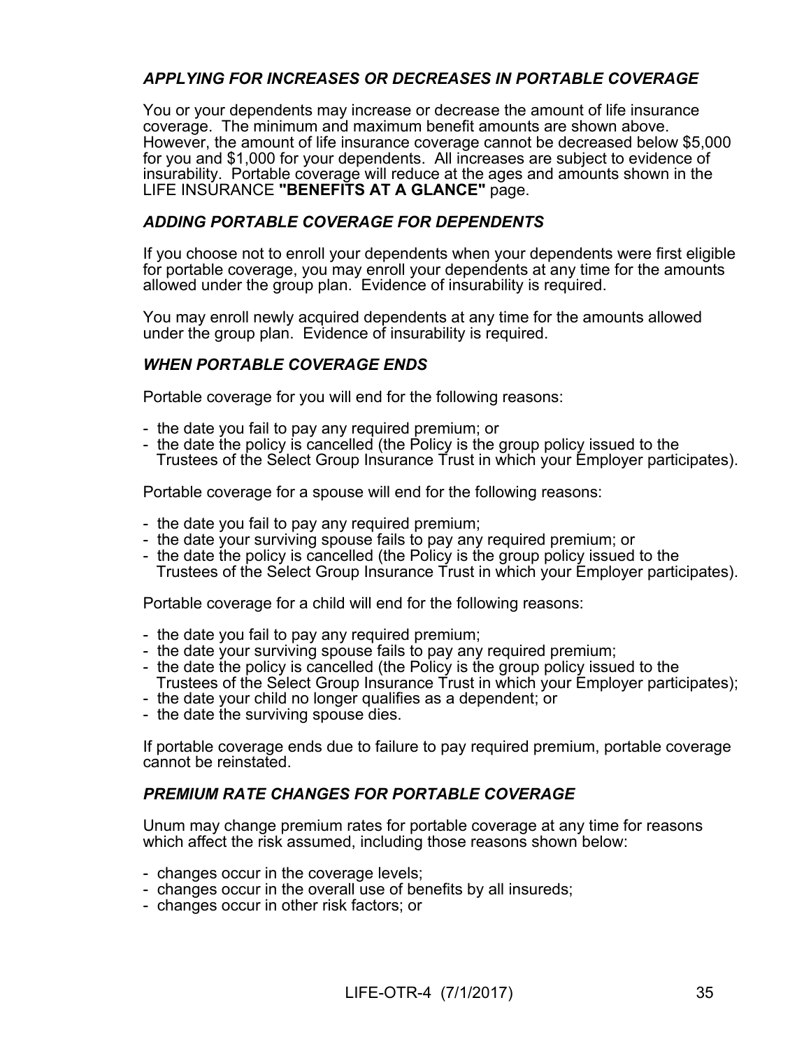### *APPLYING FOR INCREASES OR DECREASES IN PORTABLE COVERAGE*

You or your dependents may increase or decrease the amount of life insurance coverage. The minimum and maximum benefit amounts are shown above. However, the amount of life insurance coverage cannot be decreased below $5,000 for you and $1,000 for your dependents. All increases are subject to evidence of insurability. Portable coverage will reduce at the ages and amounts shown in the LIFE INSURANCE **"BENEFITS AT A GLANCE"** page.

### *ADDING PORTABLE COVERAGE FOR DEPENDENTS*

If you choose not to enroll your dependents when your dependents were first eligible for portable coverage, you may enroll your dependents at any time for the amounts allowed under the group plan. Evidence of insurability is required.

You may enroll newly acquired dependents at any time for the amounts allowed under the group plan. Evidence of insurability is required.

### *WHEN PORTABLE COVERAGE ENDS*

Portable coverage for you will end for the following reasons:

- the date you fail to pay any required premium; or
- the date the policy is cancelled (the Policy is the group policy issued to the Trustees of the Select Group Insurance Trust in which your Employer participates).

Portable coverage for a spouse will end for the following reasons:

- the date you fail to pay any required premium;
- the date your surviving spouse fails to pay any required premium; or
- the date the policy is cancelled (the Policy is the group policy issued to the Trustees of the Select Group Insurance Trust in which your Employer participates).

Portable coverage for a child will end for the following reasons:

- the date you fail to pay any required premium;
- the date your surviving spouse fails to pay any required premium;
- the date the policy is cancelled (the Policy is the group policy issued to the Trustees of the Select Group Insurance Trust in which your Employer participates);
- the date your child no longer qualifies as a dependent; or
- the date the surviving spouse dies.

If portable coverage ends due to failure to pay required premium, portable coverage cannot be reinstated.

### *PREMIUM RATE CHANGES FOR PORTABLE COVERAGE*

Unum may change premium rates for portable coverage at any time for reasons which affect the risk assumed, including those reasons shown below:

- changes occur in the coverage levels;
- changes occur in the overall use of benefits by all insureds;
- changes occur in other risk factors; or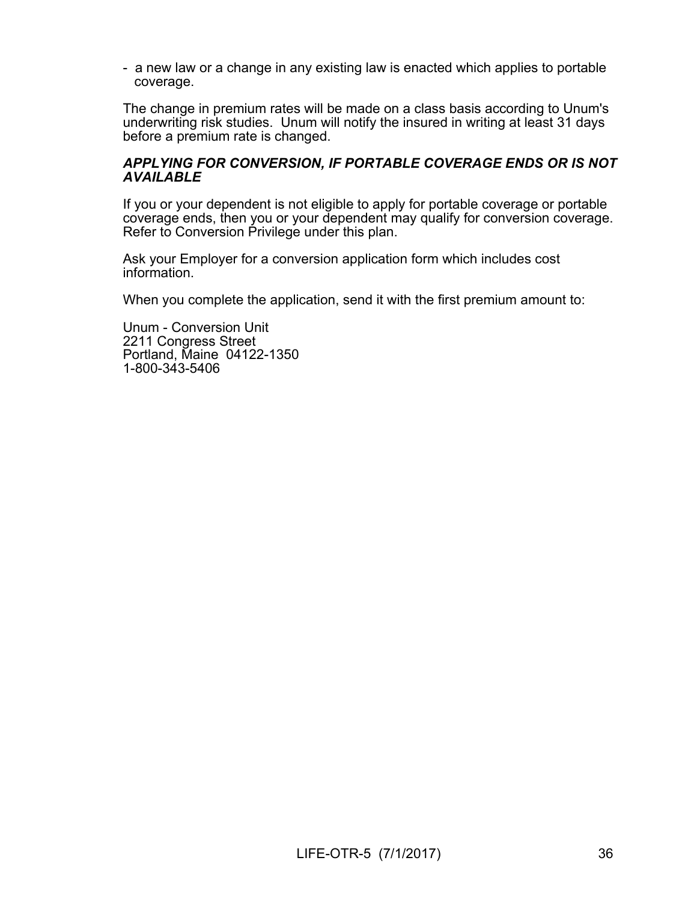- a new law or a change in any existing law is enacted which applies to portable coverage.

The change in premium rates will be made on a class basis according to Unum's underwriting risk studies. Unum will notify the insured in writing at least 31 days before a premium rate is changed.

***APPLYING FOR CONVERSION, IF PORTABLE COVERAGE ENDS OR IS NOT AVAILABLE***

If you or your dependent is not eligible to apply for portable coverage or portable coverage ends, then you or your dependent may qualify for conversion coverage. Refer to Conversion Privilege under this plan.

Ask your Employer for a conversion application form which includes cost information.

When you complete the application, send it with the first premium amount to:

Unum - Conversion Unit
2211 Congress Street
Portland, Maine 04122-1350
1-800-343-5406

LIFE-OTR-5 (7/1/2017)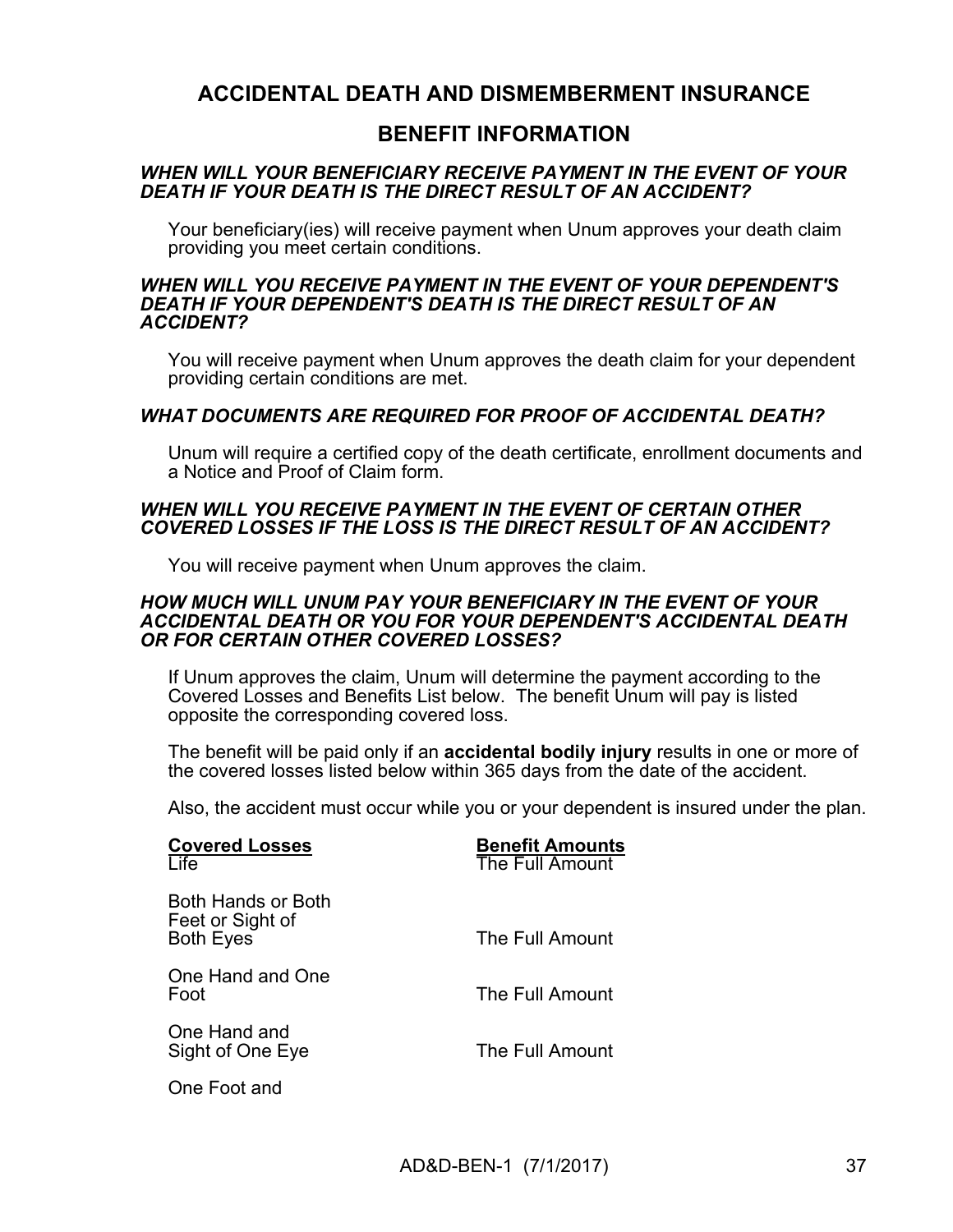## ACCIDENTAL DEATH AND DISMEMBERMENT INSURANCE

## BENEFIT INFORMATION

### *WHEN WILL YOUR BENEFICIARY RECEIVE PAYMENT IN THE EVENT OF YOUR DEATH IF YOUR DEATH IS THE DIRECT RESULT OF AN ACCIDENT?*

Your beneficiary(ies) will receive payment when Unum approves your death claim providing you meet certain conditions.

### *WHEN WILL YOU RECEIVE PAYMENT IN THE EVENT OF YOUR DEPENDENT'S DEATH IF YOUR DEPENDENT'S DEATH IS THE DIRECT RESULT OF AN ACCIDENT?*

You will receive payment when Unum approves the death claim for your dependent providing certain conditions are met.

### *WHAT DOCUMENTS ARE REQUIRED FOR PROOF OF ACCIDENTAL DEATH?*

Unum will require a certified copy of the death certificate, enrollment documents and a Notice and Proof of Claim form.

### *WHEN WILL YOU RECEIVE PAYMENT IN THE EVENT OF CERTAIN OTHER COVERED LOSSES IF THE LOSS IS THE DIRECT RESULT OF AN ACCIDENT?*

You will receive payment when Unum approves the claim.

### *HOW MUCH WILL UNUM PAY YOUR BENEFICIARY IN THE EVENT OF YOUR ACCIDENTAL DEATH OR YOU FOR YOUR DEPENDENT'S ACCIDENTAL DEATH OR FOR CERTAIN OTHER COVERED LOSSES?*

If Unum approves the claim, Unum will determine the payment according to the Covered Losses and Benefits List below. The benefit Unum will pay is listed opposite the corresponding covered loss.

The benefit will be paid only if an **accidental bodily injury** results in one or more of the covered losses listed below within 365 days from the date of the accident.

Also, the accident must occur while you or your dependent is insured under the plan.

| Covered Losses | Benefit Amounts |
|---|---|
| Life | The Full Amount |
| Both Hands or Both Feet or Sight of Both Eyes | The Full Amount |
| One Hand and One Foot | The Full Amount |
| One Hand and Sight of One Eye | The Full Amount |
| One Foot and | |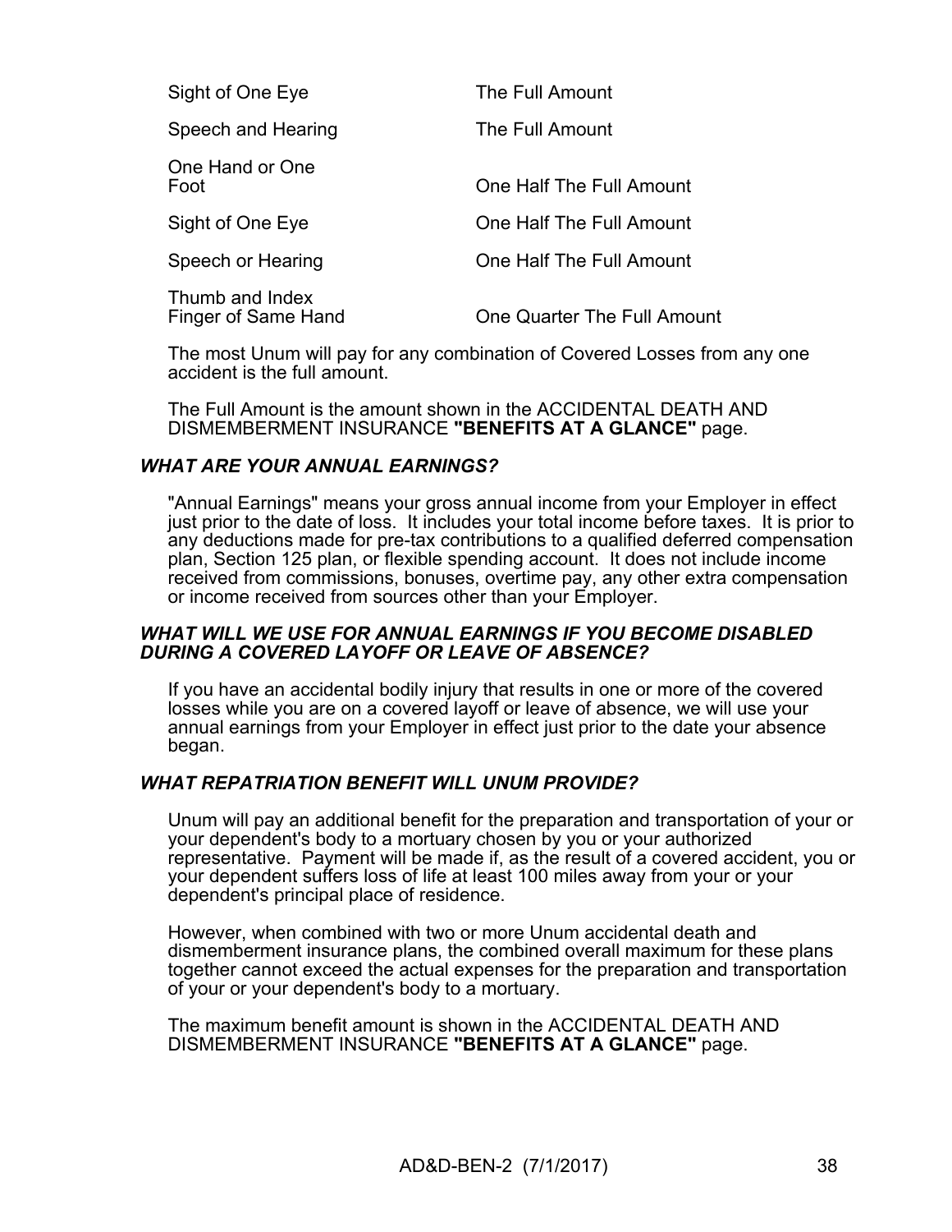| | |
|---|---|
| Sight of One Eye | The Full Amount |
| Speech and Hearing | The Full Amount |
| One Hand or One Foot | One Half The Full Amount |
| Sight of One Eye | One Half The Full Amount |
| Speech or Hearing | One Half The Full Amount |
| Thumb and Index Finger of Same Hand | One Quarter The Full Amount |

The most Unum will pay for any combination of Covered Losses from any one accident is the full amount.

The Full Amount is the amount shown in the ACCIDENTAL DEATH AND DISMEMBERMENT INSURANCE **"BENEFITS AT A GLANCE"** page.

### *WHAT ARE YOUR ANNUAL EARNINGS?*

"Annual Earnings" means your gross annual income from your Employer in effect just prior to the date of loss. It includes your total income before taxes. It is prior to any deductions made for pre-tax contributions to a qualified deferred compensation plan, Section 125 plan, or flexible spending account. It does not include income received from commissions, bonuses, overtime pay, any other extra compensation or income received from sources other than your Employer.

### *WHAT WILL WE USE FOR ANNUAL EARNINGS IF YOU BECOME DISABLED DURING A COVERED LAYOFF OR LEAVE OF ABSENCE?*

If you have an accidental bodily injury that results in one or more of the covered losses while you are on a covered layoff or leave of absence, we will use your annual earnings from your Employer in effect just prior to the date your absence began.

### *WHAT REPATRIATION BENEFIT WILL UNUM PROVIDE?*

Unum will pay an additional benefit for the preparation and transportation of your or your dependent's body to a mortuary chosen by you or your authorized representative. Payment will be made if, as the result of a covered accident, you or your dependent suffers loss of life at least 100 miles away from your or your dependent's principal place of residence.

However, when combined with two or more Unum accidental death and dismemberment insurance plans, the combined overall maximum for these plans together cannot exceed the actual expenses for the preparation and transportation of your or your dependent's body to a mortuary.

The maximum benefit amount is shown in the ACCIDENTAL DEATH AND DISMEMBERMENT INSURANCE **"BENEFITS AT A GLANCE"** page.

AD&D-BEN-2 (7/1/2017)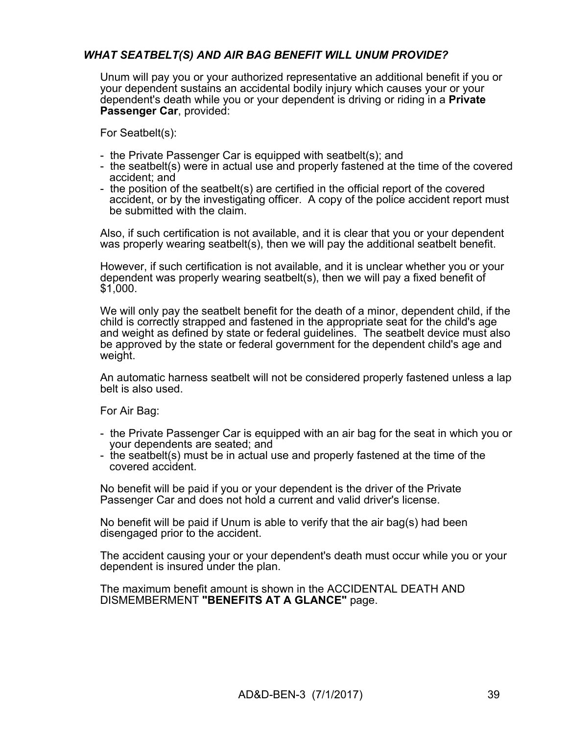### *WHAT SEATBELT(S) AND AIR BAG BENEFIT WILL UNUM PROVIDE?*

Unum will pay you or your authorized representative an additional benefit if you or your dependent sustains an accidental bodily injury which causes your or your dependent's death while you or your dependent is driving or riding in a **Private Passenger Car**, provided:

For Seatbelt(s):

- the Private Passenger Car is equipped with seatbelt(s); and
- the seatbelt(s) were in actual use and properly fastened at the time of the covered accident; and
- the position of the seatbelt(s) are certified in the official report of the covered accident, or by the investigating officer. A copy of the police accident report must be submitted with the claim.

Also, if such certification is not available, and it is clear that you or your dependent was properly wearing seatbelt(s), then we will pay the additional seatbelt benefit.

However, if such certification is not available, and it is unclear whether you or your dependent was properly wearing seatbelt(s), then we will pay a fixed benefit of $1,000.

We will only pay the seatbelt benefit for the death of a minor, dependent child, if the child is correctly strapped and fastened in the appropriate seat for the child's age and weight as defined by state or federal guidelines. The seatbelt device must also be approved by the state or federal government for the dependent child's age and weight.

An automatic harness seatbelt will not be considered properly fastened unless a lap belt is also used.

For Air Bag:

- the Private Passenger Car is equipped with an air bag for the seat in which you or your dependents are seated; and
- the seatbelt(s) must be in actual use and properly fastened at the time of the covered accident.

No benefit will be paid if you or your dependent is the driver of the Private Passenger Car and does not hold a current and valid driver's license.

No benefit will be paid if Unum is able to verify that the air bag(s) had been disengaged prior to the accident.

The accident causing your or your dependent's death must occur while you or your dependent is insured under the plan.

The maximum benefit amount is shown in the ACCIDENTAL DEATH AND DISMEMBERMENT **"BENEFITS AT A GLANCE"** page.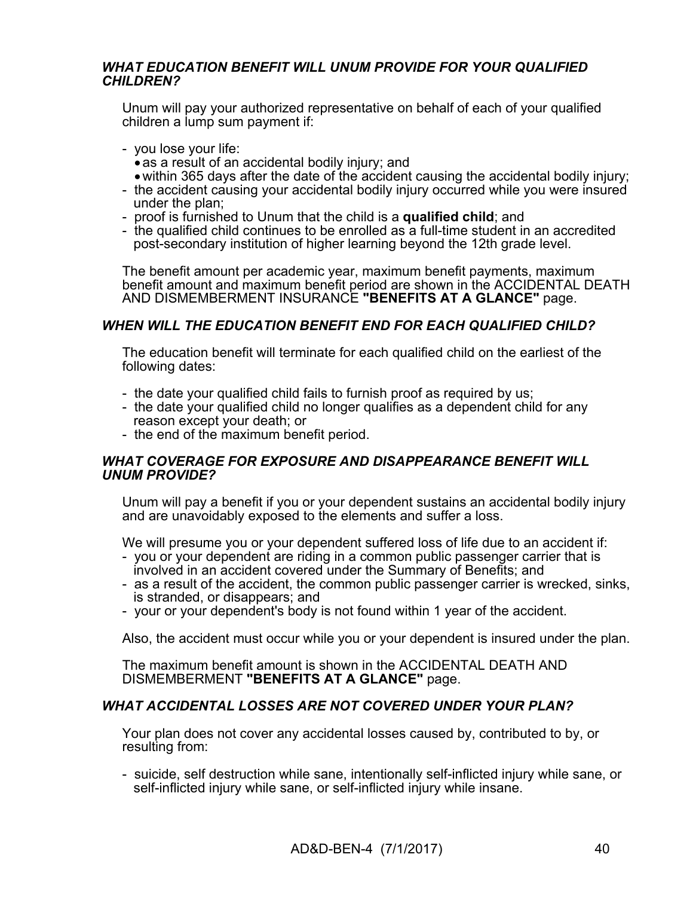### *WHAT EDUCATION BENEFIT WILL UNUM PROVIDE FOR YOUR QUALIFIED CHILDREN?*

Unum will pay your authorized representative on behalf of each of your qualified children a lump sum payment if:

- you lose your life:
  - as a result of an accidental bodily injury; and
  - within 365 days after the date of the accident causing the accidental bodily injury;
- the accident causing your accidental bodily injury occurred while you were insured under the plan;
- proof is furnished to Unum that the child is a **qualified child**; and
- the qualified child continues to be enrolled as a full-time student in an accredited post-secondary institution of higher learning beyond the 12th grade level.

The benefit amount per academic year, maximum benefit payments, maximum benefit amount and maximum benefit period are shown in the ACCIDENTAL DEATH AND DISMEMBERMENT INSURANCE **"BENEFITS AT A GLANCE"** page.

### *WHEN WILL THE EDUCATION BENEFIT END FOR EACH QUALIFIED CHILD?*

The education benefit will terminate for each qualified child on the earliest of the following dates:

- the date your qualified child fails to furnish proof as required by us;
- the date your qualified child no longer qualifies as a dependent child for any reason except your death; or
- the end of the maximum benefit period.

### *WHAT COVERAGE FOR EXPOSURE AND DISAPPEARANCE BENEFIT WILL UNUM PROVIDE?*

Unum will pay a benefit if you or your dependent sustains an accidental bodily injury and are unavoidably exposed to the elements and suffer a loss.

We will presume you or your dependent suffered loss of life due to an accident if:

- you or your dependent are riding in a common public passenger carrier that is involved in an accident covered under the Summary of Benefits; and
- as a result of the accident, the common public passenger carrier is wrecked, sinks, is stranded, or disappears; and
- your or your dependent's body is not found within 1 year of the accident.

Also, the accident must occur while you or your dependent is insured under the plan.

The maximum benefit amount is shown in the ACCIDENTAL DEATH AND DISMEMBERMENT **"BENEFITS AT A GLANCE"** page.

### *WHAT ACCIDENTAL LOSSES ARE NOT COVERED UNDER YOUR PLAN?*

Your plan does not cover any accidental losses caused by, contributed to by, or resulting from:

- suicide, self destruction while sane, intentionally self-inflicted injury while sane, or self-inflicted injury while sane, or self-inflicted injury while insane.

AD&D-BEN-4 (7/1/2017)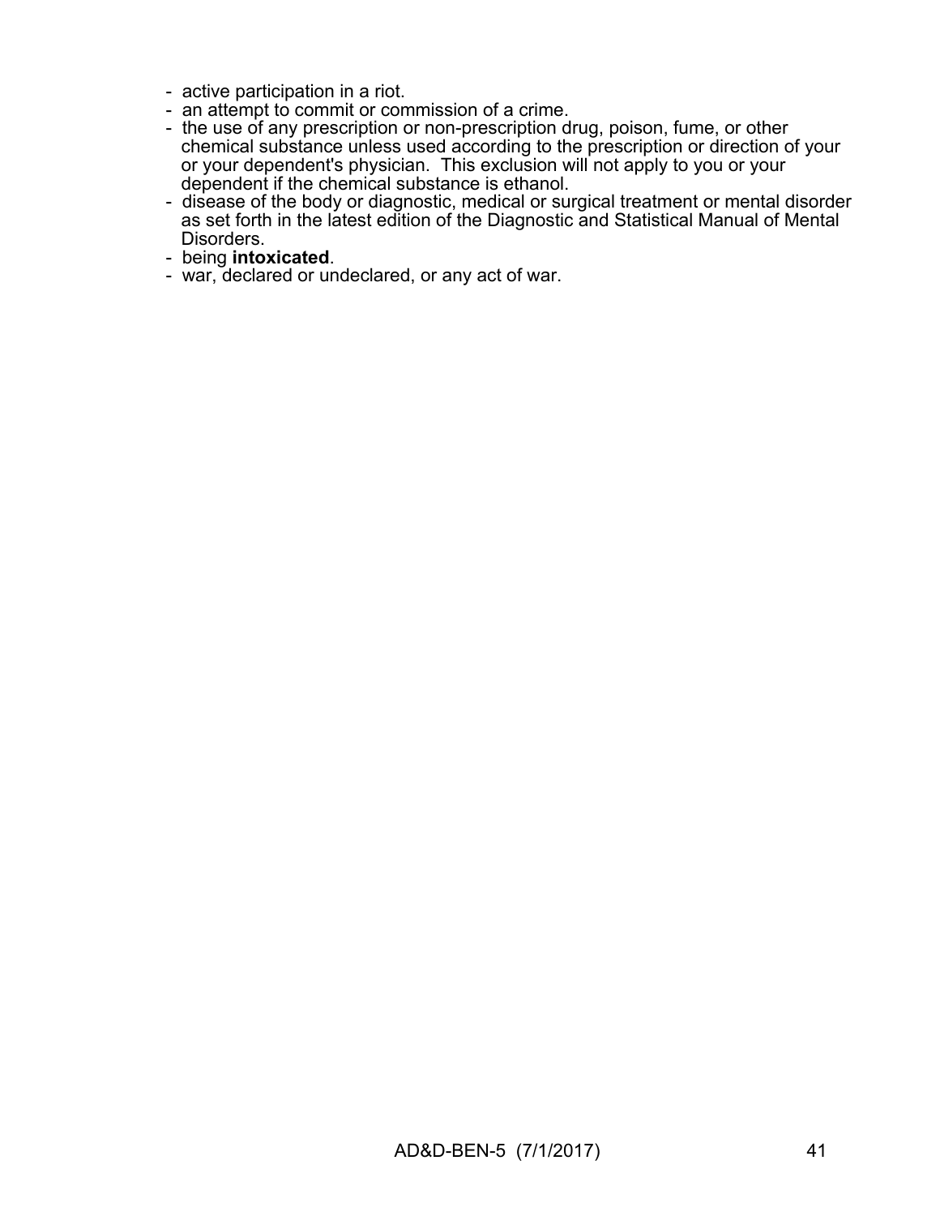- active participation in a riot.
- an attempt to commit or commission of a crime.
- the use of any prescription or non-prescription drug, poison, fume, or other chemical substance unless used according to the prescription or direction of your or your dependent's physician. This exclusion will not apply to you or your dependent if the chemical substance is ethanol.
- disease of the body or diagnostic, medical or surgical treatment or mental disorder as set forth in the latest edition of the Diagnostic and Statistical Manual of Mental Disorders.
- being **intoxicated**.
- war, declared or undeclared, or any act of war.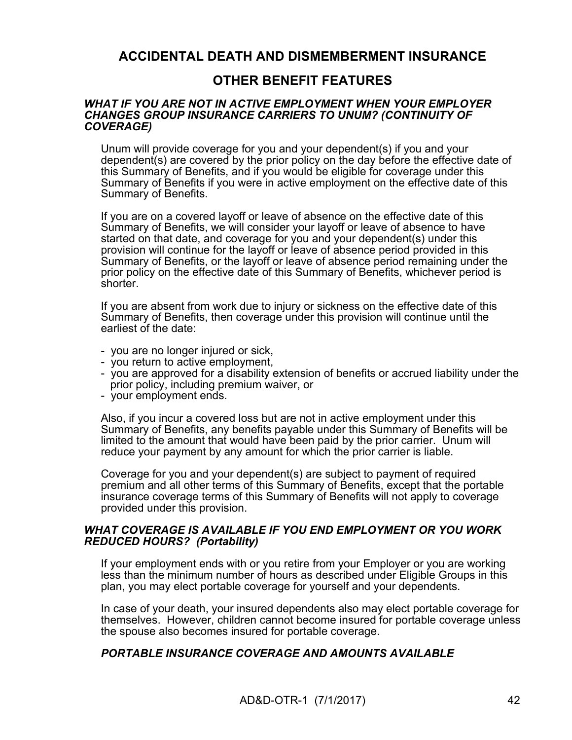# ACCIDENTAL DEATH AND DISMEMBERMENT INSURANCE

## OTHER BENEFIT FEATURES

***WHAT IF YOU ARE NOT IN ACTIVE EMPLOYMENT WHEN YOUR EMPLOYER CHANGES GROUP INSURANCE CARRIERS TO UNUM? (CONTINUITY OF COVERAGE)***

Unum will provide coverage for you and your dependent(s) if you and your dependent(s) are covered by the prior policy on the day before the effective date of this Summary of Benefits, and if you would be eligible for coverage under this Summary of Benefits if you were in active employment on the effective date of this Summary of Benefits.

If you are on a covered layoff or leave of absence on the effective date of this Summary of Benefits, we will consider your layoff or leave of absence to have started on that date, and coverage for you and your dependent(s) under this provision will continue for the layoff or leave of absence period provided in this Summary of Benefits, or the layoff or leave of absence period remaining under the prior policy on the effective date of this Summary of Benefits, whichever period is shorter.

If you are absent from work due to injury or sickness on the effective date of this Summary of Benefits, then coverage under this provision will continue until the earliest of the date:

- you are no longer injured or sick,
- you return to active employment,
- you are approved for a disability extension of benefits or accrued liability under the prior policy, including premium waiver, or
- your employment ends.

Also, if you incur a covered loss but are not in active employment under this Summary of Benefits, any benefits payable under this Summary of Benefits will be limited to the amount that would have been paid by the prior carrier. Unum will reduce your payment by any amount for which the prior carrier is liable.

Coverage for you and your dependent(s) are subject to payment of required premium and all other terms of this Summary of Benefits, except that the portable insurance coverage terms of this Summary of Benefits will not apply to coverage provided under this provision.

***WHAT COVERAGE IS AVAILABLE IF YOU END EMPLOYMENT OR YOU WORK REDUCED HOURS? (Portability)***

If your employment ends with or you retire from your Employer or you are working less than the minimum number of hours as described under Eligible Groups in this plan, you may elect portable coverage for yourself and your dependents.

In case of your death, your insured dependents also may elect portable coverage for themselves. However, children cannot become insured for portable coverage unless the spouse also becomes insured for portable coverage.

***PORTABLE INSURANCE COVERAGE AND AMOUNTS AVAILABLE***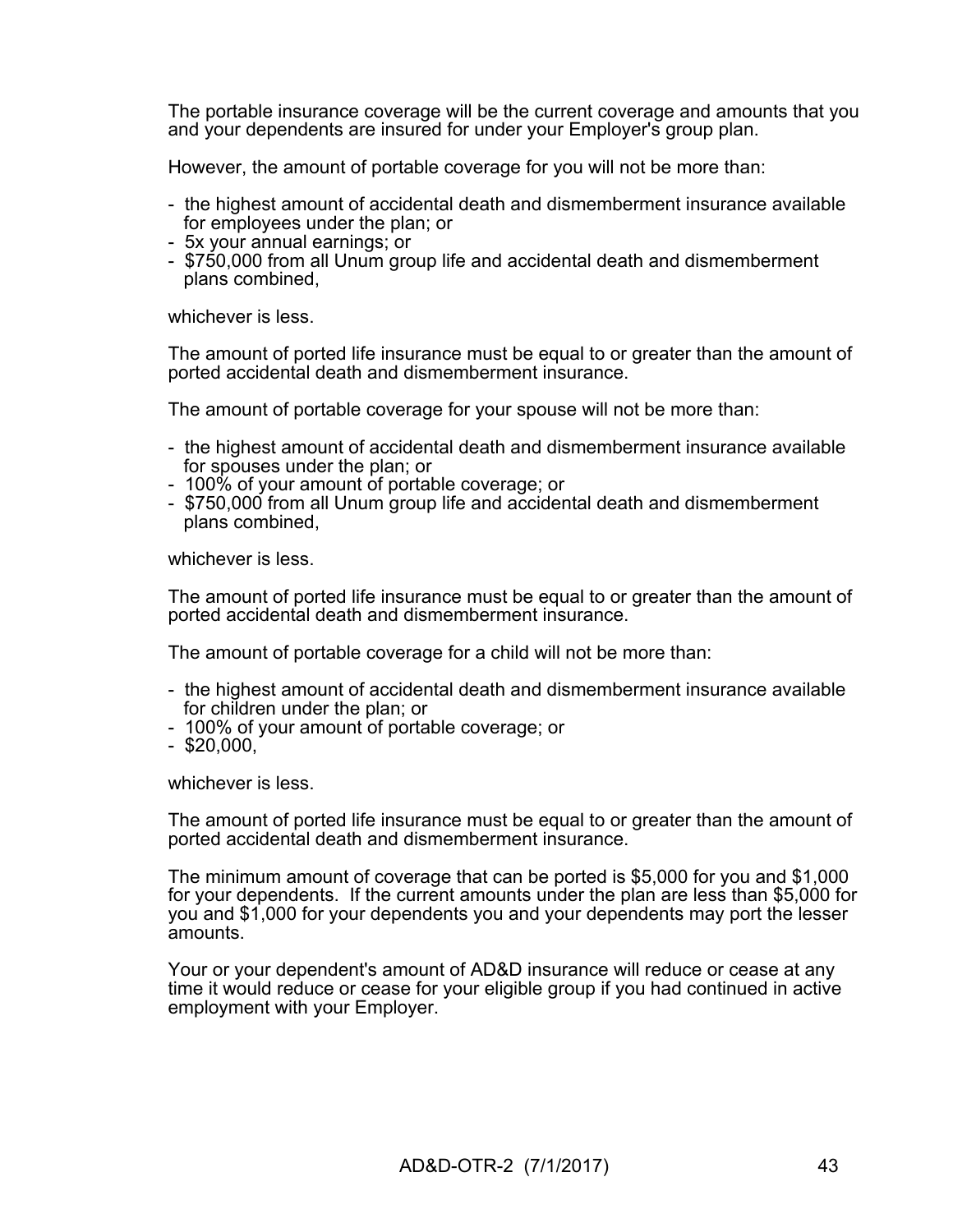The portable insurance coverage will be the current coverage and amounts that you and your dependents are insured for under your Employer's group plan.

However, the amount of portable coverage for you will not be more than:

- the highest amount of accidental death and dismemberment insurance available for employees under the plan; or
- 5x your annual earnings; or
- $750,000 from all Unum group life and accidental death and dismemberment plans combined,

whichever is less.

The amount of ported life insurance must be equal to or greater than the amount of ported accidental death and dismemberment insurance.

The amount of portable coverage for your spouse will not be more than:

- the highest amount of accidental death and dismemberment insurance available for spouses under the plan; or
- 100% of your amount of portable coverage; or
- $750,000 from all Unum group life and accidental death and dismemberment plans combined,

whichever is less.

The amount of ported life insurance must be equal to or greater than the amount of ported accidental death and dismemberment insurance.

The amount of portable coverage for a child will not be more than:

- the highest amount of accidental death and dismemberment insurance available for children under the plan; or
- 100% of your amount of portable coverage; or
- $20,000,

whichever is less.

The amount of ported life insurance must be equal to or greater than the amount of ported accidental death and dismemberment insurance.

The minimum amount of coverage that can be ported is $5,000 for you and $1,000 for your dependents. If the current amounts under the plan are less than $5,000 for you and $1,000 for your dependents you and your dependents may port the lesser amounts.

Your or your dependent's amount of AD&D insurance will reduce or cease at any time it would reduce or cease for your eligible group if you had continued in active employment with your Employer.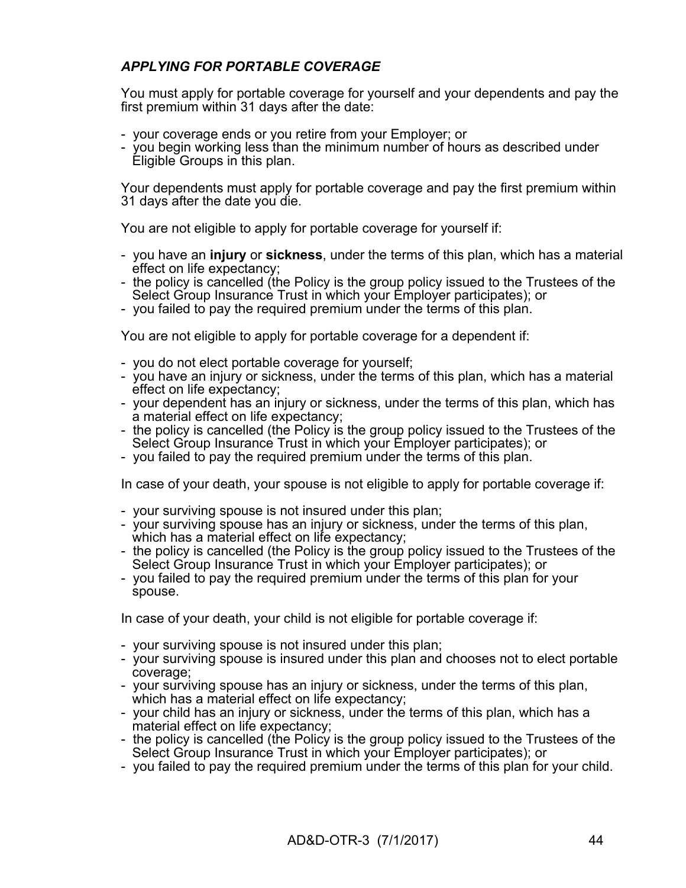### *APPLYING FOR PORTABLE COVERAGE*

You must apply for portable coverage for yourself and your dependents and pay the first premium within 31 days after the date:

- your coverage ends or you retire from your Employer; or
- you begin working less than the minimum number of hours as described under Eligible Groups in this plan.

Your dependents must apply for portable coverage and pay the first premium within 31 days after the date you die.

You are not eligible to apply for portable coverage for yourself if:

- you have an **injury** or **sickness**, under the terms of this plan, which has a material effect on life expectancy;
- the policy is cancelled (the Policy is the group policy issued to the Trustees of the Select Group Insurance Trust in which your Employer participates); or
- you failed to pay the required premium under the terms of this plan.

You are not eligible to apply for portable coverage for a dependent if:

- you do not elect portable coverage for yourself;
- you have an injury or sickness, under the terms of this plan, which has a material effect on life expectancy;
- your dependent has an injury or sickness, under the terms of this plan, which has a material effect on life expectancy;
- the policy is cancelled (the Policy is the group policy issued to the Trustees of the Select Group Insurance Trust in which your Employer participates); or
- you failed to pay the required premium under the terms of this plan.

In case of your death, your spouse is not eligible to apply for portable coverage if:

- your surviving spouse is not insured under this plan;
- your surviving spouse has an injury or sickness, under the terms of this plan, which has a material effect on life expectancy;
- the policy is cancelled (the Policy is the group policy issued to the Trustees of the Select Group Insurance Trust in which your Employer participates); or
- you failed to pay the required premium under the terms of this plan for your spouse.

In case of your death, your child is not eligible for portable coverage if:

- your surviving spouse is not insured under this plan;
- your surviving spouse is insured under this plan and chooses not to elect portable coverage;
- your surviving spouse has an injury or sickness, under the terms of this plan, which has a material effect on life expectancy;
- your child has an injury or sickness, under the terms of this plan, which has a material effect on life expectancy;
- the policy is cancelled (the Policy is the group policy issued to the Trustees of the Select Group Insurance Trust in which your Employer participates); or
- you failed to pay the required premium under the terms of this plan for your child.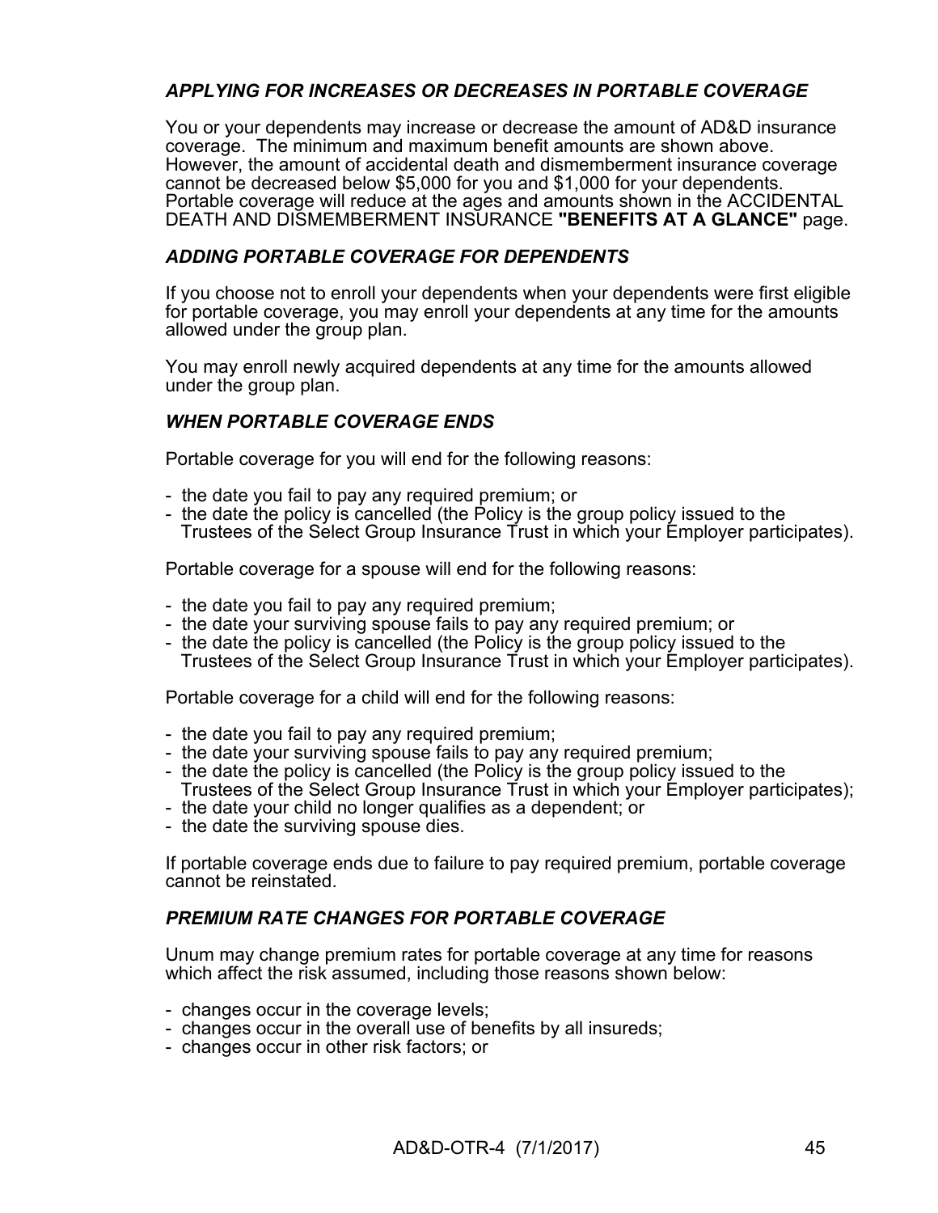### *APPLYING FOR INCREASES OR DECREASES IN PORTABLE COVERAGE*

You or your dependents may increase or decrease the amount of AD&D insurance coverage. The minimum and maximum benefit amounts are shown above. However, the amount of accidental death and dismemberment insurance coverage cannot be decreased below $5,000 for you and $1,000 for your dependents. Portable coverage will reduce at the ages and amounts shown in the ACCIDENTAL DEATH AND DISMEMBERMENT INSURANCE **"BENEFITS AT A GLANCE"** page.

### *ADDING PORTABLE COVERAGE FOR DEPENDENTS*

If you choose not to enroll your dependents when your dependents were first eligible for portable coverage, you may enroll your dependents at any time for the amounts allowed under the group plan.

You may enroll newly acquired dependents at any time for the amounts allowed under the group plan.

### *WHEN PORTABLE COVERAGE ENDS*

Portable coverage for you will end for the following reasons:

- the date you fail to pay any required premium; or
- the date the policy is cancelled (the Policy is the group policy issued to the Trustees of the Select Group Insurance Trust in which your Employer participates).

Portable coverage for a spouse will end for the following reasons:

- the date you fail to pay any required premium;
- the date your surviving spouse fails to pay any required premium; or
- the date the policy is cancelled (the Policy is the group policy issued to the Trustees of the Select Group Insurance Trust in which your Employer participates).

Portable coverage for a child will end for the following reasons:

- the date you fail to pay any required premium;
- the date your surviving spouse fails to pay any required premium;
- the date the policy is cancelled (the Policy is the group policy issued to the Trustees of the Select Group Insurance Trust in which your Employer participates);
- the date your child no longer qualifies as a dependent; or
- the date the surviving spouse dies.

If portable coverage ends due to failure to pay required premium, portable coverage cannot be reinstated.

### *PREMIUM RATE CHANGES FOR PORTABLE COVERAGE*

Unum may change premium rates for portable coverage at any time for reasons which affect the risk assumed, including those reasons shown below:

- changes occur in the coverage levels;
- changes occur in the overall use of benefits by all insureds;
- changes occur in other risk factors; or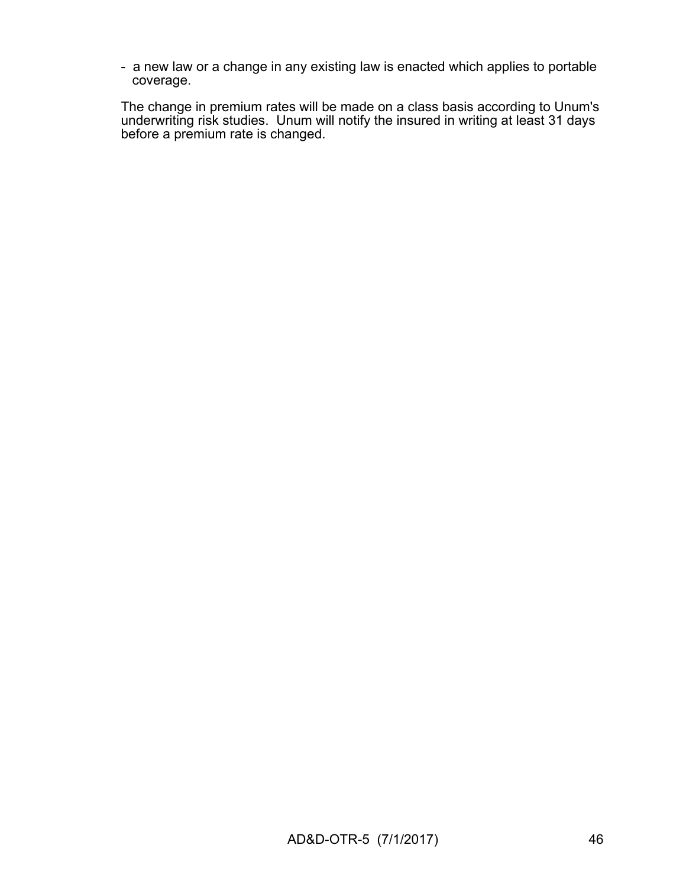- a new law or a change in any existing law is enacted which applies to portable coverage.

The change in premium rates will be made on a class basis according to Unum's underwriting risk studies. Unum will notify the insured in writing at least 31 days before a premium rate is changed.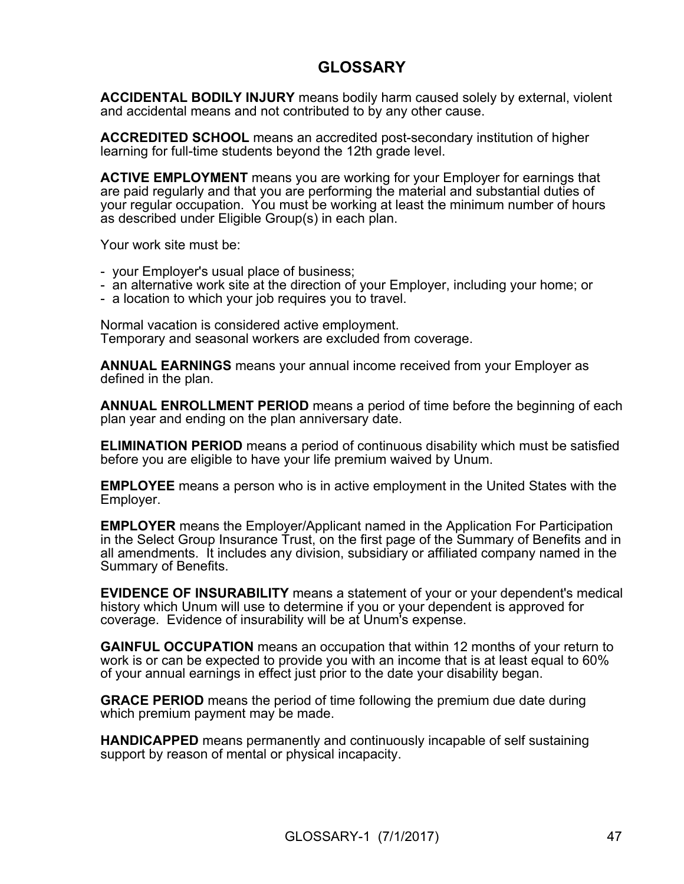# GLOSSARY

**ACCIDENTAL BODILY INJURY** means bodily harm caused solely by external, violent and accidental means and not contributed to by any other cause.

**ACCREDITED SCHOOL** means an accredited post-secondary institution of higher learning for full-time students beyond the 12th grade level.

**ACTIVE EMPLOYMENT** means you are working for your Employer for earnings that are paid regularly and that you are performing the material and substantial duties of your regular occupation. You must be working at least the minimum number of hours as described under Eligible Group(s) in each plan.

Your work site must be:

- your Employer's usual place of business;
- an alternative work site at the direction of your Employer, including your home; or
- a location to which your job requires you to travel.

Normal vacation is considered active employment.
Temporary and seasonal workers are excluded from coverage.

**ANNUAL EARNINGS** means your annual income received from your Employer as defined in the plan.

**ANNUAL ENROLLMENT PERIOD** means a period of time before the beginning of each plan year and ending on the plan anniversary date.

**ELIMINATION PERIOD** means a period of continuous disability which must be satisfied before you are eligible to have your life premium waived by Unum.

**EMPLOYEE** means a person who is in active employment in the United States with the Employer.

**EMPLOYER** means the Employer/Applicant named in the Application For Participation in the Select Group Insurance Trust, on the first page of the Summary of Benefits and in all amendments. It includes any division, subsidiary or affiliated company named in the Summary of Benefits.

**EVIDENCE OF INSURABILITY** means a statement of your or your dependent's medical history which Unum will use to determine if you or your dependent is approved for coverage. Evidence of insurability will be at Unum's expense.

**GAINFUL OCCUPATION** means an occupation that within 12 months of your return to work is or can be expected to provide you with an income that is at least equal to 60% of your annual earnings in effect just prior to the date your disability began.

**GRACE PERIOD** means the period of time following the premium due date during which premium payment may be made.

**HANDICAPPED** means permanently and continuously incapable of self sustaining support by reason of mental or physical incapacity.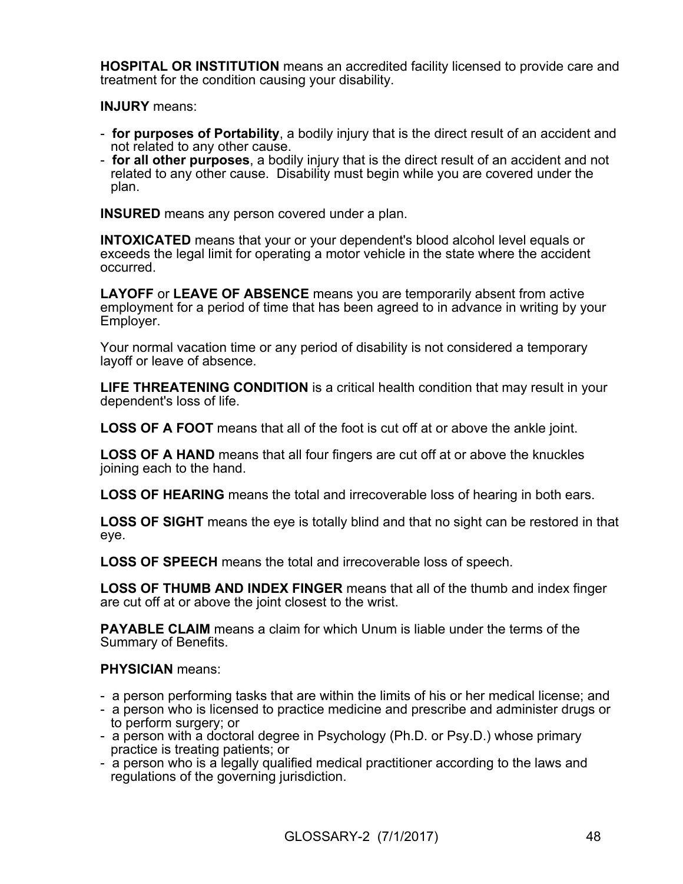**HOSPITAL OR INSTITUTION** means an accredited facility licensed to provide care and treatment for the condition causing your disability.

**INJURY** means:

- **for purposes of Portability**, a bodily injury that is the direct result of an accident and not related to any other cause.
- **for all other purposes**, a bodily injury that is the direct result of an accident and not related to any other cause. Disability must begin while you are covered under the plan.

**INSURED** means any person covered under a plan.

**INTOXICATED** means that your or your dependent's blood alcohol level equals or exceeds the legal limit for operating a motor vehicle in the state where the accident occurred.

**LAYOFF** or **LEAVE OF ABSENCE** means you are temporarily absent from active employment for a period of time that has been agreed to in advance in writing by your Employer.

Your normal vacation time or any period of disability is not considered a temporary layoff or leave of absence.

**LIFE THREATENING CONDITION** is a critical health condition that may result in your dependent's loss of life.

**LOSS OF A FOOT** means that all of the foot is cut off at or above the ankle joint.

**LOSS OF A HAND** means that all four fingers are cut off at or above the knuckles joining each to the hand.

**LOSS OF HEARING** means the total and irrecoverable loss of hearing in both ears.

**LOSS OF SIGHT** means the eye is totally blind and that no sight can be restored in that eye.

**LOSS OF SPEECH** means the total and irrecoverable loss of speech.

**LOSS OF THUMB AND INDEX FINGER** means that all of the thumb and index finger are cut off at or above the joint closest to the wrist.

**PAYABLE CLAIM** means a claim for which Unum is liable under the terms of the Summary of Benefits.

**PHYSICIAN** means:

- a person performing tasks that are within the limits of his or her medical license; and
- a person who is licensed to practice medicine and prescribe and administer drugs or to perform surgery; or
- a person with a doctoral degree in Psychology (Ph.D. or Psy.D.) whose primary practice is treating patients; or
- a person who is a legally qualified medical practitioner according to the laws and regulations of the governing jurisdiction.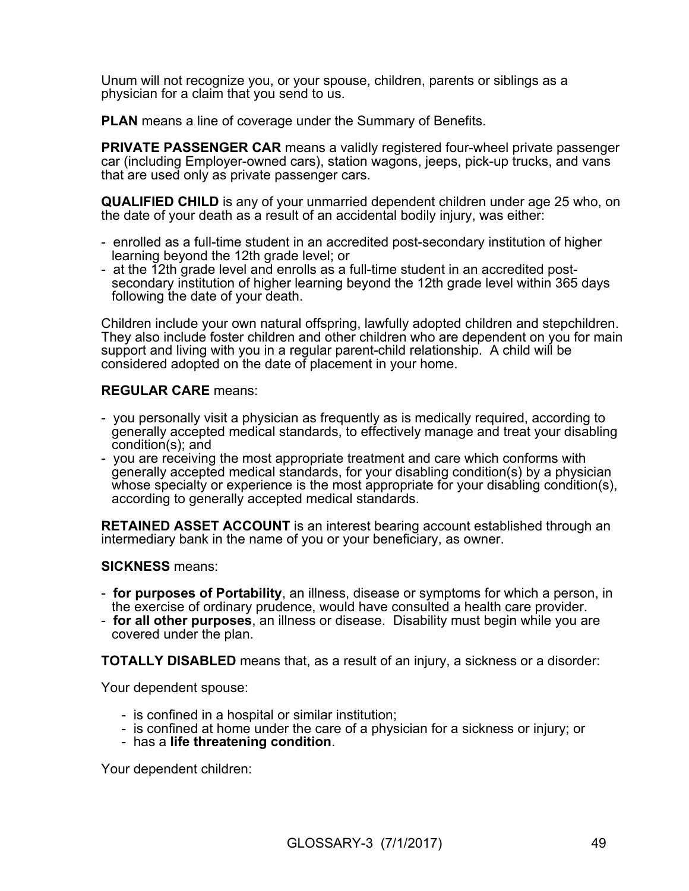Unum will not recognize you, or your spouse, children, parents or siblings as a physician for a claim that you send to us.

**PLAN** means a line of coverage under the Summary of Benefits.

**PRIVATE PASSENGER CAR** means a validly registered four-wheel private passenger car (including Employer-owned cars), station wagons, jeeps, pick-up trucks, and vans that are used only as private passenger cars.

**QUALIFIED CHILD** is any of your unmarried dependent children under age 25 who, on the date of your death as a result of an accidental bodily injury, was either:

- enrolled as a full-time student in an accredited post-secondary institution of higher learning beyond the 12th grade level; or
- at the 12th grade level and enrolls as a full-time student in an accredited post-secondary institution of higher learning beyond the 12th grade level within 365 days following the date of your death.

Children include your own natural offspring, lawfully adopted children and stepchildren. They also include foster children and other children who are dependent on you for main support and living with you in a regular parent-child relationship. A child will be considered adopted on the date of placement in your home.

**REGULAR CARE** means:

- you personally visit a physician as frequently as is medically required, according to generally accepted medical standards, to effectively manage and treat your disabling condition(s); and
- you are receiving the most appropriate treatment and care which conforms with generally accepted medical standards, for your disabling condition(s) by a physician whose specialty or experience is the most appropriate for your disabling condition(s), according to generally accepted medical standards.

**RETAINED ASSET ACCOUNT** is an interest bearing account established through an intermediary bank in the name of you or your beneficiary, as owner.

**SICKNESS** means:

- **for purposes of Portability**, an illness, disease or symptoms for which a person, in the exercise of ordinary prudence, would have consulted a health care provider.
- **for all other purposes**, an illness or disease. Disability must begin while you are covered under the plan.

**TOTALLY DISABLED** means that, as a result of an injury, a sickness or a disorder:

Your dependent spouse:

- is confined in a hospital or similar institution;
- is confined at home under the care of a physician for a sickness or injury; or
- has a **life threatening condition**.

Your dependent children: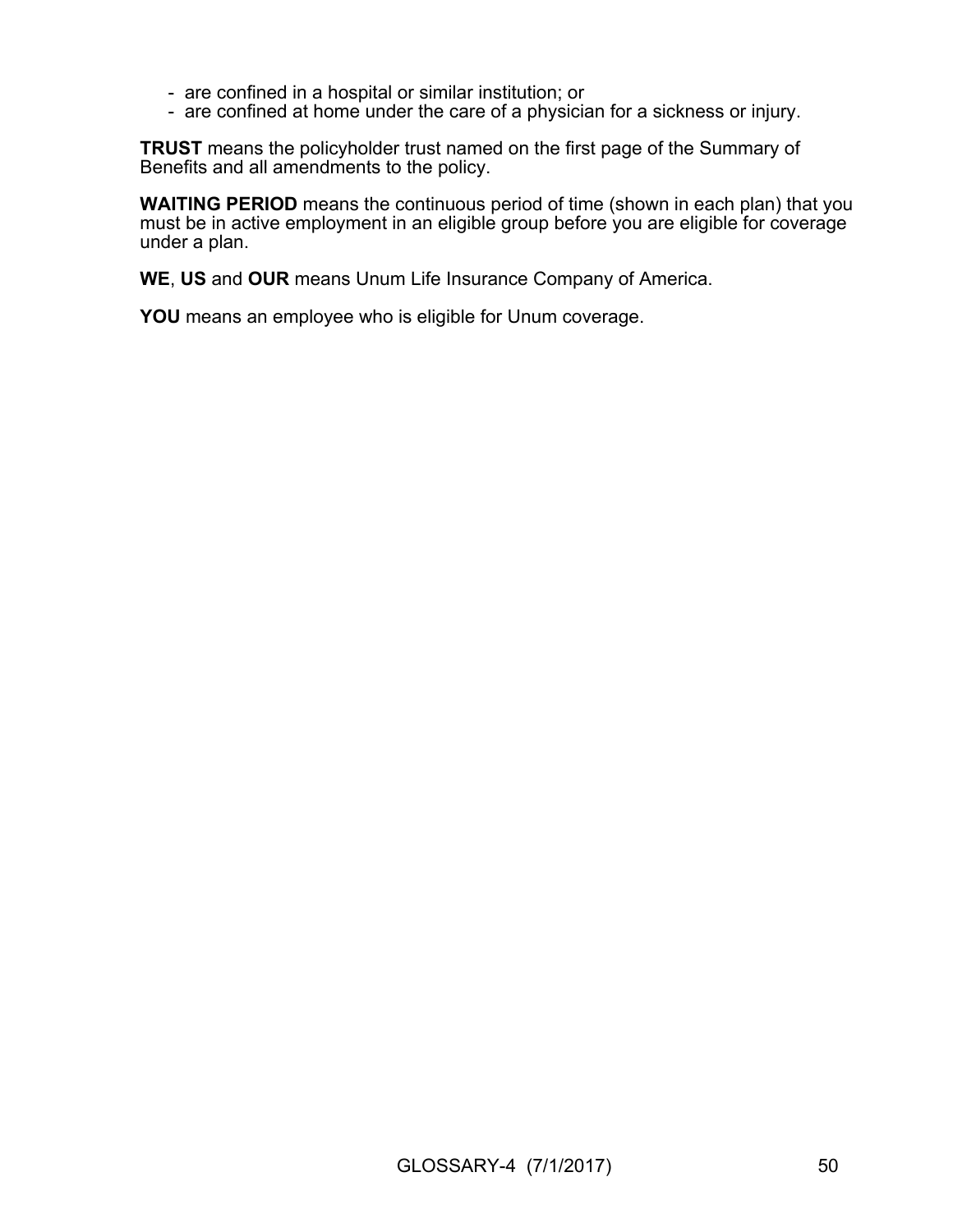- are confined in a hospital or similar institution; or
- are confined at home under the care of a physician for a sickness or injury.

**TRUST** means the policyholder trust named on the first page of the Summary of Benefits and all amendments to the policy.

**WAITING PERIOD** means the continuous period of time (shown in each plan) that you must be in active employment in an eligible group before you are eligible for coverage under a plan.

**WE**, **US** and **OUR** means Unum Life Insurance Company of America.

**YOU** means an employee who is eligible for Unum coverage.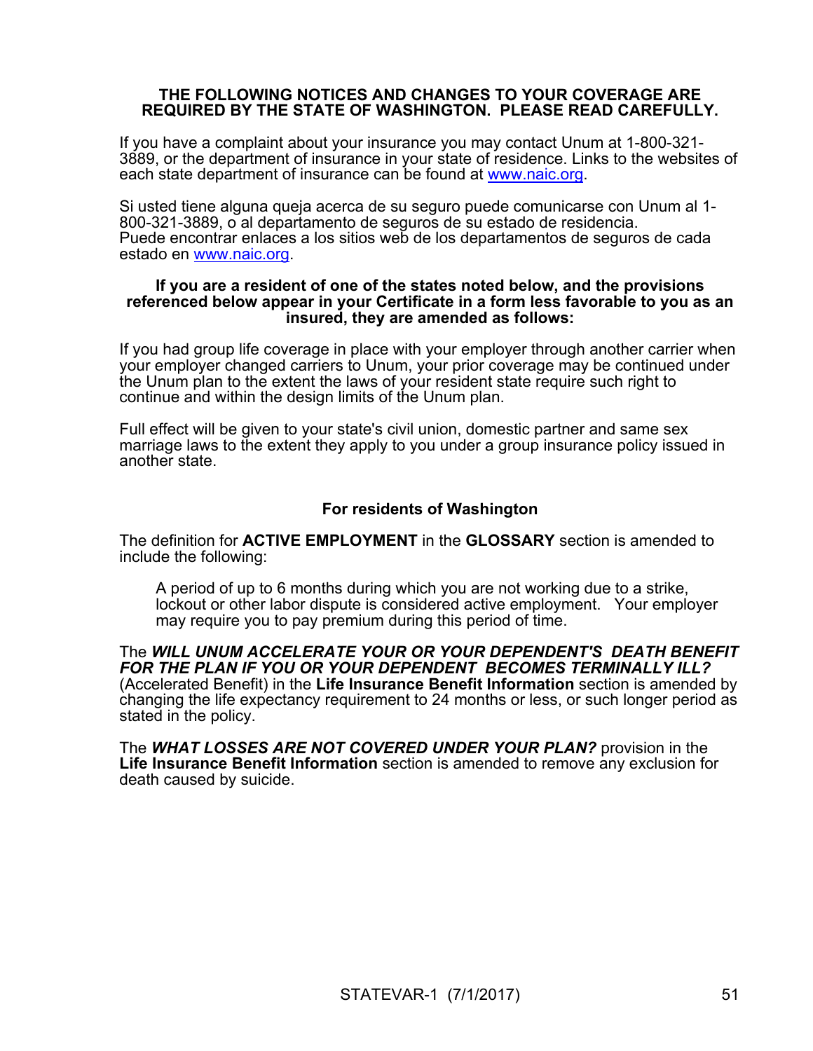**THE FOLLOWING NOTICES AND CHANGES TO YOUR COVERAGE ARE REQUIRED BY THE STATE OF WASHINGTON. PLEASE READ CAREFULLY.**

If you have a complaint about your insurance you may contact Unum at 1-800-321-3889, or the department of insurance in your state of residence. Links to the websites of each state department of insurance can be found at www.naic.org.

Si usted tiene alguna queja acerca de su seguro puede comunicarse con Unum al 1-800-321-3889, o al departamento de seguros de su estado de residencia. Puede encontrar enlaces a los sitios web de los departamentos de seguros de cada estado en www.naic.org.

**If you are a resident of one of the states noted below, and the provisions referenced below appear in your Certificate in a form less favorable to you as an insured, they are amended as follows:**

If you had group life coverage in place with your employer through another carrier when your employer changed carriers to Unum, your prior coverage may be continued under the Unum plan to the extent the laws of your resident state require such right to continue and within the design limits of the Unum plan.

Full effect will be given to your state's civil union, domestic partner and same sex marriage laws to the extent they apply to you under a group insurance policy issued in another state.

**For residents of Washington**

The definition for **ACTIVE EMPLOYMENT** in the **GLOSSARY** section is amended to include the following:

> A period of up to 6 months during which you are not working due to a strike, lockout or other labor dispute is considered active employment. Your employer may require you to pay premium during this period of time.

The ***WILL UNUM ACCELERATE YOUR OR YOUR DEPENDENT'S DEATH BENEFIT FOR THE PLAN IF YOU OR YOUR DEPENDENT BECOMES TERMINALLY ILL?*** (Accelerated Benefit) in the **Life Insurance Benefit Information** section is amended by changing the life expectancy requirement to 24 months or less, or such longer period as stated in the policy.

The ***WHAT LOSSES ARE NOT COVERED UNDER YOUR PLAN?*** provision in the **Life Insurance Benefit Information** section is amended to remove any exclusion for death caused by suicide.

STATEVAR-1 (7/1/2017)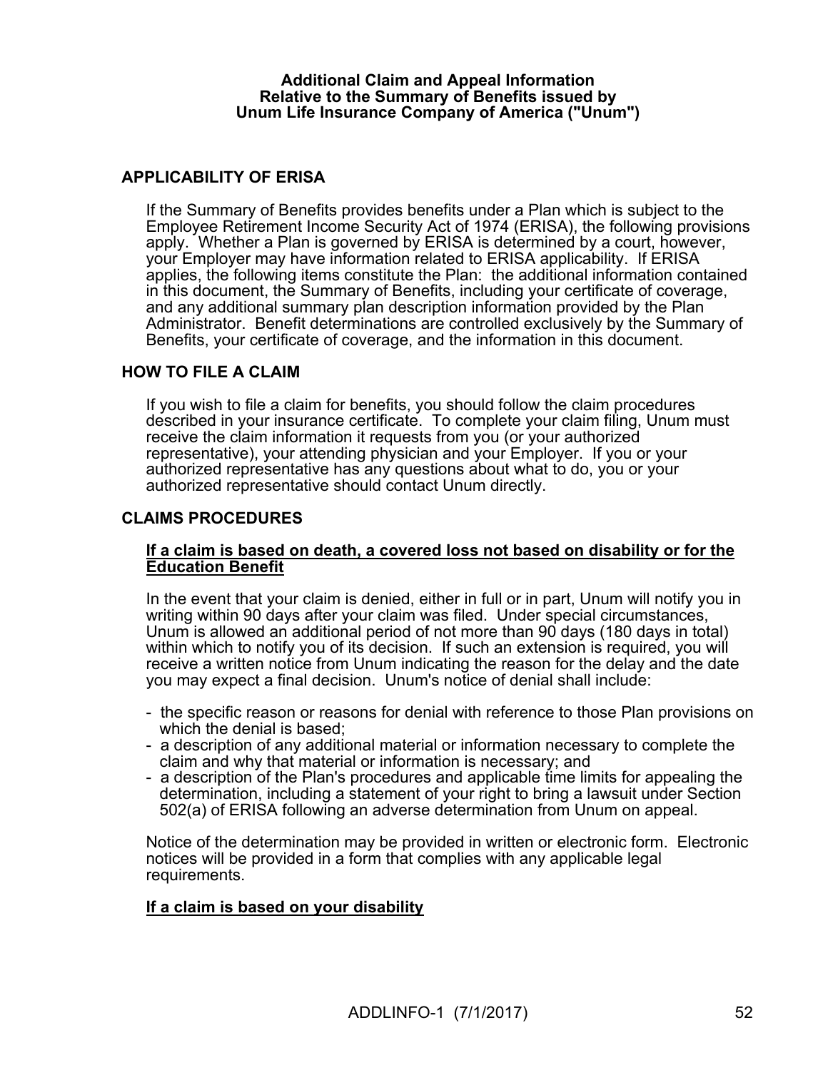**Additional Claim and Appeal Information**
**Relative to the Summary of Benefits issued by**
**Unum Life Insurance Company of America ("Unum")**

## APPLICABILITY OF ERISA

If the Summary of Benefits provides benefits under a Plan which is subject to the Employee Retirement Income Security Act of 1974 (ERISA), the following provisions apply. Whether a Plan is governed by ERISA is determined by a court, however, your Employer may have information related to ERISA applicability. If ERISA applies, the following items constitute the Plan: the additional information contained in this document, the Summary of Benefits, including your certificate of coverage, and any additional summary plan description information provided by the Plan Administrator. Benefit determinations are controlled exclusively by the Summary of Benefits, your certificate of coverage, and the information in this document.

## HOW TO FILE A CLAIM

If you wish to file a claim for benefits, you should follow the claim procedures described in your insurance certificate. To complete your claim filing, Unum must receive the claim information it requests from you (or your authorized representative), your attending physician and your Employer. If you or your authorized representative has any questions about what to do, you or your authorized representative should contact Unum directly.

## CLAIMS PROCEDURES

**If a claim is based on death, a covered loss not based on disability or for the Education Benefit**

In the event that your claim is denied, either in full or in part, Unum will notify you in writing within 90 days after your claim was filed. Under special circumstances, Unum is allowed an additional period of not more than 90 days (180 days in total) within which to notify you of its decision. If such an extension is required, you will receive a written notice from Unum indicating the reason for the delay and the date you may expect a final decision. Unum's notice of denial shall include:

- the specific reason or reasons for denial with reference to those Plan provisions on which the denial is based;
- a description of any additional material or information necessary to complete the claim and why that material or information is necessary; and
- a description of the Plan's procedures and applicable time limits for appealing the determination, including a statement of your right to bring a lawsuit under Section 502(a) of ERISA following an adverse determination from Unum on appeal.

Notice of the determination may be provided in written or electronic form. Electronic notices will be provided in a form that complies with any applicable legal requirements.

**If a claim is based on your disability**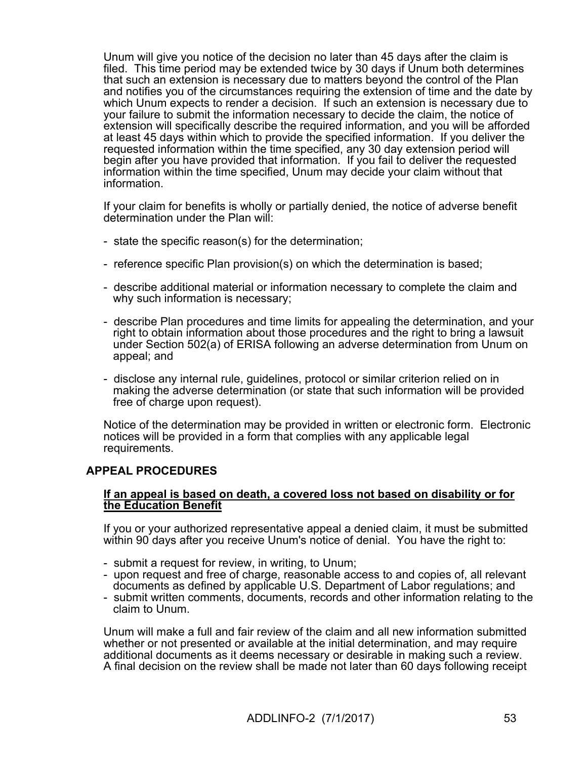Unum will give you notice of the decision no later than 45 days after the claim is filed. This time period may be extended twice by 30 days if Unum both determines that such an extension is necessary due to matters beyond the control of the Plan and notifies you of the circumstances requiring the extension of time and the date by which Unum expects to render a decision. If such an extension is necessary due to your failure to submit the information necessary to decide the claim, the notice of extension will specifically describe the required information, and you will be afforded at least 45 days within which to provide the specified information. If you deliver the requested information within the time specified, any 30 day extension period will begin after you have provided that information. If you fail to deliver the requested information within the time specified, Unum may decide your claim without that information.

If your claim for benefits is wholly or partially denied, the notice of adverse benefit determination under the Plan will:

- state the specific reason(s) for the determination;
- reference specific Plan provision(s) on which the determination is based;
- describe additional material or information necessary to complete the claim and why such information is necessary;
- describe Plan procedures and time limits for appealing the determination, and your right to obtain information about those procedures and the right to bring a lawsuit under Section 502(a) of ERISA following an adverse determination from Unum on appeal; and
- disclose any internal rule, guidelines, protocol or similar criterion relied on in making the adverse determination (or state that such information will be provided free of charge upon request).

Notice of the determination may be provided in written or electronic form. Electronic notices will be provided in a form that complies with any applicable legal requirements.

## APPEAL PROCEDURES

**If an appeal is based on death, a covered loss not based on disability or for the Education Benefit**

If you or your authorized representative appeal a denied claim, it must be submitted within 90 days after you receive Unum's notice of denial. You have the right to:

- submit a request for review, in writing, to Unum;
- upon request and free of charge, reasonable access to and copies of, all relevant documents as defined by applicable U.S. Department of Labor regulations; and
- submit written comments, documents, records and other information relating to the claim to Unum.

Unum will make a full and fair review of the claim and all new information submitted whether or not presented or available at the initial determination, and may require additional documents as it deems necessary or desirable in making such a review. A final decision on the review shall be made not later than 60 days following receipt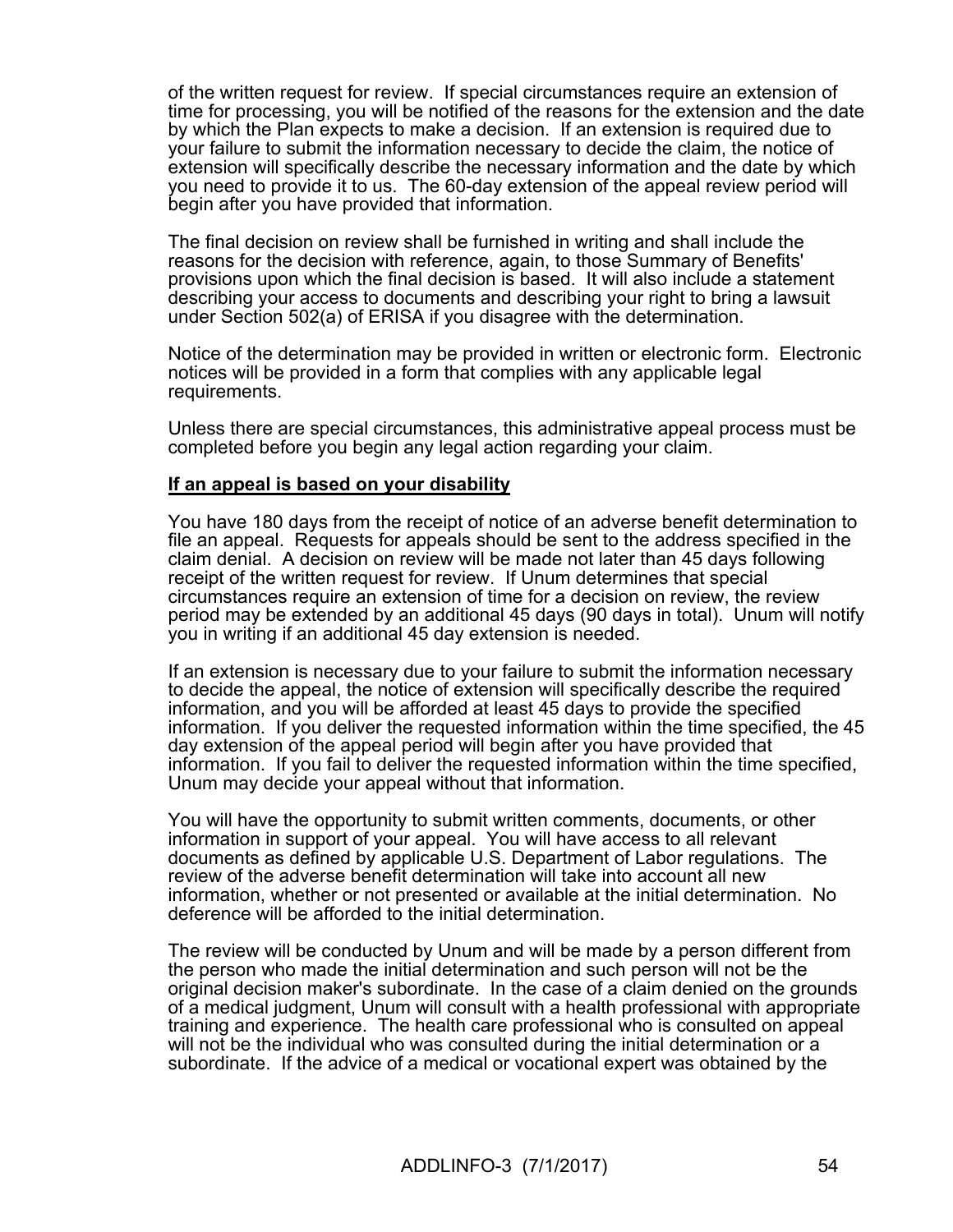of the written request for review. If special circumstances require an extension of time for processing, you will be notified of the reasons for the extension and the date by which the Plan expects to make a decision. If an extension is required due to your failure to submit the information necessary to decide the claim, the notice of extension will specifically describe the necessary information and the date by which you need to provide it to us. The 60-day extension of the appeal review period will begin after you have provided that information.

The final decision on review shall be furnished in writing and shall include the reasons for the decision with reference, again, to those Summary of Benefits' provisions upon which the final decision is based. It will also include a statement describing your access to documents and describing your right to bring a lawsuit under Section 502(a) of ERISA if you disagree with the determination.

Notice of the determination may be provided in written or electronic form. Electronic notices will be provided in a form that complies with any applicable legal requirements.

Unless there are special circumstances, this administrative appeal process must be completed before you begin any legal action regarding your claim.

**If an appeal is based on your disability**

You have 180 days from the receipt of notice of an adverse benefit determination to file an appeal. Requests for appeals should be sent to the address specified in the claim denial. A decision on review will be made not later than 45 days following receipt of the written request for review. If Unum determines that special circumstances require an extension of time for a decision on review, the review period may be extended by an additional 45 days (90 days in total). Unum will notify you in writing if an additional 45 day extension is needed.

If an extension is necessary due to your failure to submit the information necessary to decide the appeal, the notice of extension will specifically describe the required information, and you will be afforded at least 45 days to provide the specified information. If you deliver the requested information within the time specified, the 45 day extension of the appeal period will begin after you have provided that information. If you fail to deliver the requested information within the time specified, Unum may decide your appeal without that information.

You will have the opportunity to submit written comments, documents, or other information in support of your appeal. You will have access to all relevant documents as defined by applicable U.S. Department of Labor regulations. The review of the adverse benefit determination will take into account all new information, whether or not presented or available at the initial determination. No deference will be afforded to the initial determination.

The review will be conducted by Unum and will be made by a person different from the person who made the initial determination and such person will not be the original decision maker's subordinate. In the case of a claim denied on the grounds of a medical judgment, Unum will consult with a health professional with appropriate training and experience. The health care professional who is consulted on appeal will not be the individual who was consulted during the initial determination or a subordinate. If the advice of a medical or vocational expert was obtained by the

ADDLINFO-3 (7/1/2017)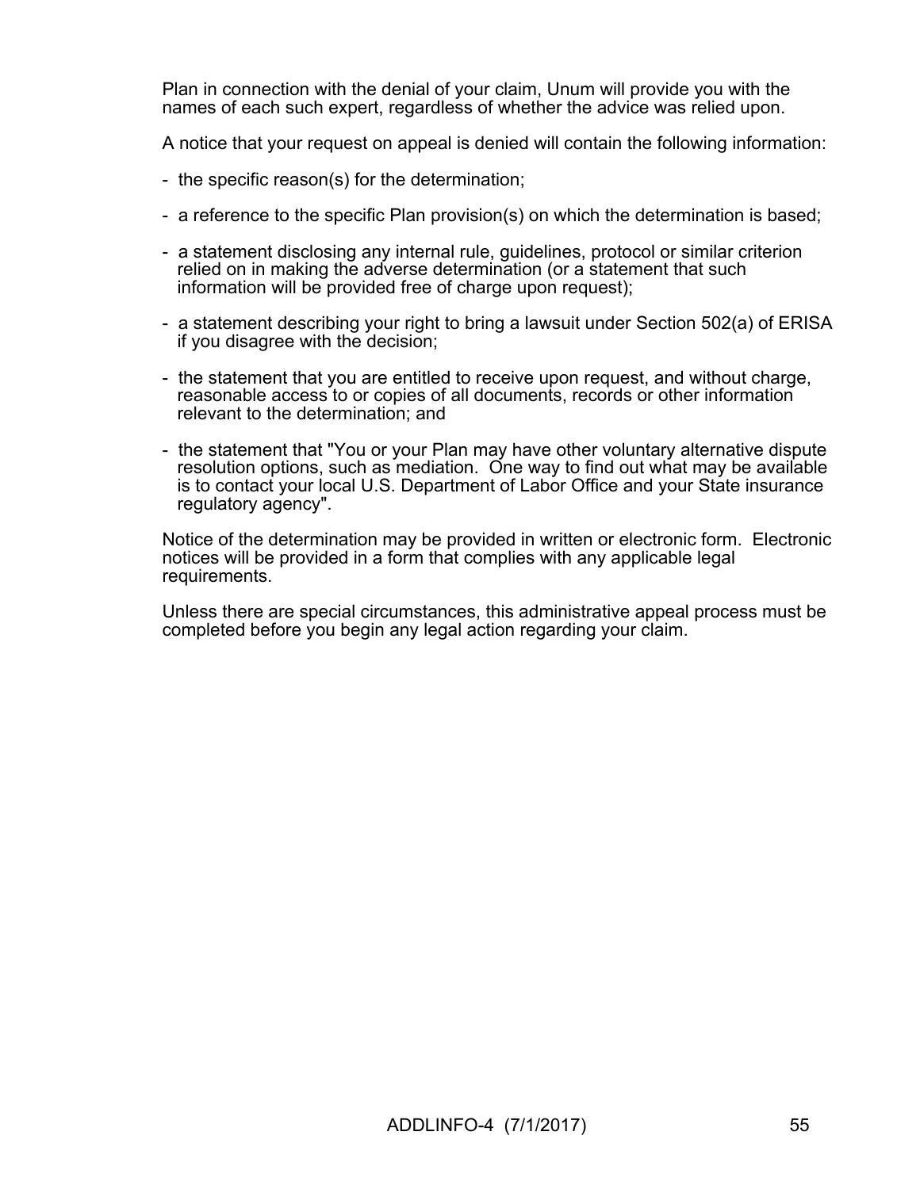Plan in connection with the denial of your claim, Unum will provide you with the names of each such expert, regardless of whether the advice was relied upon.

A notice that your request on appeal is denied will contain the following information:

- the specific reason(s) for the determination;
- a reference to the specific Plan provision(s) on which the determination is based;
- a statement disclosing any internal rule, guidelines, protocol or similar criterion relied on in making the adverse determination (or a statement that such information will be provided free of charge upon request);
- a statement describing your right to bring a lawsuit under Section 502(a) of ERISA if you disagree with the decision;
- the statement that you are entitled to receive upon request, and without charge, reasonable access to or copies of all documents, records or other information relevant to the determination; and
- the statement that "You or your Plan may have other voluntary alternative dispute resolution options, such as mediation.  One way to find out what may be available is to contact your local U.S. Department of Labor Office and your State insurance regulatory agency".

Notice of the determination may be provided in written or electronic form.  Electronic notices will be provided in a form that complies with any applicable legal requirements.

Unless there are special circumstances, this administrative appeal process must be completed before you begin any legal action regarding your claim.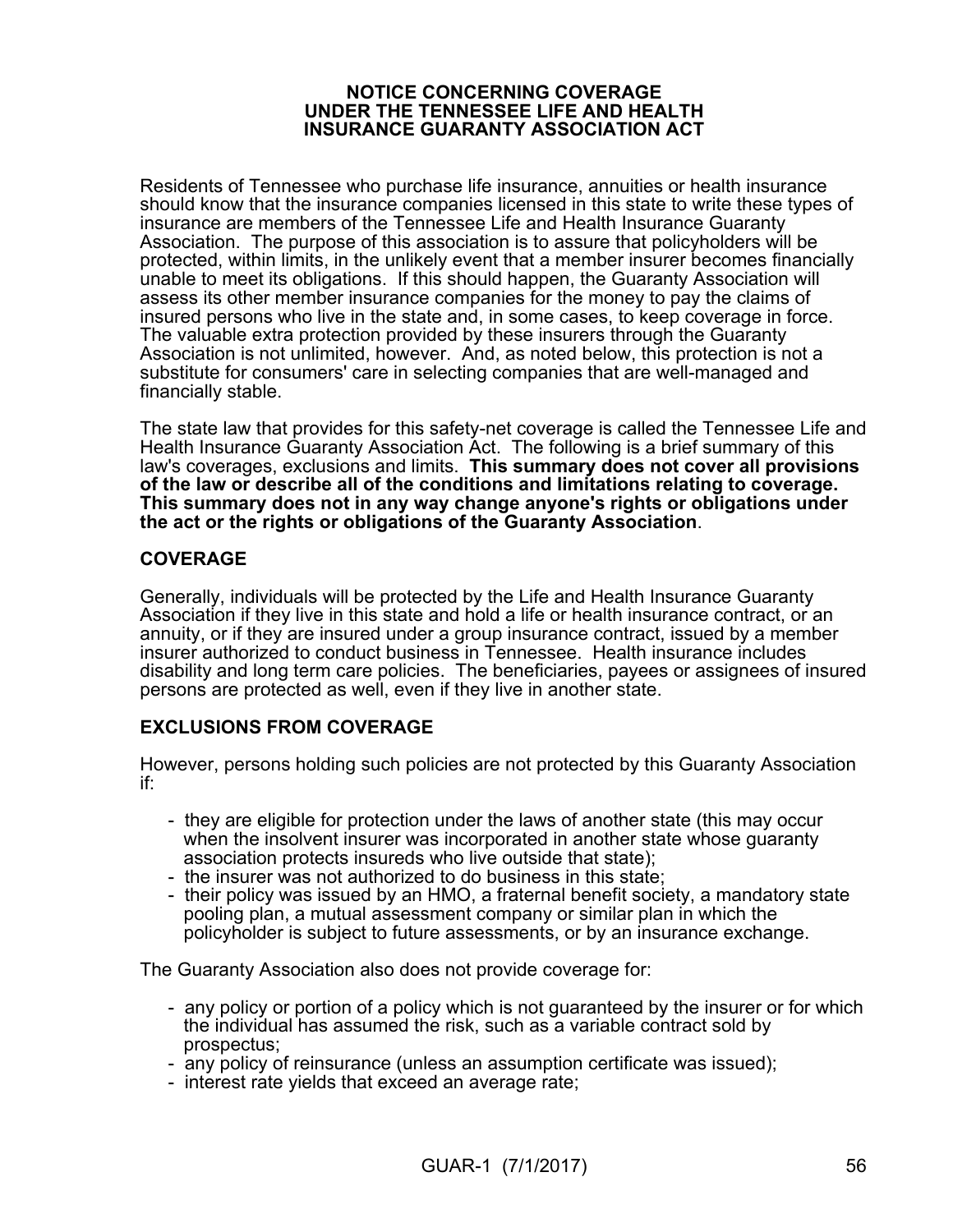# NOTICE CONCERNING COVERAGE UNDER THE TENNESSEE LIFE AND HEALTH INSURANCE GUARANTY ASSOCIATION ACT

Residents of Tennessee who purchase life insurance, annuities or health insurance should know that the insurance companies licensed in this state to write these types of insurance are members of the Tennessee Life and Health Insurance Guaranty Association. The purpose of this association is to assure that policyholders will be protected, within limits, in the unlikely event that a member insurer becomes financially unable to meet its obligations. If this should happen, the Guaranty Association will assess its other member insurance companies for the money to pay the claims of insured persons who live in the state and, in some cases, to keep coverage in force. The valuable extra protection provided by these insurers through the Guaranty Association is not unlimited, however. And, as noted below, this protection is not a substitute for consumers' care in selecting companies that are well-managed and financially stable.

The state law that provides for this safety-net coverage is called the Tennessee Life and Health Insurance Guaranty Association Act. The following is a brief summary of this law's coverages, exclusions and limits. **This summary does not cover all provisions of the law or describe all of the conditions and limitations relating to coverage. This summary does not in any way change anyone's rights or obligations under the act or the rights or obligations of the Guaranty Association**.

## COVERAGE

Generally, individuals will be protected by the Life and Health Insurance Guaranty Association if they live in this state and hold a life or health insurance contract, or an annuity, or if they are insured under a group insurance contract, issued by a member insurer authorized to conduct business in Tennessee. Health insurance includes disability and long term care policies. The beneficiaries, payees or assignees of insured persons are protected as well, even if they live in another state.

## EXCLUSIONS FROM COVERAGE

However, persons holding such policies are not protected by this Guaranty Association if:

- they are eligible for protection under the laws of another state (this may occur when the insolvent insurer was incorporated in another state whose guaranty association protects insureds who live outside that state);
- the insurer was not authorized to do business in this state;
- their policy was issued by an HMO, a fraternal benefit society, a mandatory state pooling plan, a mutual assessment company or similar plan in which the policyholder is subject to future assessments, or by an insurance exchange.

The Guaranty Association also does not provide coverage for:

- any policy or portion of a policy which is not guaranteed by the insurer or for which the individual has assumed the risk, such as a variable contract sold by prospectus;
- any policy of reinsurance (unless an assumption certificate was issued);
- interest rate yields that exceed an average rate;

GUAR-1 (7/1/2017)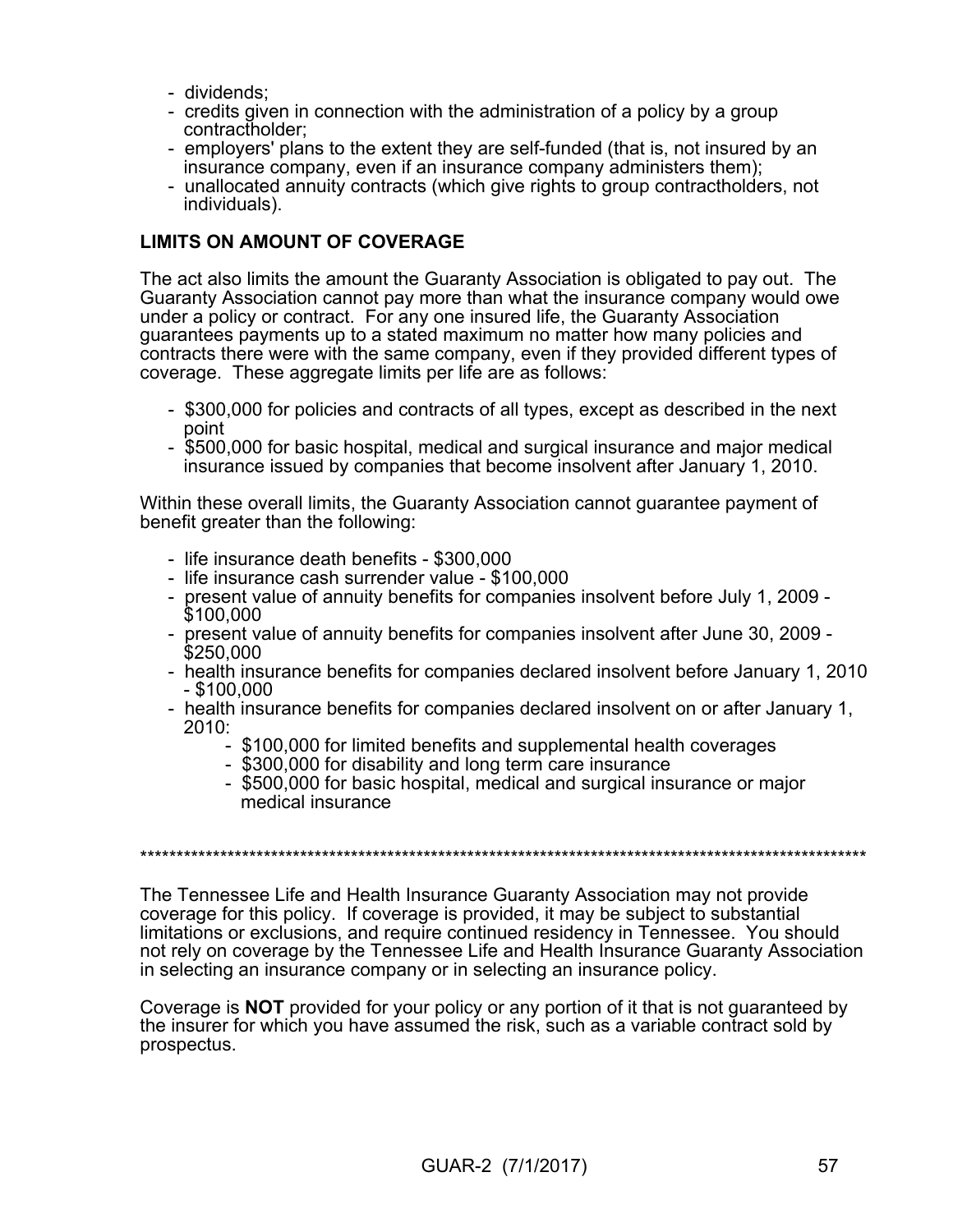- dividends;
- credits given in connection with the administration of a policy by a group contractholder;
- employers' plans to the extent they are self-funded (that is, not insured by an insurance company, even if an insurance company administers them);
- unallocated annuity contracts (which give rights to group contractholders, not individuals).

## LIMITS ON AMOUNT OF COVERAGE

The act also limits the amount the Guaranty Association is obligated to pay out. The Guaranty Association cannot pay more than what the insurance company would owe under a policy or contract. For any one insured life, the Guaranty Association guarantees payments up to a stated maximum no matter how many policies and contracts there were with the same company, even if they provided different types of coverage. These aggregate limits per life are as follows:

- $300,000 for policies and contracts of all types, except as described in the next point
- $500,000 for basic hospital, medical and surgical insurance and major medical insurance issued by companies that become insolvent after January 1, 2010.

Within these overall limits, the Guaranty Association cannot guarantee payment of benefit greater than the following:

- life insurance death benefits - $300,000
- life insurance cash surrender value - $100,000
- present value of annuity benefits for companies insolvent before July 1, 2009 - $100,000
- present value of annuity benefits for companies insolvent after June 30, 2009 - $250,000
- health insurance benefits for companies declared insolvent before January 1, 2010 - $100,000
- health insurance benefits for companies declared insolvent on or after January 1, 2010:
  - $100,000 for limited benefits and supplemental health coverages
  - $300,000 for disability and long term care insurance
  - $500,000 for basic hospital, medical and surgical insurance or major medical insurance

*****************************************************************************************************

The Tennessee Life and Health Insurance Guaranty Association may not provide coverage for this policy. If coverage is provided, it may be subject to substantial limitations or exclusions, and require continued residency in Tennessee. You should not rely on coverage by the Tennessee Life and Health Insurance Guaranty Association in selecting an insurance company or in selecting an insurance policy.

Coverage is **NOT** provided for your policy or any portion of it that is not guaranteed by the insurer for which you have assumed the risk, such as a variable contract sold by prospectus.

GUAR-2 (7/1/2017)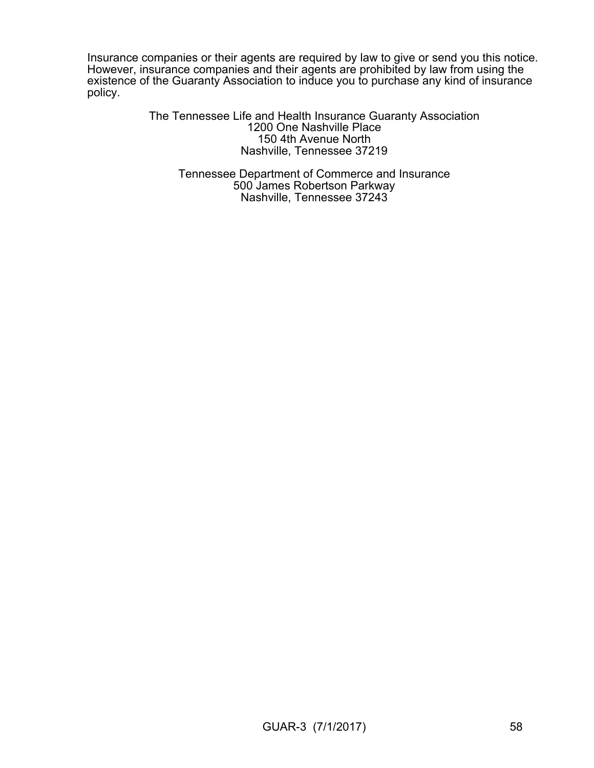Insurance companies or their agents are required by law to give or send you this notice. However, insurance companies and their agents are prohibited by law from using the existence of the Guaranty Association to induce you to purchase any kind of insurance policy.

The Tennessee Life and Health Insurance Guaranty Association
1200 One Nashville Place
150 4th Avenue North
Nashville, Tennessee 37219

Tennessee Department of Commerce and Insurance
500 James Robertson Parkway
Nashville, Tennessee 37243

GUAR-3 (7/1/2017)